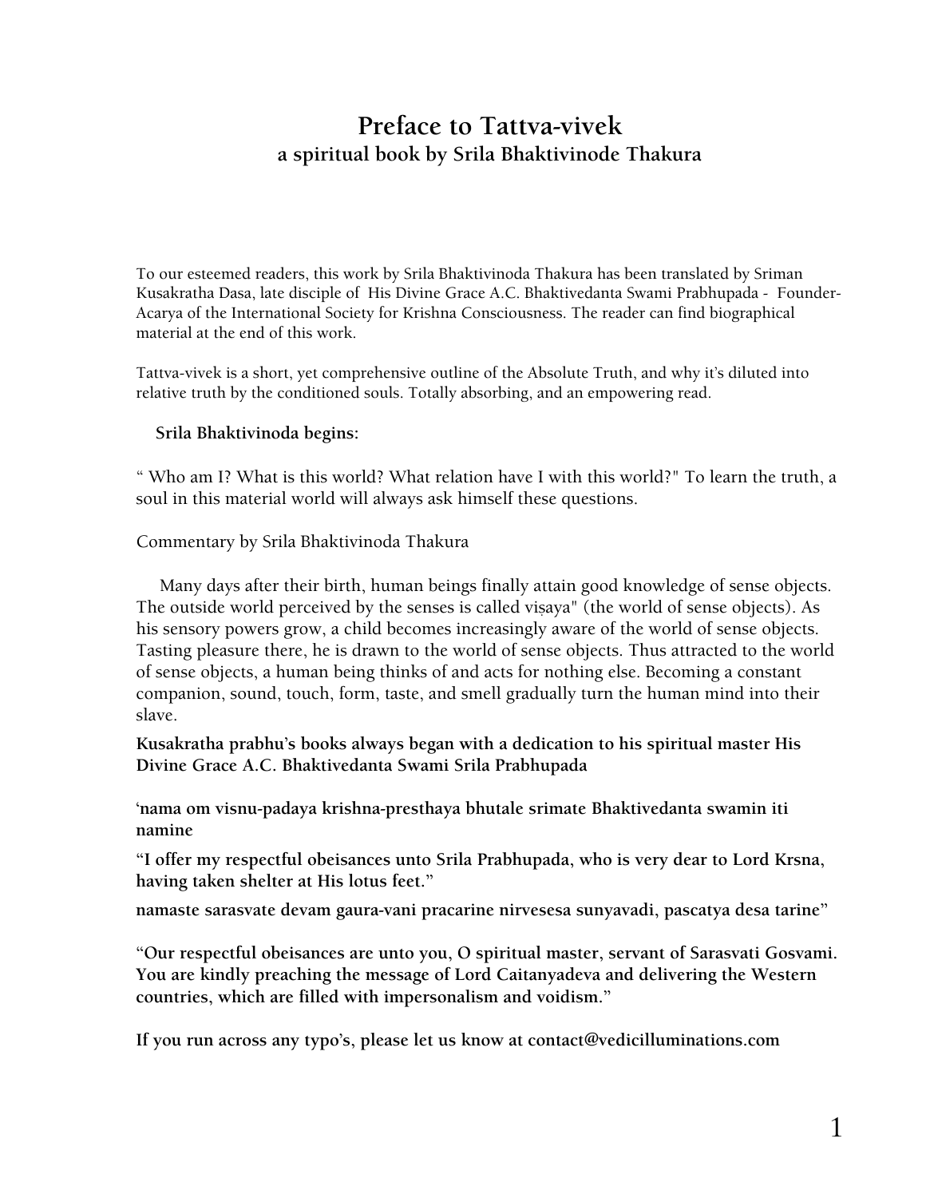# Preface to Tattva-vivek

## a spiritual book by Srila Bhaktivinode Thakura

To our esteemed readers, this work by Srila Bhaktivinoda Thakura has been translated by Sriman Kusakratha Dasa, late disciple of His Divine Grace A.C. Bhaktivedanta Swami Prabhupada - Founder-Acarya of the International Society for Krishna Consciousness. The reader can find biographical material at the end of this work.

Tattva-vivek is a short, yet comprehensive outline of the Absolute Truth, and why it's diluted into relative truth by the conditioned souls. Totally absorbing, and an empowering read.

**Srila Bhaktivinoda begins:**

" Who am I? What is this world? What relation have I with this world?" To learn the truth, a soul in this material world will always ask himself these questions.

Commentary by Srila Bhaktivinoda Thakura

Many days after their birth, human beings finally attain good knowledge of sense objects. The outside world perceived by the senses is called viṣaya" (the world of sense objects). As his sensory powers grow, a child becomes increasingly aware of the world of sense objects. Tasting pleasure there, he is drawn to the world of sense objects. Thus attracted to the world of sense objects, a human being thinks of and acts for nothing else. Becoming a constant companion, sound, touch, form, taste, and smell gradually turn the human mind into their slave.

**Kusakratha prabhu's books always began with a dedication to his spiritual master His Divine Grace A.C. Bhaktivedanta Swami Srila Prabhupada**

**'nama om visnu-padaya krishna-presthaya bhutale srimate Bhaktivedanta swamin iti namine**

**"I offer my respectful obeisances unto Srila Prabhupada, who is very dear to Lord Krsna, having taken shelter at His lotus feet."**

**namaste sarasvate devam gaura-vani pracarine nirvesesa sunyavadi, pascatya desa tarine"**

**"Our respectful obeisances are unto you, O spiritual master, servant of Sarasvati Gosvami. You are kindly preaching the message of Lord Caitanyadeva and delivering the Western countries, which are filled with impersonalism and voidism."**

**If you run across any typo's, please let us know at contact@vedicilluminations.com**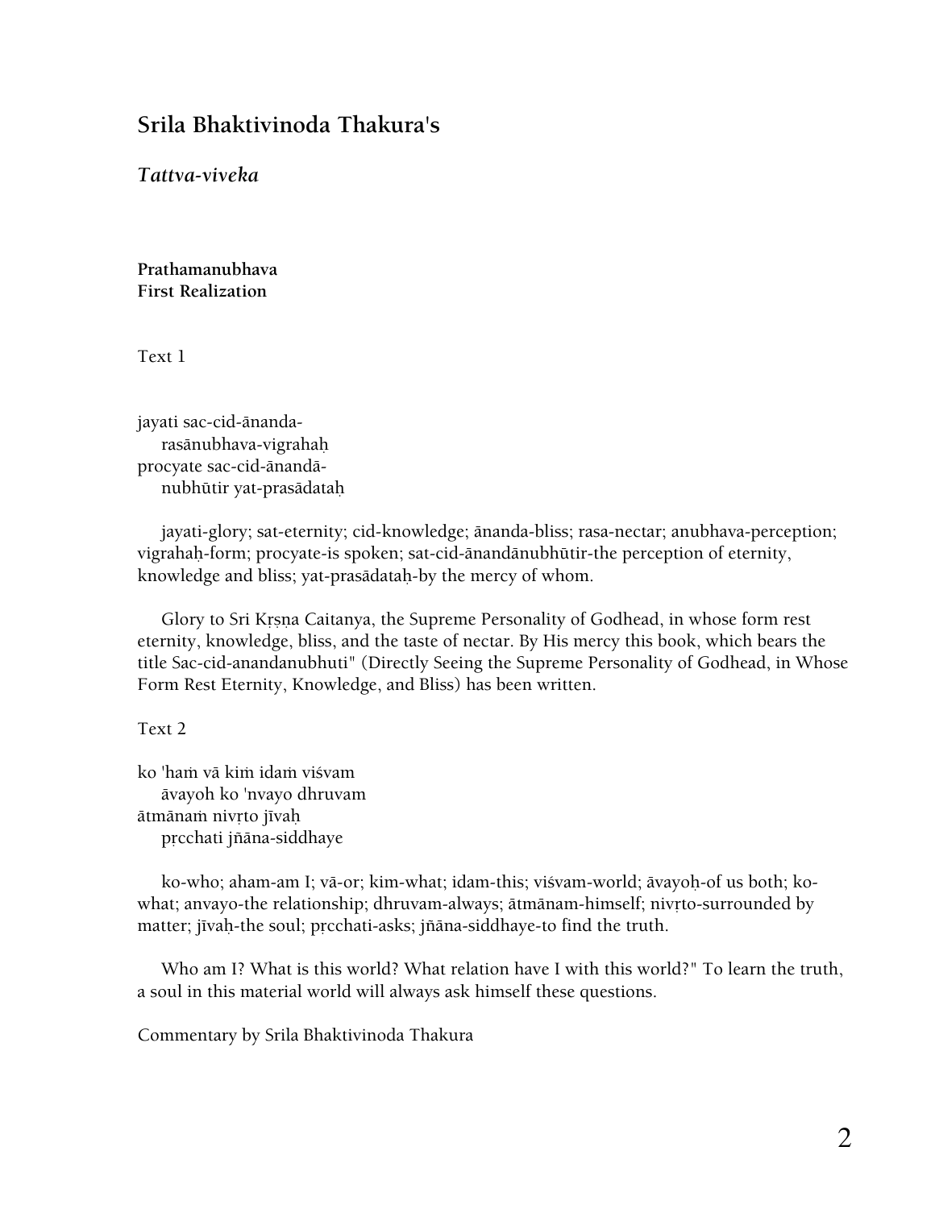## Srila Bhaktivinoda Thakura's

### *Tattva-viveka*

**Prathamanubhava**
**First Realization**

Text 1

jayati sac-cid-ānanda-
    rasānubhava-vigrahaḥ
procyate sac-cid-ānandā-
    nubhūtir yat-prasādataḥ

jayati-glory; sat-eternity; cid-knowledge; ānanda-bliss; rasa-nectar; anubhava-perception; vigrahaḥ-form; procyate-is spoken; sat-cid-ānandānubhūtir-the perception of eternity, knowledge and bliss; yat-prasādataḥ-by the mercy of whom.

Glory to Sri Kṛṣṇa Caitanya, the Supreme Personality of Godhead, in whose form rest eternity, knowledge, bliss, and the taste of nectar. By His mercy this book, which bears the title Sac-cid-anandanubhuti" (Directly Seeing the Supreme Personality of Godhead, in Whose Form Rest Eternity, Knowledge, and Bliss) has been written.

Text 2

ko 'haṁ vā kiṁ idaṁ viśvam
    āvayoh ko 'nvayo dhruvam
ātmānaṁ nivṛto jīvaḥ
    pṛcchati jñāna-siddhaye

ko-who; aham-am I; vā-or; kim-what; idam-this; viśvam-world; āvayoḥ-of us both; ko-what; anvayo-the relationship; dhruvam-always; ātmānam-himself; nivṛto-surrounded by matter; jīvaḥ-the soul; pṛcchati-asks; jñāna-siddhaye-to find the truth.

Who am I? What is this world? What relation have I with this world?" To learn the truth, a soul in this material world will always ask himself these questions.

Commentary by Srila Bhaktivinoda Thakura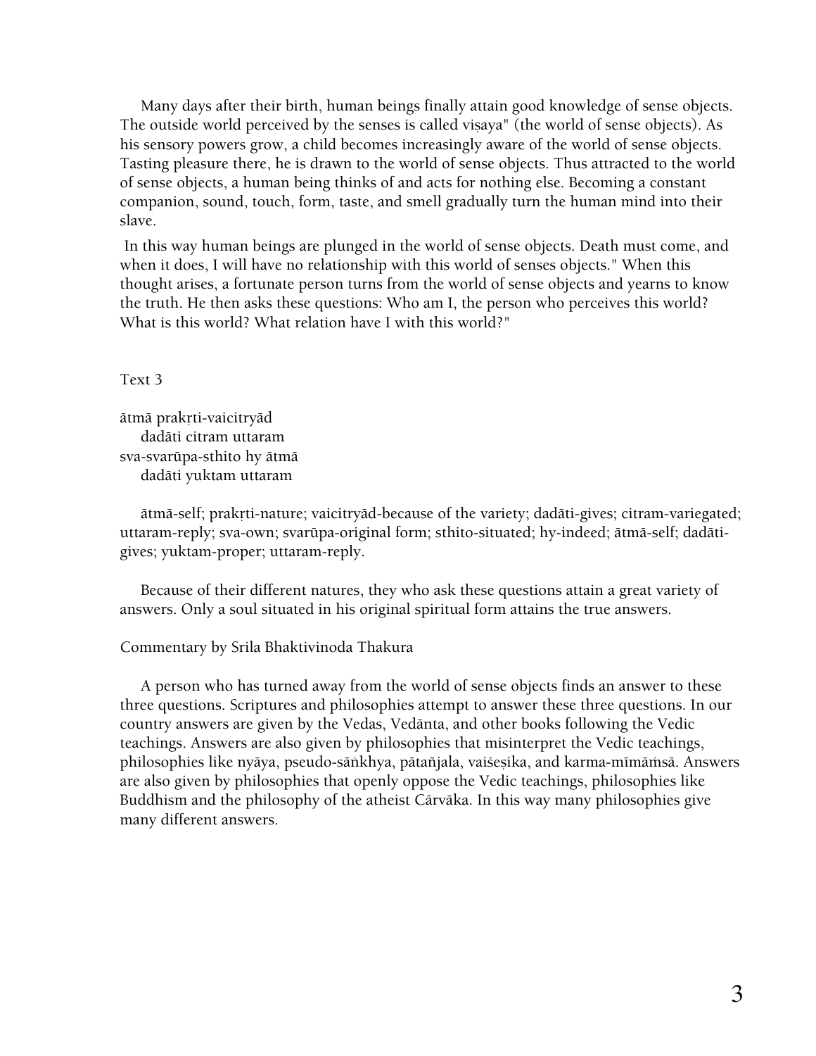Many days after their birth, human beings finally attain good knowledge of sense objects. The outside world perceived by the senses is called viṣaya" (the world of sense objects). As his sensory powers grow, a child becomes increasingly aware of the world of sense objects. Tasting pleasure there, he is drawn to the world of sense objects. Thus attracted to the world of sense objects, a human being thinks of and acts for nothing else. Becoming a constant companion, sound, touch, form, taste, and smell gradually turn the human mind into their slave.

In this way human beings are plunged in the world of sense objects. Death must come, and when it does, I will have no relationship with this world of senses objects." When this thought arises, a fortunate person turns from the world of sense objects and yearns to know the truth. He then asks these questions: Who am I, the person who perceives this world? What is this world? What relation have I with this world?"

Text 3

ātmā prakṛti-vaicitryād  
dadāti citram uttaram  
sva-svarūpa-sthito hy ātmā  
dadāti yuktam uttaram

ātmā-self; prakṛti-nature; vaicitryād-because of the variety; dadāti-gives; citram-variegated; uttaram-reply; sva-own; svarūpa-original form; sthito-situated; hy-indeed; ātmā-self; dadāti-gives; yuktam-proper; uttaram-reply.

Because of their different natures, they who ask these questions attain a great variety of answers. Only a soul situated in his original spiritual form attains the true answers.

Commentary by Srila Bhaktivinoda Thakura

A person who has turned away from the world of sense objects finds an answer to these three questions. Scriptures and philosophies attempt to answer these three questions. In our country answers are given by the Vedas, Vedānta, and other books following the Vedic teachings. Answers are also given by philosophies that misinterpret the Vedic teachings, philosophies like nyāya, pseudo-sāṅkhya, pātañjala, vaiśeṣika, and karma-mīmāṁsā. Answers are also given by philosophies that openly oppose the Vedic teachings, philosophies like Buddhism and the philosophy of the atheist Cārvāka. In this way many philosophies give many different answers.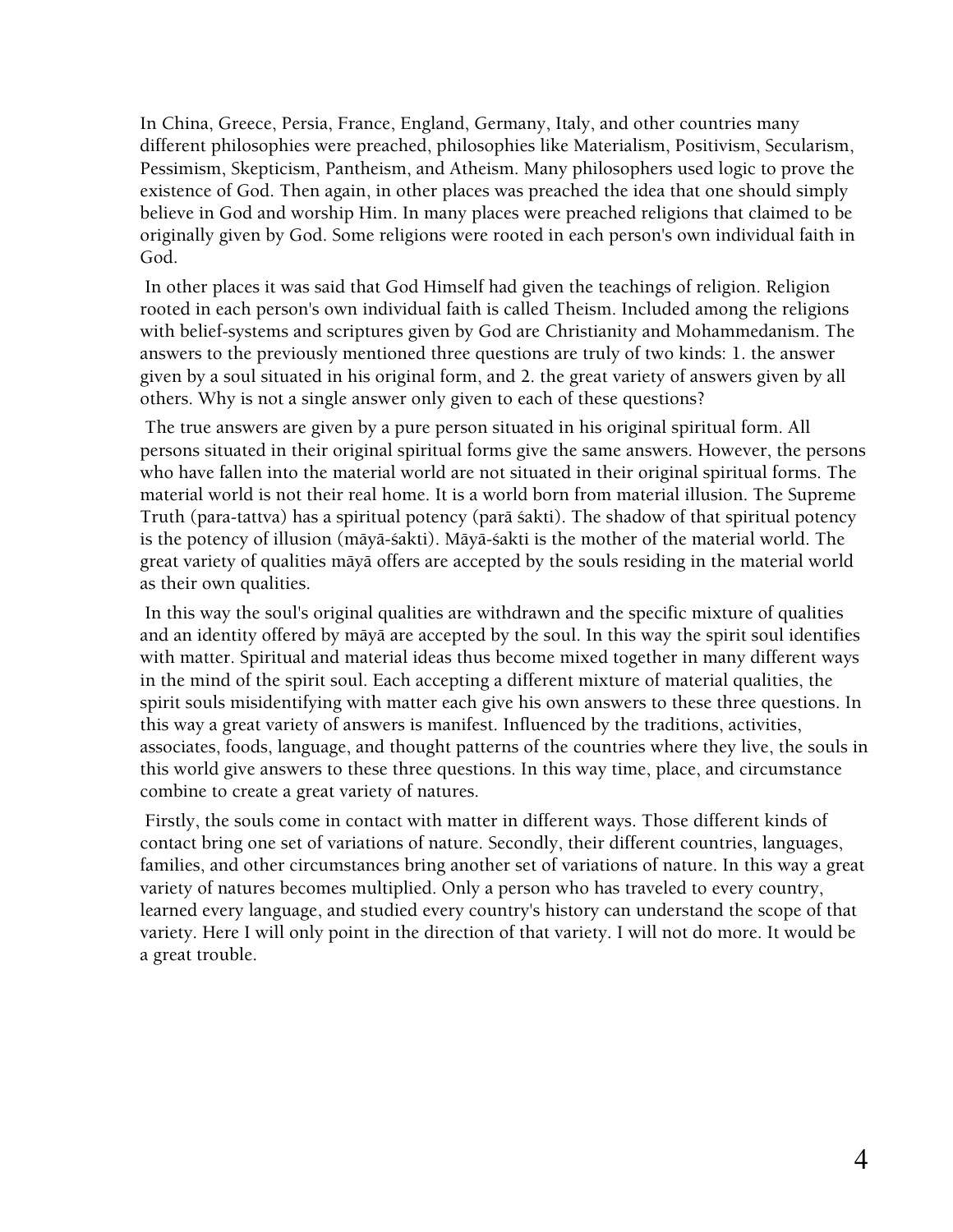In China, Greece, Persia, France, England, Germany, Italy, and other countries many different philosophies were preached, philosophies like Materialism, Positivism, Secularism, Pessimism, Skepticism, Pantheism, and Atheism. Many philosophers used logic to prove the existence of God. Then again, in other places was preached the idea that one should simply believe in God and worship Him. In many places were preached religions that claimed to be originally given by God. Some religions were rooted in each person's own individual faith in God.

In other places it was said that God Himself had given the teachings of religion. Religion rooted in each person's own individual faith is called Theism. Included among the religions with belief-systems and scriptures given by God are Christianity and Mohammedanism. The answers to the previously mentioned three questions are truly of two kinds: 1. the answer given by a soul situated in his original form, and 2. the great variety of answers given by all others. Why is not a single answer only given to each of these questions?

The true answers are given by a pure person situated in his original spiritual form. All persons situated in their original spiritual forms give the same answers. However, the persons who have fallen into the material world are not situated in their original spiritual forms. The material world is not their real home. It is a world born from material illusion. The Supreme Truth (para-tattva) has a spiritual potency (parā śakti). The shadow of that spiritual potency is the potency of illusion (māyā-śakti). Māyā-śakti is the mother of the material world. The great variety of qualities māyā offers are accepted by the souls residing in the material world as their own qualities.

In this way the soul's original qualities are withdrawn and the specific mixture of qualities and an identity offered by māyā are accepted by the soul. In this way the spirit soul identifies with matter. Spiritual and material ideas thus become mixed together in many different ways in the mind of the spirit soul. Each accepting a different mixture of material qualities, the spirit souls misidentifying with matter each give his own answers to these three questions. In this way a great variety of answers is manifest. Influenced by the traditions, activities, associates, foods, language, and thought patterns of the countries where they live, the souls in this world give answers to these three questions. In this way time, place, and circumstance combine to create a great variety of natures.

Firstly, the souls come in contact with matter in different ways. Those different kinds of contact bring one set of variations of nature. Secondly, their different countries, languages, families, and other circumstances bring another set of variations of nature. In this way a great variety of natures becomes multiplied. Only a person who has traveled to every country, learned every language, and studied every country's history can understand the scope of that variety. Here I will only point in the direction of that variety. I will not do more. It would be a great trouble.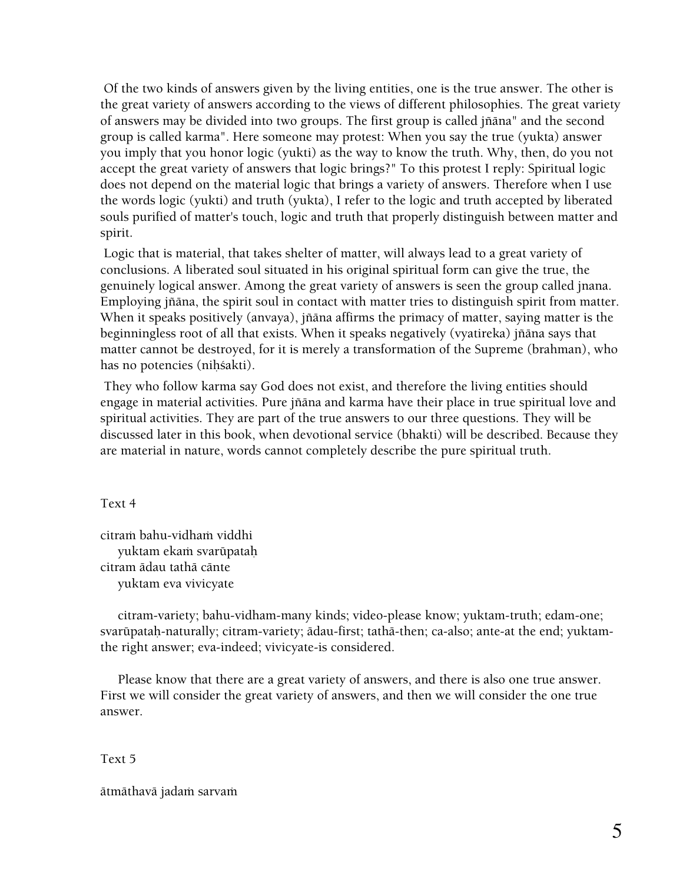Of the two kinds of answers given by the living entities, one is the true answer. The other is the great variety of answers according to the views of different philosophies. The great variety of answers may be divided into two groups. The first group is called jñāna" and the second group is called karma". Here someone may protest: When you say the true (yukta) answer you imply that you honor logic (yukti) as the way to know the truth. Why, then, do you not accept the great variety of answers that logic brings?" To this protest I reply: Spiritual logic does not depend on the material logic that brings a variety of answers. Therefore when I use the words logic (yukti) and truth (yukta), I refer to the logic and truth accepted by liberated souls purified of matter's touch, logic and truth that properly distinguish between matter and spirit.

Logic that is material, that takes shelter of matter, will always lead to a great variety of conclusions. A liberated soul situated in his original spiritual form can give the true, the genuinely logical answer. Among the great variety of answers is seen the group called jnana. Employing jñāna, the spirit soul in contact with matter tries to distinguish spirit from matter. When it speaks positively (anvaya), jñāna affirms the primacy of matter, saying matter is the beginningless root of all that exists. When it speaks negatively (vyatireka) jñāna says that matter cannot be destroyed, for it is merely a transformation of the Supreme (brahman), who has no potencies (niḥśakti).

They who follow karma say God does not exist, and therefore the living entities should engage in material activities. Pure jñāna and karma have their place in true spiritual love and spiritual activities. They are part of the true answers to our three questions. They will be discussed later in this book, when devotional service (bhakti) will be described. Because they are material in nature, words cannot completely describe the pure spiritual truth.

Text 4

citraṁ bahu-vidhaṁ viddhi
yuktam ekaṁ svarūpataḥ
citram ādau tathā cānte
yuktam eva vivicyate

citram-variety; bahu-vidham-many kinds; video-please know; yuktam-truth; edam-one; svarūpataḥ-naturally; citram-variety; ādau-first; tathā-then; ca-also; ante-at the end; yuktam-the right answer; eva-indeed; vivicyate-is considered.

Please know that there are a great variety of answers, and there is also one true answer. First we will consider the great variety of answers, and then we will consider the one true answer.

Text 5

ātmāthavā jadaṁ sarvaṁ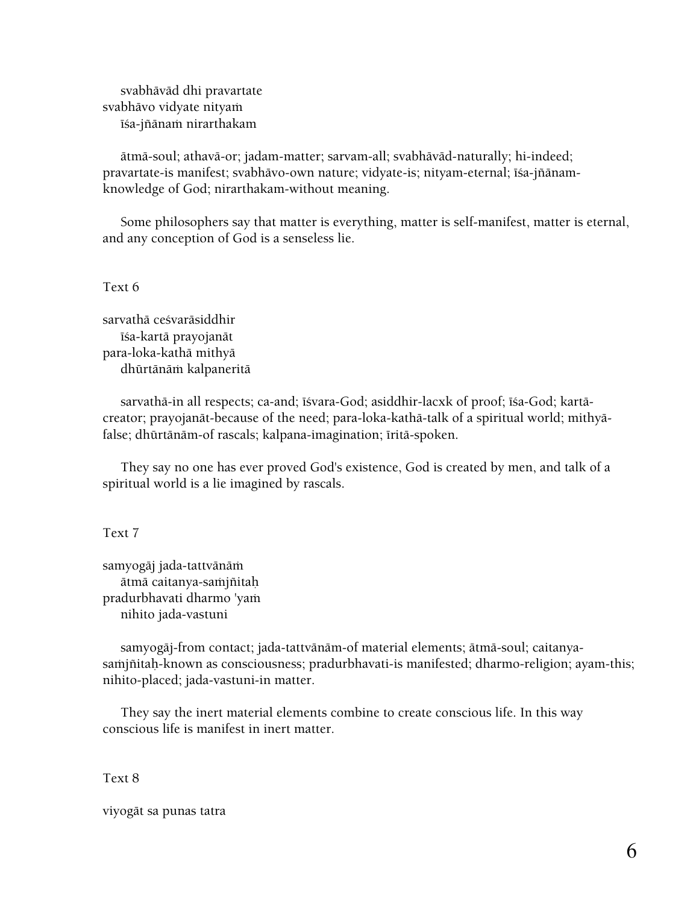svabhāvād dhi pravartate
svabhāvo vidyate nityaṁ
īśa-jñānaṁ nirarthakam

ātmā-soul; athavā-or; jadam-matter; sarvam-all; svabhāvād-naturally; hi-indeed; pravartate-is manifest; svabhāvo-own nature; vidyate-is; nityam-eternal; īśa-jñānam-knowledge of God; nirarthakam-without meaning.

Some philosophers say that matter is everything, matter is self-manifest, matter is eternal, and any conception of God is a senseless lie.

Text 6

sarvathā ceśvarāsiddhir
īśa-kartā prayojanāt
para-loka-kathā mithyā
dhūrtānāṁ kalpaneritā

sarvathā-in all respects; ca-and; īśvara-God; asiddhir-lacxk of proof; īśa-God; kartā-creator; prayojanāt-because of the need; para-loka-kathā-talk of a spiritual world; mithyā-false; dhūrtānām-of rascals; kalpana-imagination; īritā-spoken.

They say no one has ever proved God's existence, God is created by men, and talk of a spiritual world is a lie imagined by rascals.

Text 7

samyogāj jada-tattvānāṁ
ātmā caitanya-saṁjñitaḥ
pradurbhavati dharmo 'yaṁ
nihito jada-vastuni

samyogāj-from contact; jada-tattvānām-of material elements; ātmā-soul; caitanya-saṁjñitaḥ-known as consciousness; pradurbhavati-is manifested; dharmo-religion; ayam-this; nihito-placed; jada-vastuni-in matter.

They say the inert material elements combine to create conscious life. In this way conscious life is manifest in inert matter.

Text 8

viyogāt sa punas tatra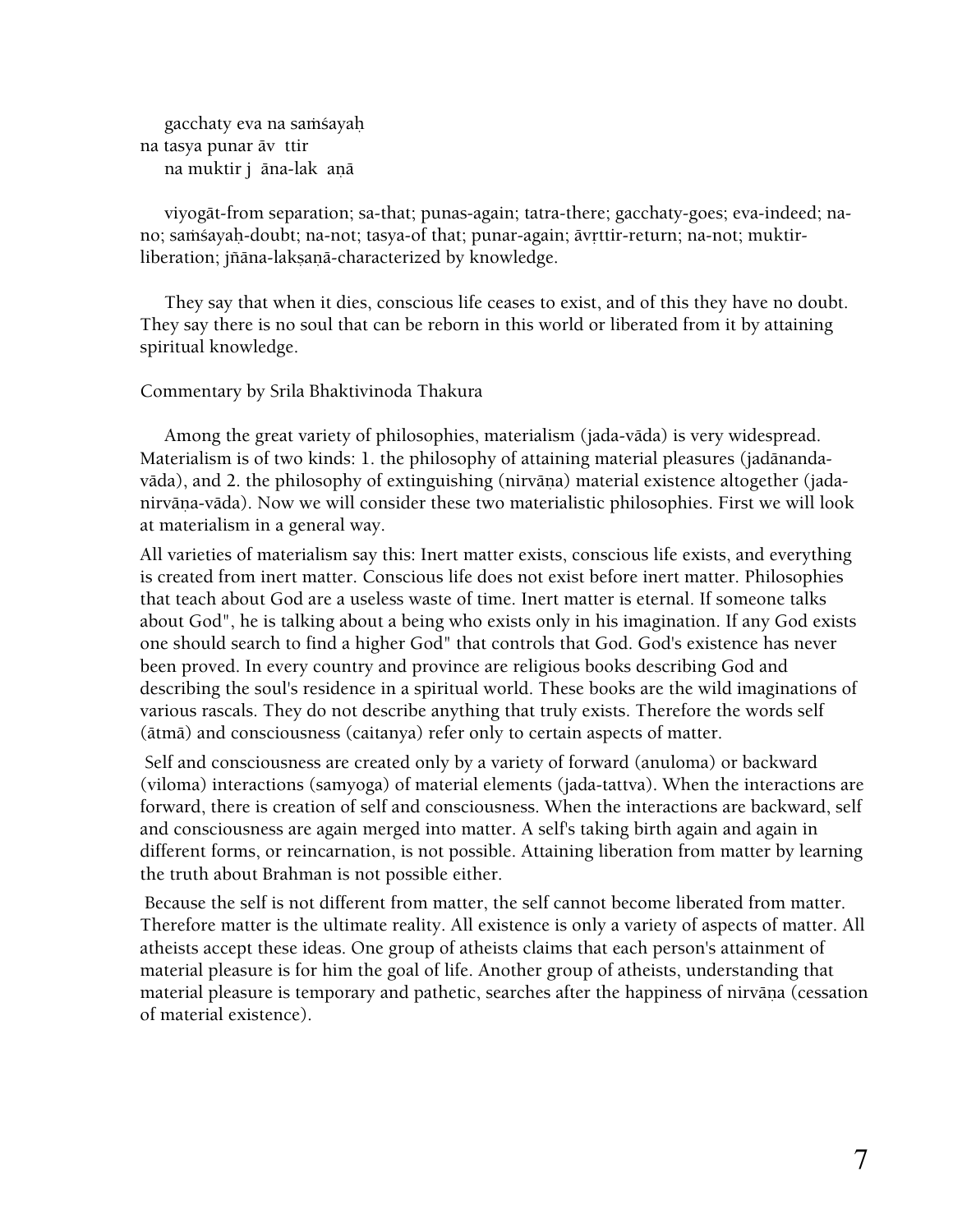gacchaty eva na saṁśayaḥ
na tasya punar āv ttir
na muktir j āna-lak aṇā

viyogāt-from separation; sa-that; punas-again; tatra-there; gacchaty-goes; eva-indeed; na-no; saṁśayaḥ-doubt; na-not; tasya-of that; punar-again; āvṛttir-return; na-not; muktir-liberation; jñāna-lakṣaṇā-characterized by knowledge.

They say that when it dies, conscious life ceases to exist, and of this they have no doubt. They say there is no soul that can be reborn in this world or liberated from it by attaining spiritual knowledge.

Commentary by Srila Bhaktivinoda Thakura

Among the great variety of philosophies, materialism (jada-vāda) is very widespread. Materialism is of two kinds: 1. the philosophy of attaining material pleasures (jadānanda-vāda), and 2. the philosophy of extinguishing (nirvāṇa) material existence altogether (jada-nirvāṇa-vāda). Now we will consider these two materialistic philosophies. First we will look at materialism in a general way.

All varieties of materialism say this: Inert matter exists, conscious life exists, and everything is created from inert matter. Conscious life does not exist before inert matter. Philosophies that teach about God are a useless waste of time. Inert matter is eternal. If someone talks about God", he is talking about a being who exists only in his imagination. If any God exists one should search to find a higher God" that controls that God. God's existence has never been proved. In every country and province are religious books describing God and describing the soul's residence in a spiritual world. These books are the wild imaginations of various rascals. They do not describe anything that truly exists. Therefore the words self (ātmā) and consciousness (caitanya) refer only to certain aspects of matter.

Self and consciousness are created only by a variety of forward (anuloma) or backward (viloma) interactions (samyoga) of material elements (jada-tattva). When the interactions are forward, there is creation of self and consciousness. When the interactions are backward, self and consciousness are again merged into matter. A self's taking birth again and again in different forms, or reincarnation, is not possible. Attaining liberation from matter by learning the truth about Brahman is not possible either.

Because the self is not different from matter, the self cannot become liberated from matter. Therefore matter is the ultimate reality. All existence is only a variety of aspects of matter. All atheists accept these ideas. One group of atheists claims that each person's attainment of material pleasure is for him the goal of life. Another group of atheists, understanding that material pleasure is temporary and pathetic, searches after the happiness of nirvāṇa (cessation of material existence).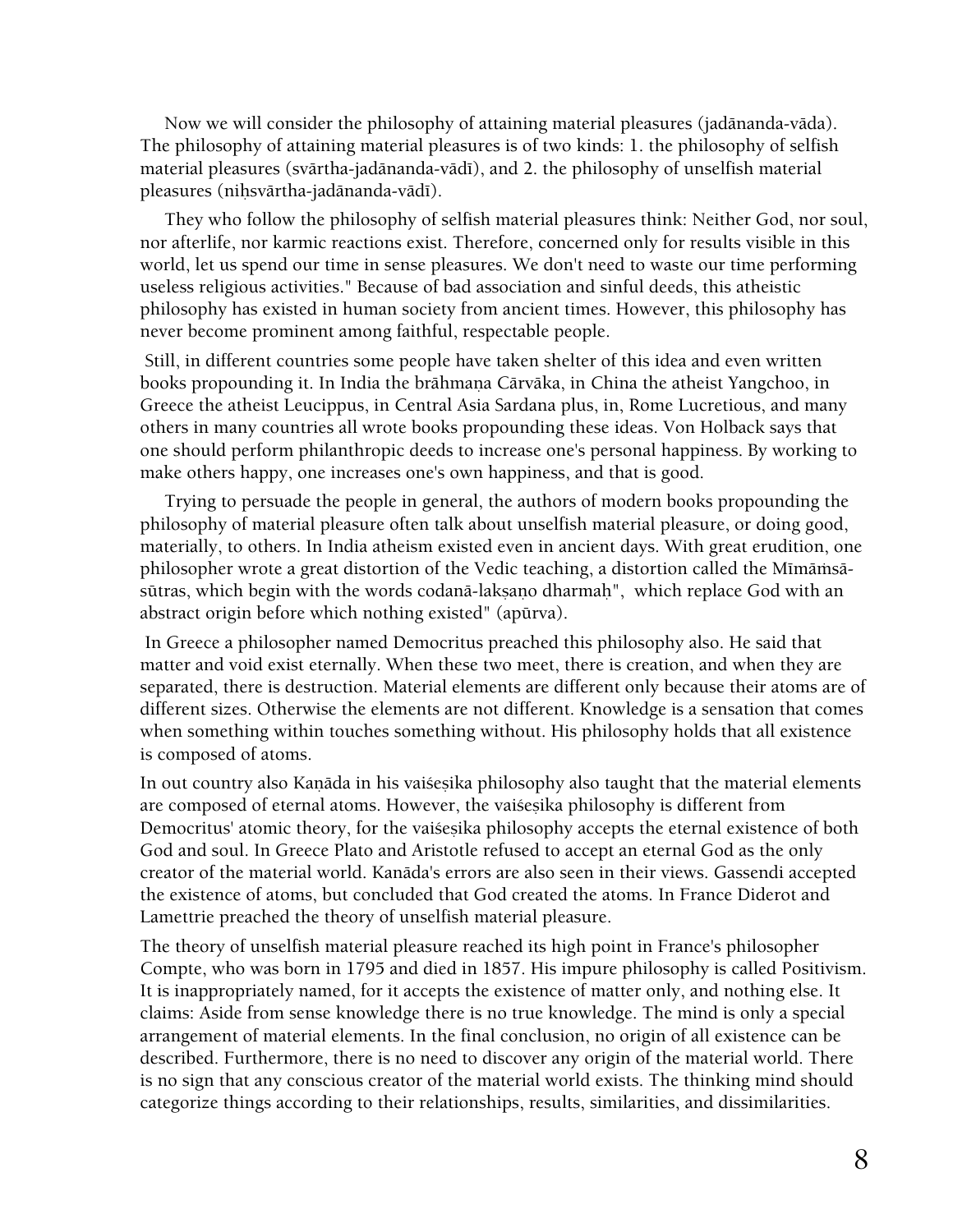Now we will consider the philosophy of attaining material pleasures (jadānanda-vāda). The philosophy of attaining material pleasures is of two kinds: 1. the philosophy of selfish material pleasures (svārtha-jadānanda-vādī), and 2. the philosophy of unselfish material pleasures (niḥsvārtha-jadānanda-vādī).

They who follow the philosophy of selfish material pleasures think: Neither God, nor soul, nor afterlife, nor karmic reactions exist. Therefore, concerned only for results visible in this world, let us spend our time in sense pleasures. We don't need to waste our time performing useless religious activities." Because of bad association and sinful deeds, this atheistic philosophy has existed in human society from ancient times. However, this philosophy has never become prominent among faithful, respectable people.

Still, in different countries some people have taken shelter of this idea and even written books propounding it. In India the brāhmaṇa Cārvāka, in China the atheist Yangchoo, in Greece the atheist Leucippus, in Central Asia Sardana plus, in, Rome Lucretious, and many others in many countries all wrote books propounding these ideas. Von Holback says that one should perform philanthropic deeds to increase one's personal happiness. By working to make others happy, one increases one's own happiness, and that is good.

Trying to persuade the people in general, the authors of modern books propounding the philosophy of material pleasure often talk about unselfish material pleasure, or doing good, materially, to others. In India atheism existed even in ancient days. With great erudition, one philosopher wrote a great distortion of the Vedic teaching, a distortion called the Mīmāṁsā-sūtras, which begin with the words codanā-lakṣaṇo dharmaḥ", which replace God with an abstract origin before which nothing existed" (apūrva).

In Greece a philosopher named Democritus preached this philosophy also. He said that matter and void exist eternally. When these two meet, there is creation, and when they are separated, there is destruction. Material elements are different only because their atoms are of different sizes. Otherwise the elements are not different. Knowledge is a sensation that comes when something within touches something without. His philosophy holds that all existence is composed of atoms.

In out country also Kaṇāda in his vaiśeṣika philosophy also taught that the material elements are composed of eternal atoms. However, the vaiśeṣika philosophy is different from Democritus' atomic theory, for the vaiśeṣika philosophy accepts the eternal existence of both God and soul. In Greece Plato and Aristotle refused to accept an eternal God as the only creator of the material world. Kanāda's errors are also seen in their views. Gassendi accepted the existence of atoms, but concluded that God created the atoms. In France Diderot and Lamettrie preached the theory of unselfish material pleasure.

The theory of unselfish material pleasure reached its high point in France's philosopher Compte, who was born in 1795 and died in 1857. His impure philosophy is called Positivism. It is inappropriately named, for it accepts the existence of matter only, and nothing else. It claims: Aside from sense knowledge there is no true knowledge. The mind is only a special arrangement of material elements. In the final conclusion, no origin of all existence can be described. Furthermore, there is no need to discover any origin of the material world. There is no sign that any conscious creator of the material world exists. The thinking mind should categorize things according to their relationships, results, similarities, and dissimilarities.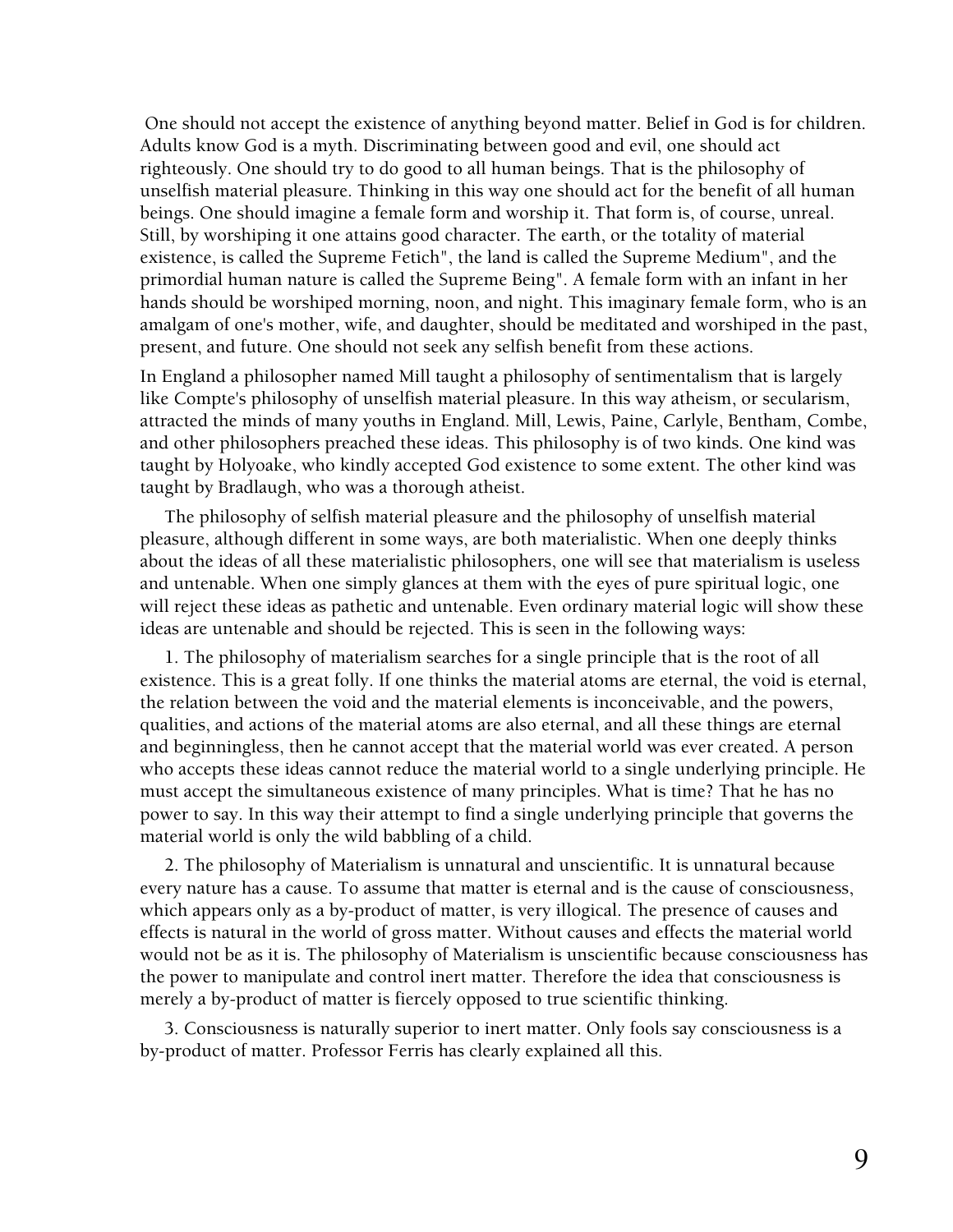One should not accept the existence of anything beyond matter. Belief in God is for children. Adults know God is a myth. Discriminating between good and evil, one should act righteously. One should try to do good to all human beings. That is the philosophy of unselfish material pleasure. Thinking in this way one should act for the benefit of all human beings. One should imagine a female form and worship it. That form is, of course, unreal. Still, by worshiping it one attains good character. The earth, or the totality of material existence, is called the Supreme Fetich", the land is called the Supreme Medium", and the primordial human nature is called the Supreme Being". A female form with an infant in her hands should be worshiped morning, noon, and night. This imaginary female form, who is an amalgam of one's mother, wife, and daughter, should be meditated and worshiped in the past, present, and future. One should not seek any selfish benefit from these actions.

In England a philosopher named Mill taught a philosophy of sentimentalism that is largely like Compte's philosophy of unselfish material pleasure. In this way atheism, or secularism, attracted the minds of many youths in England. Mill, Lewis, Paine, Carlyle, Bentham, Combe, and other philosophers preached these ideas. This philosophy is of two kinds. One kind was taught by Holyoake, who kindly accepted God existence to some extent. The other kind was taught by Bradlaugh, who was a thorough atheist.

The philosophy of selfish material pleasure and the philosophy of unselfish material pleasure, although different in some ways, are both materialistic. When one deeply thinks about the ideas of all these materialistic philosophers, one will see that materialism is useless and untenable. When one simply glances at them with the eyes of pure spiritual logic, one will reject these ideas as pathetic and untenable. Even ordinary material logic will show these ideas are untenable and should be rejected. This is seen in the following ways:

1. The philosophy of materialism searches for a single principle that is the root of all existence. This is a great folly. If one thinks the material atoms are eternal, the void is eternal, the relation between the void and the material elements is inconceivable, and the powers, qualities, and actions of the material atoms are also eternal, and all these things are eternal and beginningless, then he cannot accept that the material world was ever created. A person who accepts these ideas cannot reduce the material world to a single underlying principle. He must accept the simultaneous existence of many principles. What is time? That he has no power to say. In this way their attempt to find a single underlying principle that governs the material world is only the wild babbling of a child.

2. The philosophy of Materialism is unnatural and unscientific. It is unnatural because every nature has a cause. To assume that matter is eternal and is the cause of consciousness, which appears only as a by-product of matter, is very illogical. The presence of causes and effects is natural in the world of gross matter. Without causes and effects the material world would not be as it is. The philosophy of Materialism is unscientific because consciousness has the power to manipulate and control inert matter. Therefore the idea that consciousness is merely a by-product of matter is fiercely opposed to true scientific thinking.

3. Consciousness is naturally superior to inert matter. Only fools say consciousness is a by-product of matter. Professor Ferris has clearly explained all this.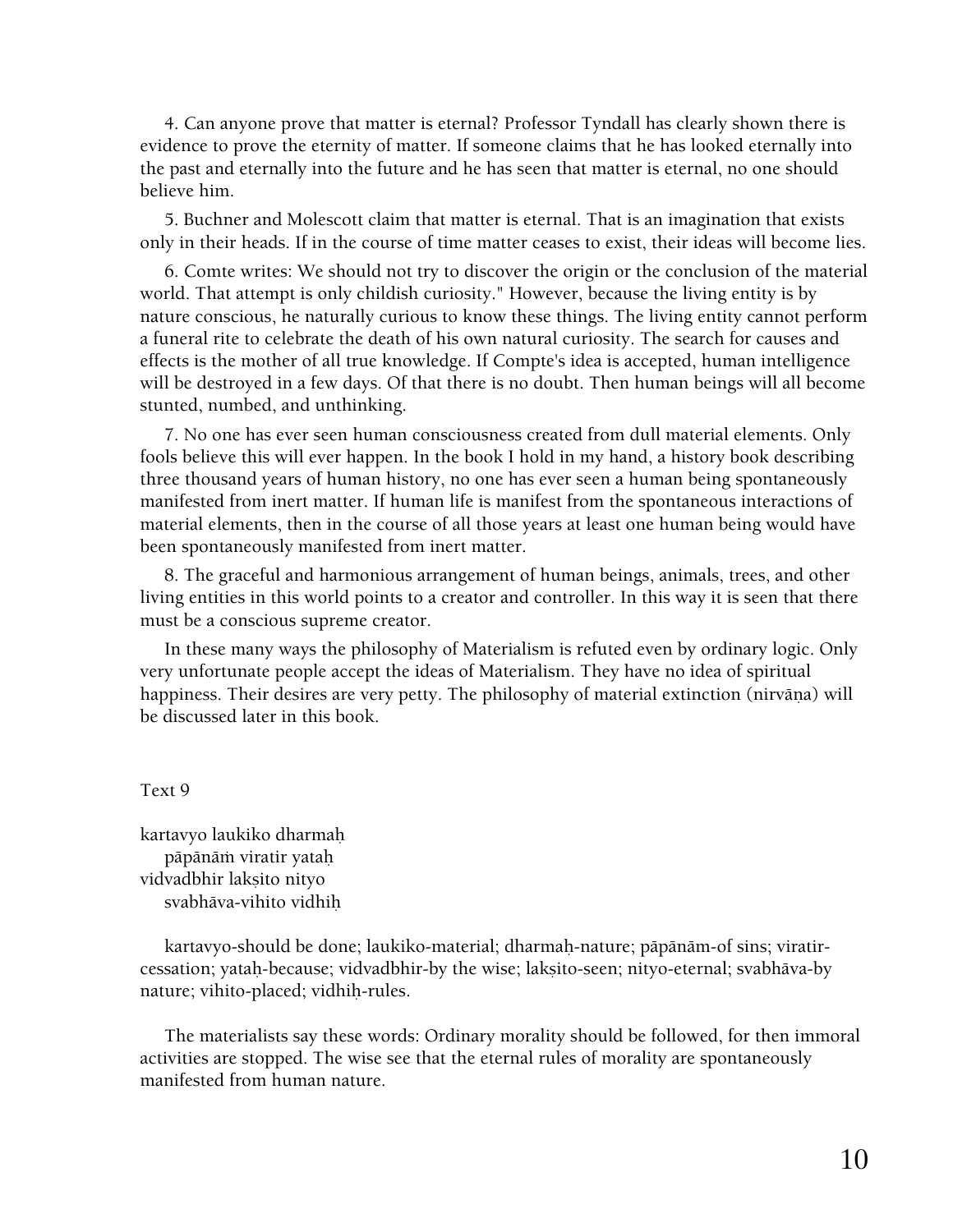4. Can anyone prove that matter is eternal? Professor Tyndall has clearly shown there is evidence to prove the eternity of matter. If someone claims that he has looked eternally into the past and eternally into the future and he has seen that matter is eternal, no one should believe him.

5. Buchner and Molescott claim that matter is eternal. That is an imagination that exists only in their heads. If in the course of time matter ceases to exist, their ideas will become lies.

6. Comte writes: We should not try to discover the origin or the conclusion of the material world. That attempt is only childish curiosity." However, because the living entity is by nature conscious, he naturally curious to know these things. The living entity cannot perform a funeral rite to celebrate the death of his own natural curiosity. The search for causes and effects is the mother of all true knowledge. If Compte's idea is accepted, human intelligence will be destroyed in a few days. Of that there is no doubt. Then human beings will all become stunted, numbed, and unthinking.

7. No one has ever seen human consciousness created from dull material elements. Only fools believe this will ever happen. In the book I hold in my hand, a history book describing three thousand years of human history, no one has ever seen a human being spontaneously manifested from inert matter. If human life is manifest from the spontaneous interactions of material elements, then in the course of all those years at least one human being would have been spontaneously manifested from inert matter.

8. The graceful and harmonious arrangement of human beings, animals, trees, and other living entities in this world points to a creator and controller. In this way it is seen that there must be a conscious supreme creator.

In these many ways the philosophy of Materialism is refuted even by ordinary logic. Only very unfortunate people accept the ideas of Materialism. They have no idea of spiritual happiness. Their desires are very petty. The philosophy of material extinction (nirvāṇa) will be discussed later in this book.

Text 9

kartavyo laukiko dharmaḥ
pāpānāṁ viratir yataḥ
vidvadbhir lakṣito nityo
svabhāva-vihito vidhiḥ

kartavyo-should be done; laukiko-material; dharmaḥ-nature; pāpānām-of sins; viratir-cessation; yataḥ-because; vidvadbhir-by the wise; lakṣito-seen; nityo-eternal; svabhāva-by nature; vihito-placed; vidhiḥ-rules.

The materialists say these words: Ordinary morality should be followed, for then immoral activities are stopped. The wise see that the eternal rules of morality are spontaneously manifested from human nature.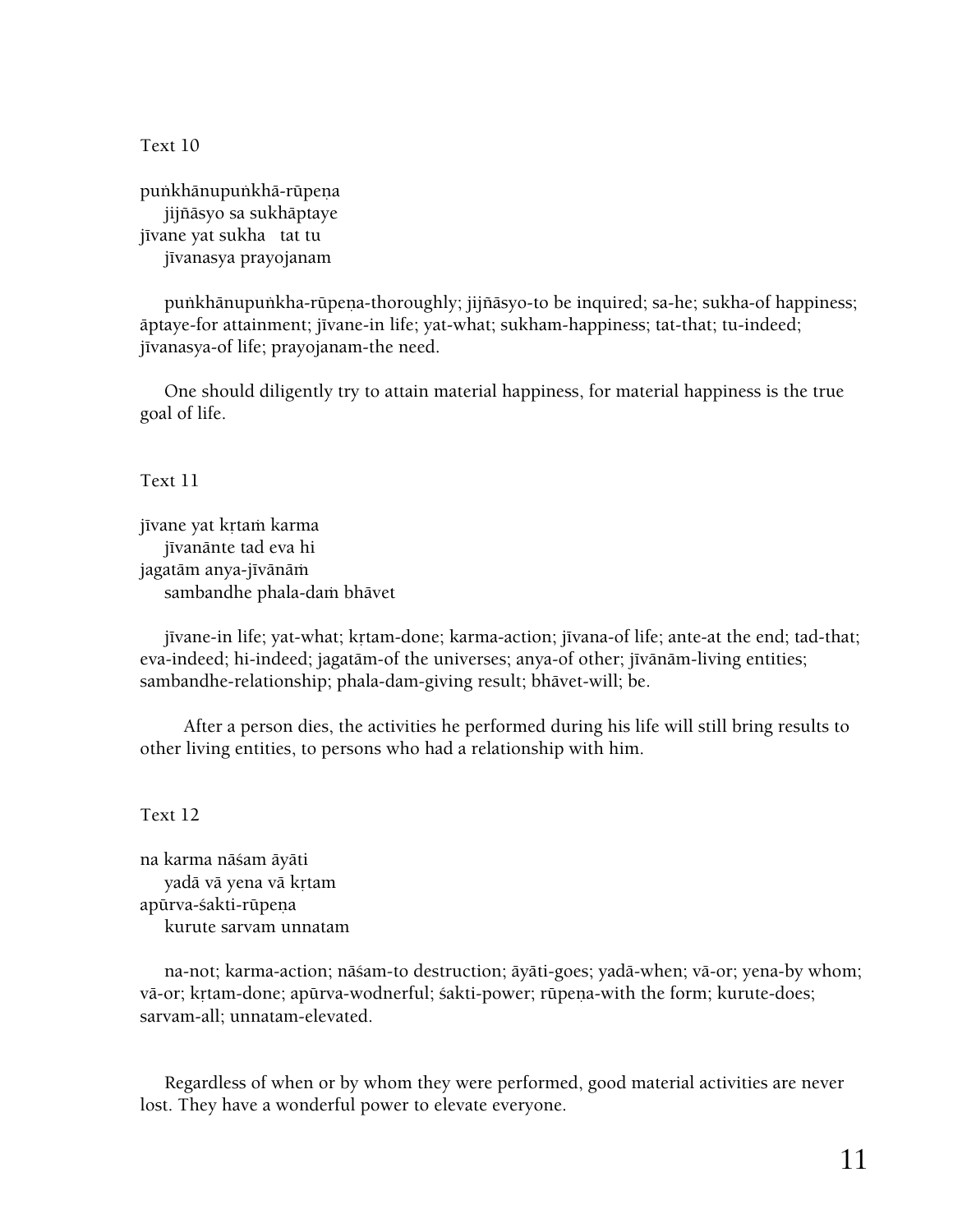Text 10

puṅkhānupuṅkhā-rūpeṇa
    jijñāsyo sa sukhāptaye
jīvane yat sukha   tat tu
    jīvanasya prayojanam

puṅkhānupuṅkha-rūpeṇa-thoroughly; jijñāsyo-to be inquired; sa-he; sukha-of happiness; āptaye-for attainment; jīvane-in life; yat-what; sukham-happiness; tat-that; tu-indeed; jīvanasya-of life; prayojanam-the need.

One should diligently try to attain material happiness, for material happiness is the true goal of life.

Text 11

jīvane yat kṛtaṁ karma
    jīvanānte tad eva hi
jagatām anya-jīvānāṁ
    sambandhe phala-daṁ bhāvet

jīvane-in life; yat-what; kṛtam-done; karma-action; jīvana-of life; ante-at the end; tad-that; eva-indeed; hi-indeed; jagatām-of the universes; anya-of other; jīvānām-living entities; sambandhe-relationship; phala-dam-giving result; bhāvet-will; be.

After a person dies, the activities he performed during his life will still bring results to other living entities, to persons who had a relationship with him.

Text 12

na karma nāśam āyāti
    yadā vā yena vā kṛtam
apūrva-śakti-rūpeṇa
    kurute sarvam unnatam

na-not; karma-action; nāśam-to destruction; āyāti-goes; yadā-when; vā-or; yena-by whom; vā-or; kṛtam-done; apūrva-wodnerful; śakti-power; rūpeṇa-with the form; kurute-does; sarvam-all; unnatam-elevated.

Regardless of when or by whom they were performed, good material activities are never lost. They have a wonderful power to elevate everyone.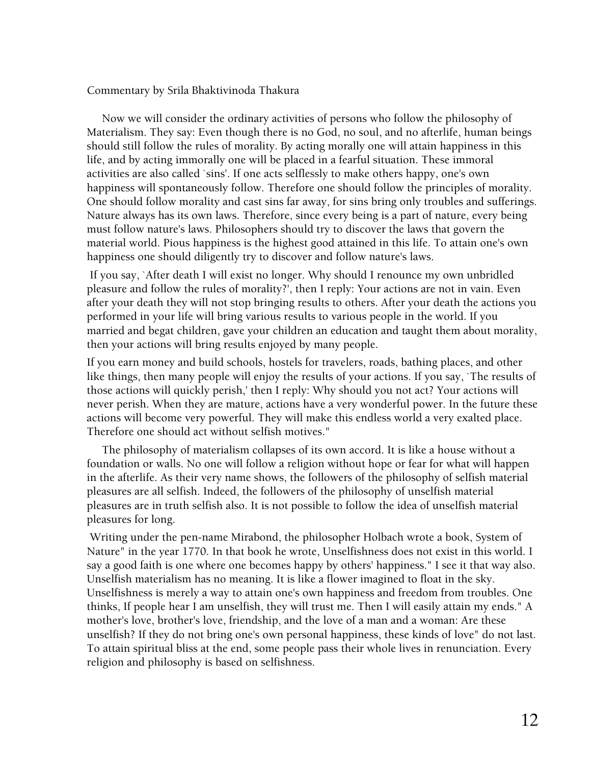Commentary by Srila Bhaktivinoda Thakura

Now we will consider the ordinary activities of persons who follow the philosophy of Materialism. They say: Even though there is no God, no soul, and no afterlife, human beings should still follow the rules of morality. By acting morally one will attain happiness in this life, and by acting immorally one will be placed in a fearful situation. These immoral activities are also called `sins'. If one acts selflessly to make others happy, one's own happiness will spontaneously follow. Therefore one should follow the principles of morality. One should follow morality and cast sins far away, for sins bring only troubles and sufferings. Nature always has its own laws. Therefore, since every being is a part of nature, every being must follow nature's laws. Philosophers should try to discover the laws that govern the material world. Pious happiness is the highest good attained in this life. To attain one's own happiness one should diligently try to discover and follow nature's laws.

If you say, `After death I will exist no longer. Why should I renounce my own unbridled pleasure and follow the rules of morality?', then I reply: Your actions are not in vain. Even after your death they will not stop bringing results to others. After your death the actions you performed in your life will bring various results to various people in the world. If you married and begat children, gave your children an education and taught them about morality, then your actions will bring results enjoyed by many people.

If you earn money and build schools, hostels for travelers, roads, bathing places, and other like things, then many people will enjoy the results of your actions. If you say, `The results of those actions will quickly perish,' then I reply: Why should you not act? Your actions will never perish. When they are mature, actions have a very wonderful power. In the future these actions will become very powerful. They will make this endless world a very exalted place. Therefore one should act without selfish motives."

The philosophy of materialism collapses of its own accord. It is like a house without a foundation or walls. No one will follow a religion without hope or fear for what will happen in the afterlife. As their very name shows, the followers of the philosophy of selfish material pleasures are all selfish. Indeed, the followers of the philosophy of unselfish material pleasures are in truth selfish also. It is not possible to follow the idea of unselfish material pleasures for long.

Writing under the pen-name Mirabond, the philosopher Holbach wrote a book, System of Nature" in the year 1770. In that book he wrote, Unselfishness does not exist in this world. I say a good faith is one where one becomes happy by others' happiness." I see it that way also. Unselfish materialism has no meaning. It is like a flower imagined to float in the sky. Unselfishness is merely a way to attain one's own happiness and freedom from troubles. One thinks, If people hear I am unselfish, they will trust me. Then I will easily attain my ends." A mother's love, brother's love, friendship, and the love of a man and a woman: Are these unselfish? If they do not bring one's own personal happiness, these kinds of love" do not last. To attain spiritual bliss at the end, some people pass their whole lives in renunciation. Every religion and philosophy is based on selfishness.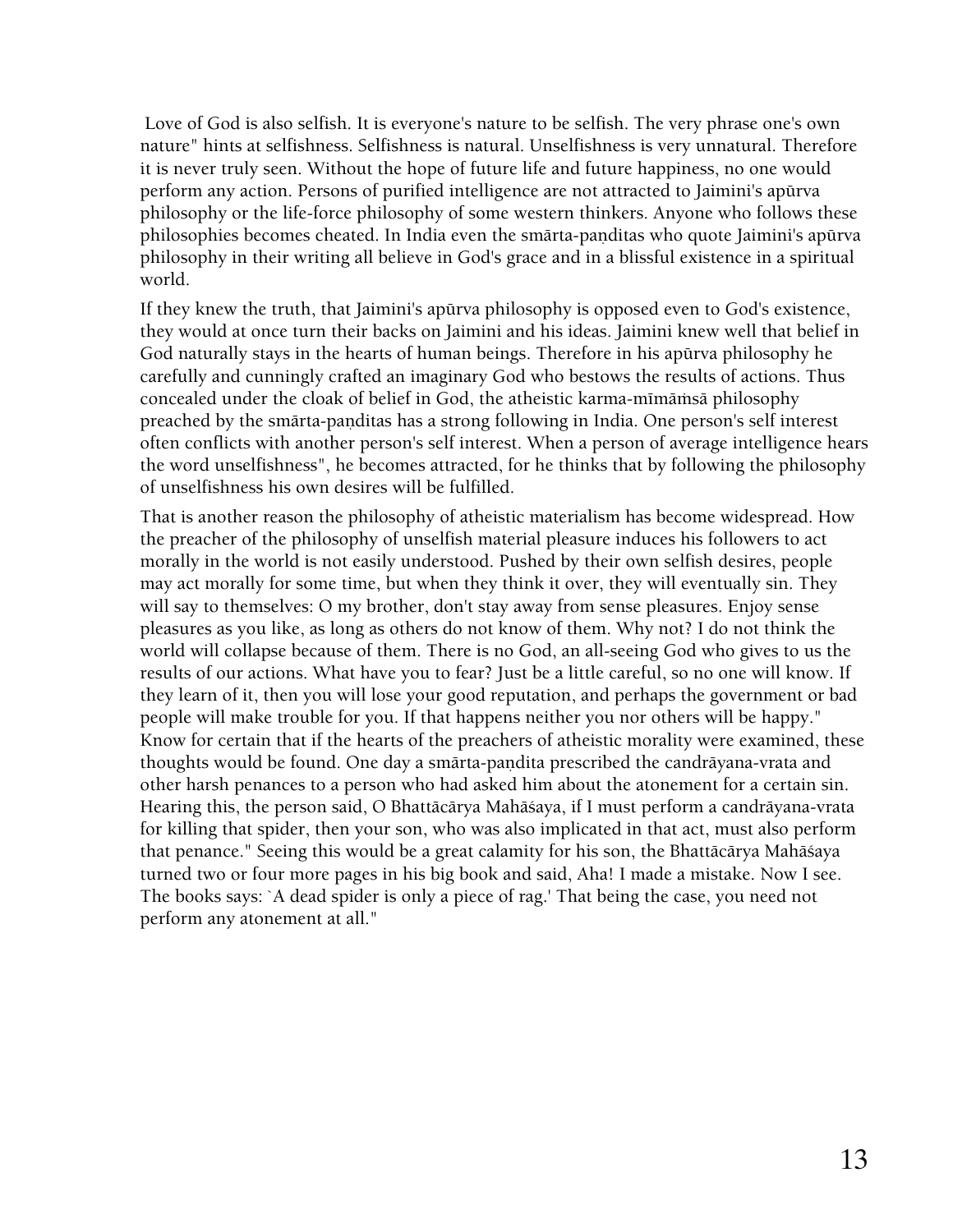Love of God is also selfish. It is everyone's nature to be selfish. The very phrase one's own nature" hints at selfishness. Selfishness is natural. Unselfishness is very unnatural. Therefore it is never truly seen. Without the hope of future life and future happiness, no one would perform any action. Persons of purified intelligence are not attracted to Jaimini's apūrva philosophy or the life-force philosophy of some western thinkers. Anyone who follows these philosophies becomes cheated. In India even the smārta-paṇḍitas who quote Jaimini's apūrva philosophy in their writing all believe in God's grace and in a blissful existence in a spiritual world.

If they knew the truth, that Jaimini's apūrva philosophy is opposed even to God's existence, they would at once turn their backs on Jaimini and his ideas. Jaimini knew well that belief in God naturally stays in the hearts of human beings. Therefore in his apūrva philosophy he carefully and cunningly crafted an imaginary God who bestows the results of actions. Thus concealed under the cloak of belief in God, the atheistic karma-mīmāṁsā philosophy preached by the smārta-paṇḍitas has a strong following in India. One person's self interest often conflicts with another person's self interest. When a person of average intelligence hears the word unselfishness", he becomes attracted, for he thinks that by following the philosophy of unselfishness his own desires will be fulfilled.

That is another reason the philosophy of atheistic materialism has become widespread. How the preacher of the philosophy of unselfish material pleasure induces his followers to act morally in the world is not easily understood. Pushed by their own selfish desires, people may act morally for some time, but when they think it over, they will eventually sin. They will say to themselves: O my brother, don't stay away from sense pleasures. Enjoy sense pleasures as you like, as long as others do not know of them. Why not? I do not think the world will collapse because of them. There is no God, an all-seeing God who gives to us the results of our actions. What have you to fear? Just be a little careful, so no one will know. If they learn of it, then you will lose your good reputation, and perhaps the government or bad people will make trouble for you. If that happens neither you nor others will be happy." Know for certain that if the hearts of the preachers of atheistic morality were examined, these thoughts would be found. One day a smārta-paṇḍita prescribed the candrāyana-vrata and other harsh penances to a person who had asked him about the atonement for a certain sin. Hearing this, the person said, O Bhattācārya Mahāśaya, if I must perform a candrāyana-vrata for killing that spider, then your son, who was also implicated in that act, must also perform that penance." Seeing this would be a great calamity for his son, the Bhattācārya Mahāśaya turned two or four more pages in his big book and said, Aha! I made a mistake. Now I see. The books says: `A dead spider is only a piece of rag.' That being the case, you need not perform any atonement at all."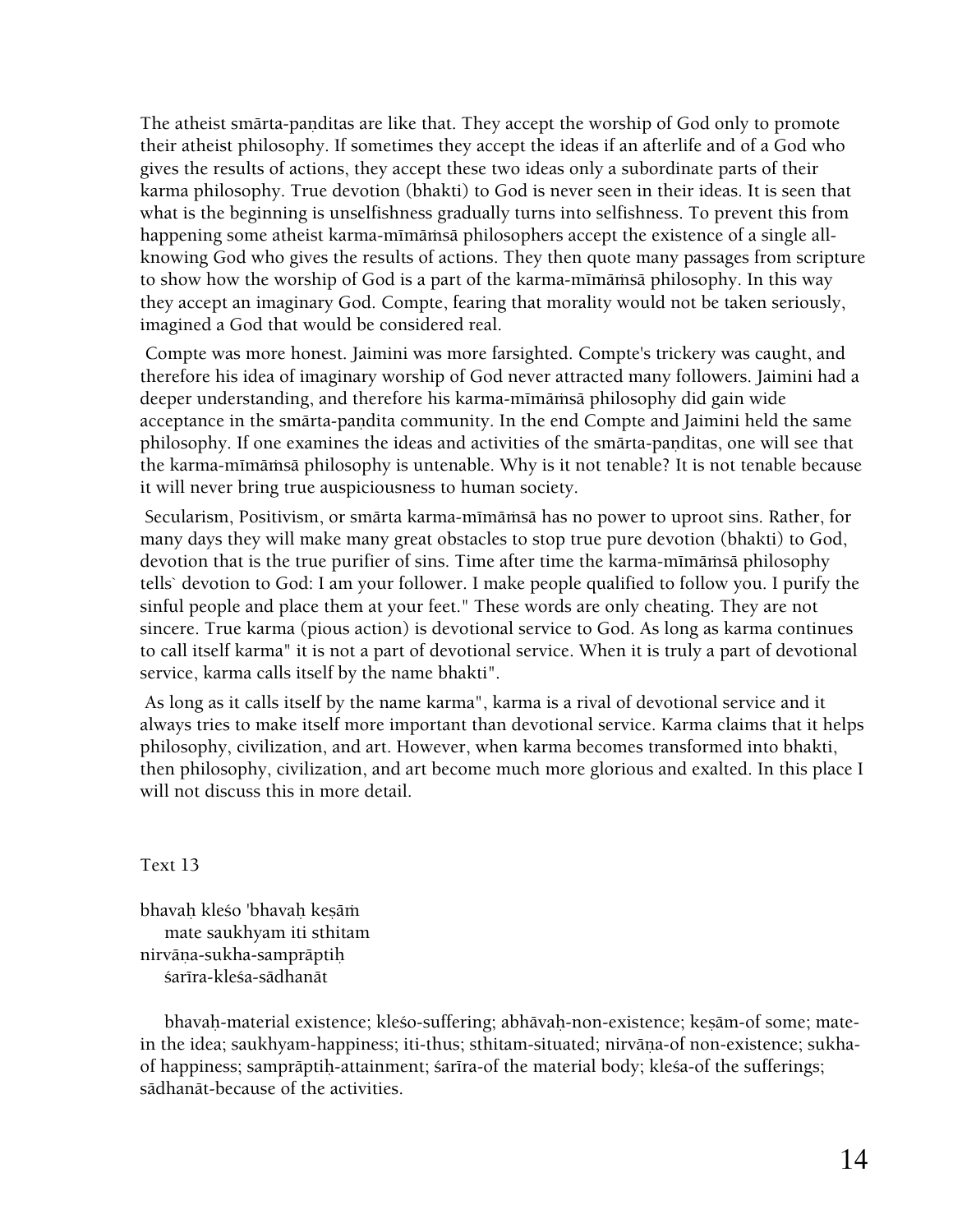The atheist smārta-paṇḍitas are like that. They accept the worship of God only to promote their atheist philosophy. If sometimes they accept the ideas if an afterlife and of a God who gives the results of actions, they accept these two ideas only a subordinate parts of their karma philosophy. True devotion (bhakti) to God is never seen in their ideas. It is seen that what is the beginning is unselfishness gradually turns into selfishness. To prevent this from happening some atheist karma-mīmāṁsā philosophers accept the existence of a single all-knowing God who gives the results of actions. They then quote many passages from scripture to show how the worship of God is a part of the karma-mīmāṁsā philosophy. In this way they accept an imaginary God. Compte, fearing that morality would not be taken seriously, imagined a God that would be considered real.

Compte was more honest. Jaimini was more farsighted. Compte's trickery was caught, and therefore his idea of imaginary worship of God never attracted many followers. Jaimini had a deeper understanding, and therefore his karma-mīmāṁsā philosophy did gain wide acceptance in the smārta-paṇḍita community. In the end Compte and Jaimini held the same philosophy. If one examines the ideas and activities of the smārta-paṇḍitas, one will see that the karma-mīmāṁsā philosophy is untenable. Why is it not tenable? It is not tenable because it will never bring true auspiciousness to human society.

Secularism, Positivism, or smārta karma-mīmāṁsā has no power to uproot sins. Rather, for many days they will make many great obstacles to stop true pure devotion (bhakti) to God, devotion that is the true purifier of sins. Time after time the karma-mīmāṁsā philosophy tells` devotion to God: I am your follower. I make people qualified to follow you. I purify the sinful people and place them at your feet." These words are only cheating. They are not sincere. True karma (pious action) is devotional service to God. As long as karma continues to call itself karma" it is not a part of devotional service. When it is truly a part of devotional service, karma calls itself by the name bhakti".

As long as it calls itself by the name karma", karma is a rival of devotional service and it always tries to make itself more important than devotional service. Karma claims that it helps philosophy, civilization, and art. However, when karma becomes transformed into bhakti, then philosophy, civilization, and art become much more glorious and exalted. In this place I will not discuss this in more detail.

Text 13

bhavaḥ kleśo 'bhavaḥ keṣāṁ
mate saukhyam iti sthitam
nirvāṇa-sukha-samprāptiḥ
śarīra-kleśa-sādhanāt

bhavaḥ-material existence; kleśo-suffering; abhāvaḥ-non-existence; keṣām-of some; mate-in the idea; saukhyam-happiness; iti-thus; sthitam-situated; nirvāṇa-of non-existence; sukha-of happiness; samprāptiḥ-attainment; śarīra-of the material body; kleśa-of the sufferings; sādhanāt-because of the activities.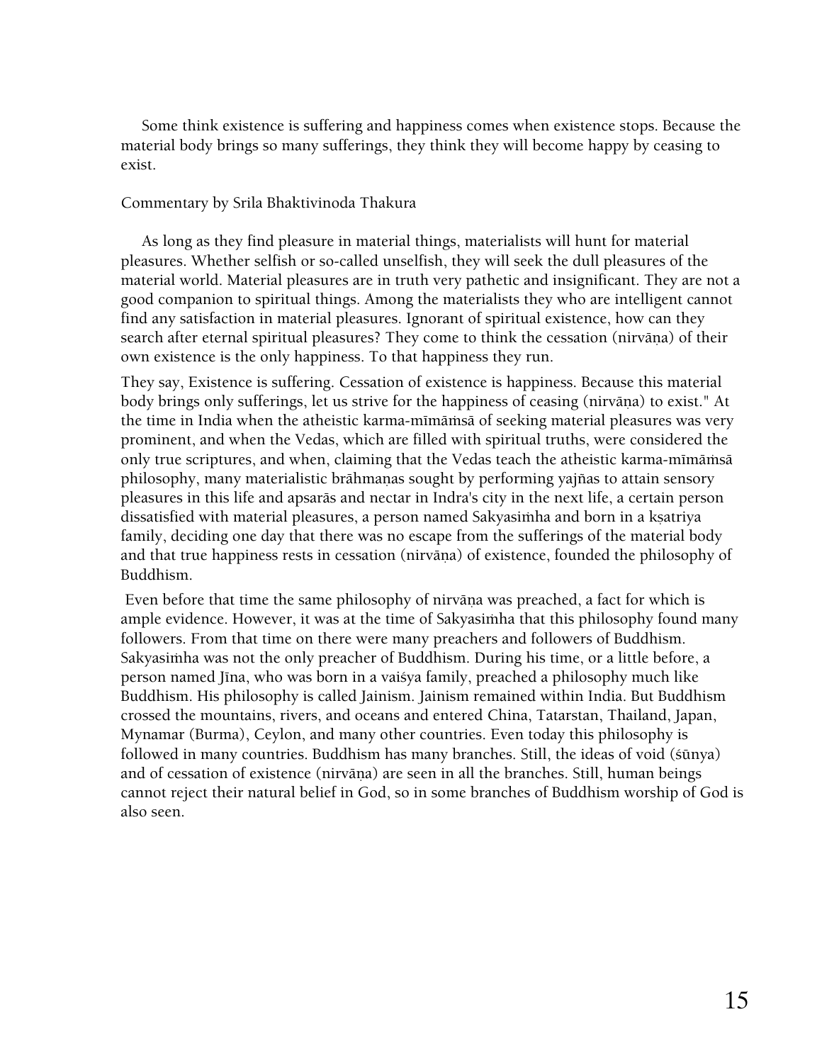Some think existence is suffering and happiness comes when existence stops. Because the material body brings so many sufferings, they think they will become happy by ceasing to exist.

Commentary by Srila Bhaktivinoda Thakura

As long as they find pleasure in material things, materialists will hunt for material pleasures. Whether selfish or so-called unselfish, they will seek the dull pleasures of the material world. Material pleasures are in truth very pathetic and insignificant. They are not a good companion to spiritual things. Among the materialists they who are intelligent cannot find any satisfaction in material pleasures. Ignorant of spiritual existence, how can they search after eternal spiritual pleasures? They come to think the cessation (nirvāṇa) of their own existence is the only happiness. To that happiness they run.

They say, Existence is suffering. Cessation of existence is happiness. Because this material body brings only sufferings, let us strive for the happiness of ceasing (nirvāṇa) to exist." At the time in India when the atheistic karma-mīmāṁsā of seeking material pleasures was very prominent, and when the Vedas, which are filled with spiritual truths, were considered the only true scriptures, and when, claiming that the Vedas teach the atheistic karma-mīmāṁsā philosophy, many materialistic brāhmaṇas sought by performing yajñas to attain sensory pleasures in this life and apsarās and nectar in Indra's city in the next life, a certain person dissatisfied with material pleasures, a person named Sakyasiṁha and born in a kṣatriya family, deciding one day that there was no escape from the sufferings of the material body and that true happiness rests in cessation (nirvāṇa) of existence, founded the philosophy of Buddhism.

Even before that time the same philosophy of nirvāṇa was preached, a fact for which is ample evidence. However, it was at the time of Sakyasiṁha that this philosophy found many followers. From that time on there were many preachers and followers of Buddhism. Sakyasiṁha was not the only preacher of Buddhism. During his time, or a little before, a person named Jīna, who was born in a vaiśya family, preached a philosophy much like Buddhism. His philosophy is called Jainism. Jainism remained within India. But Buddhism crossed the mountains, rivers, and oceans and entered China, Tatarstan, Thailand, Japan, Mynamar (Burma), Ceylon, and many other countries. Even today this philosophy is followed in many countries. Buddhism has many branches. Still, the ideas of void (śūnya) and of cessation of existence (nirvāṇa) are seen in all the branches. Still, human beings cannot reject their natural belief in God, so in some branches of Buddhism worship of God is also seen.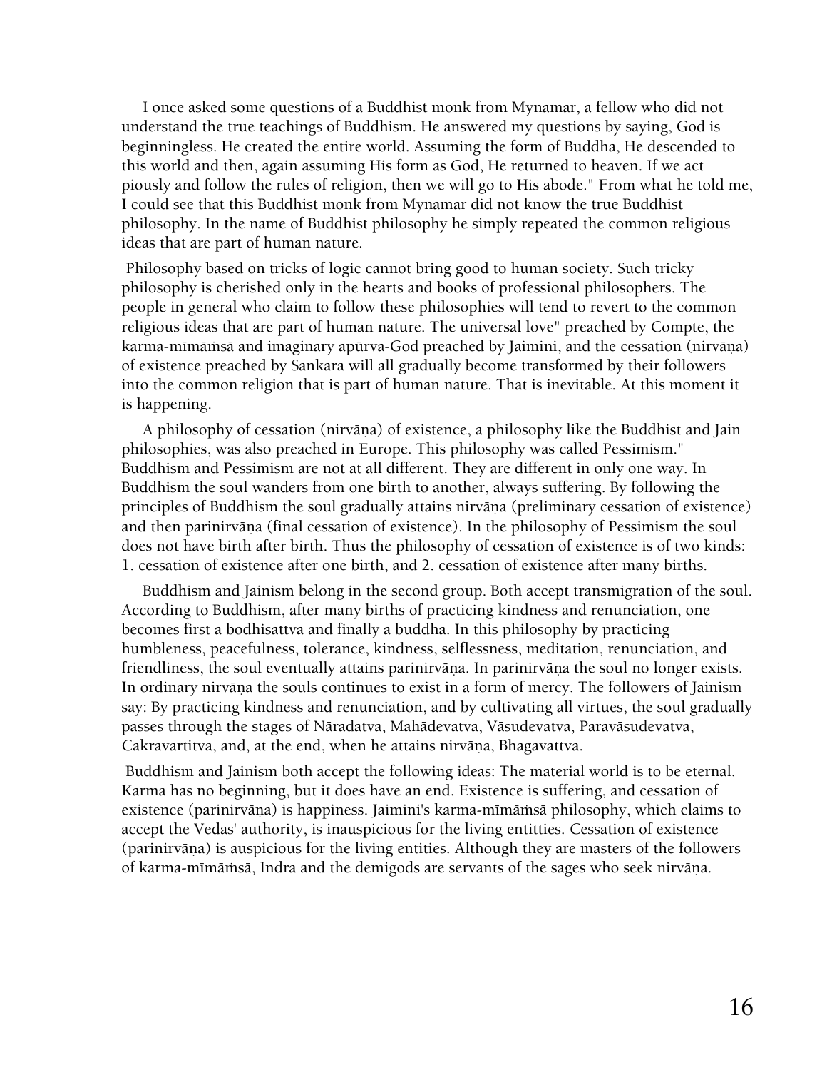I once asked some questions of a Buddhist monk from Mynamar, a fellow who did not understand the true teachings of Buddhism. He answered my questions by saying, God is beginningless. He created the entire world. Assuming the form of Buddha, He descended to this world and then, again assuming His form as God, He returned to heaven. If we act piously and follow the rules of religion, then we will go to His abode." From what he told me, I could see that this Buddhist monk from Mynamar did not know the true Buddhist philosophy. In the name of Buddhist philosophy he simply repeated the common religious ideas that are part of human nature.

Philosophy based on tricks of logic cannot bring good to human society. Such tricky philosophy is cherished only in the hearts and books of professional philosophers. The people in general who claim to follow these philosophies will tend to revert to the common religious ideas that are part of human nature. The universal love" preached by Compte, the karma-mīmāṁsā and imaginary apūrva-God preached by Jaimini, and the cessation (nirvāṇa) of existence preached by Sankara will all gradually become transformed by their followers into the common religion that is part of human nature. That is inevitable. At this moment it is happening.

A philosophy of cessation (nirvāṇa) of existence, a philosophy like the Buddhist and Jain philosophies, was also preached in Europe. This philosophy was called Pessimism." Buddhism and Pessimism are not at all different. They are different in only one way. In Buddhism the soul wanders from one birth to another, always suffering. By following the principles of Buddhism the soul gradually attains nirvāṇa (preliminary cessation of existence) and then parinirvāṇa (final cessation of existence). In the philosophy of Pessimism the soul does not have birth after birth. Thus the philosophy of cessation of existence is of two kinds: 1. cessation of existence after one birth, and 2. cessation of existence after many births.

Buddhism and Jainism belong in the second group. Both accept transmigration of the soul. According to Buddhism, after many births of practicing kindness and renunciation, one becomes first a bodhisattva and finally a buddha. In this philosophy by practicing humbleness, peacefulness, tolerance, kindness, selflessness, meditation, renunciation, and friendliness, the soul eventually attains parinirvāṇa. In parinirvāṇa the soul no longer exists. In ordinary nirvāṇa the souls continues to exist in a form of mercy. The followers of Jainism say: By practicing kindness and renunciation, and by cultivating all virtues, the soul gradually passes through the stages of Nāradatva, Mahādevatva, Vāsudevatva, Paravāsudevatva, Cakravartitva, and, at the end, when he attains nirvāṇa, Bhagavattva.

Buddhism and Jainism both accept the following ideas: The material world is to be eternal. Karma has no beginning, but it does have an end. Existence is suffering, and cessation of existence (parinirvāṇa) is happiness. Jaimini's karma-mīmāṁsā philosophy, which claims to accept the Vedas' authority, is inauspicious for the living entitties. Cessation of existence (parinirvāṇa) is auspicious for the living entities. Although they are masters of the followers of karma-mīmāṁsā, Indra and the demigods are servants of the sages who seek nirvāṇa.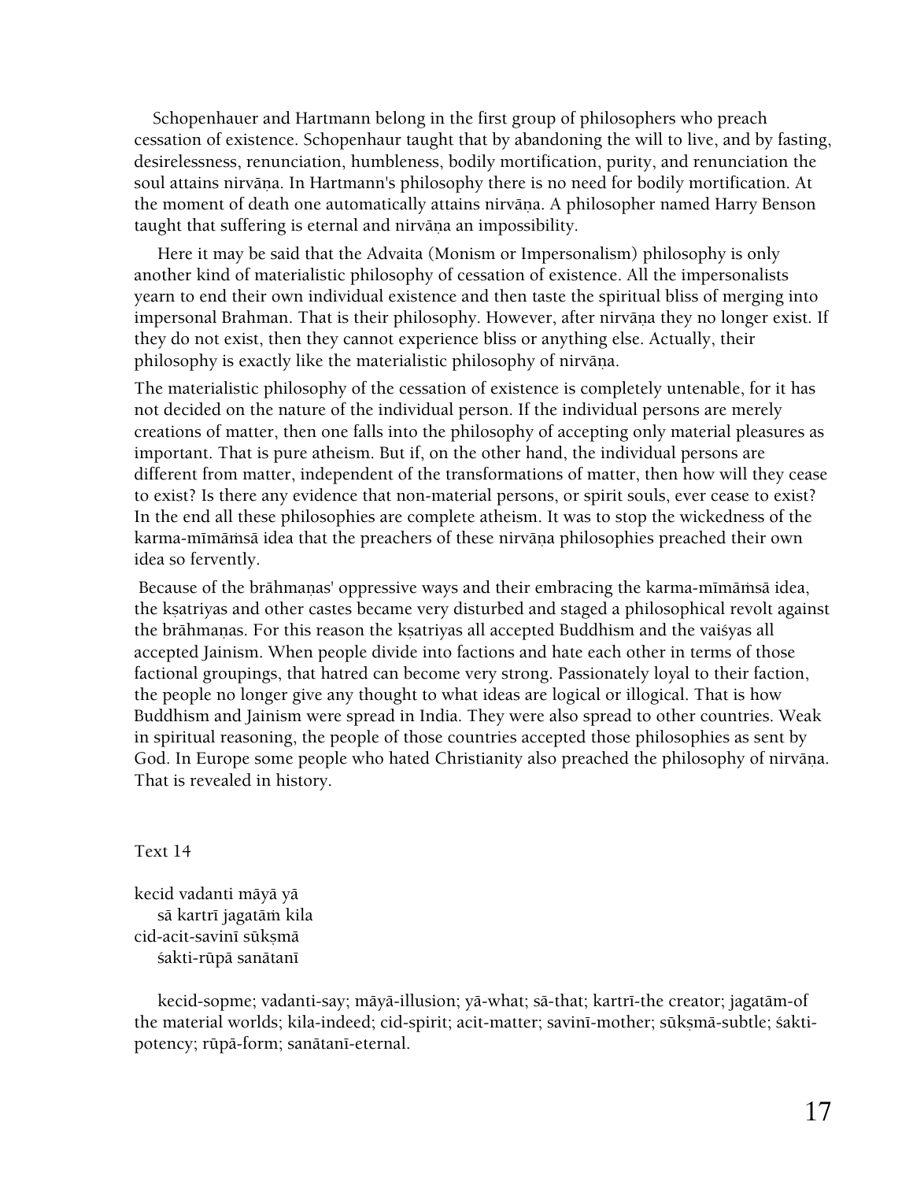Schopenhauer and Hartmann belong in the first group of philosophers who preach cessation of existence. Schopenhaur taught that by abandoning the will to live, and by fasting, desirelessness, renunciation, humbleness, bodily mortification, purity, and renunciation the soul attains nirvāṇa. In Hartmann's philosophy there is no need for bodily mortification. At the moment of death one automatically attains nirvāṇa. A philosopher named Harry Benson taught that suffering is eternal and nirvāṇa an impossibility.

Here it may be said that the Advaita (Monism or Impersonalism) philosophy is only another kind of materialistic philosophy of cessation of existence. All the impersonalists yearn to end their own individual existence and then taste the spiritual bliss of merging into impersonal Brahman. That is their philosophy. However, after nirvāṇa they no longer exist. If they do not exist, then they cannot experience bliss or anything else. Actually, their philosophy is exactly like the materialistic philosophy of nirvāṇa.

The materialistic philosophy of the cessation of existence is completely untenable, for it has not decided on the nature of the individual person. If the individual persons are merely creations of matter, then one falls into the philosophy of accepting only material pleasures as important. That is pure atheism. But if, on the other hand, the individual persons are different from matter, independent of the transformations of matter, then how will they cease to exist? Is there any evidence that non-material persons, or spirit souls, ever cease to exist? In the end all these philosophies are complete atheism. It was to stop the wickedness of the karma-mīmāṁsā idea that the preachers of these nirvāṇa philosophies preached their own idea so fervently.

Because of the brāhmaṇas' oppressive ways and their embracing the karma-mīmāṁsā idea, the kṣatriyas and other castes became very disturbed and staged a philosophical revolt against the brāhmaṇas. For this reason the kṣatriyas all accepted Buddhism and the vaiśyas all accepted Jainism. When people divide into factions and hate each other in terms of those factional groupings, that hatred can become very strong. Passionately loyal to their faction, the people no longer give any thought to what ideas are logical or illogical. That is how Buddhism and Jainism were spread in India. They were also spread to other countries. Weak in spiritual reasoning, the people of those countries accepted those philosophies as sent by God. In Europe some people who hated Christianity also preached the philosophy of nirvāṇa. That is revealed in history.

Text 14

kecid vadanti māyā yā
sā kartrī jagatāṁ kila
cid-acit-savinī sūkṣmā
śakti-rūpā sanātanī

kecid-sopme; vadanti-say; māyā-illusion; yā-what; sā-that; kartrī-the creator; jagatām-of the material worlds; kila-indeed; cid-spirit; acit-matter; savinī-mother; sūkṣmā-subtle; śakti-potency; rūpā-form; sanātanī-eternal.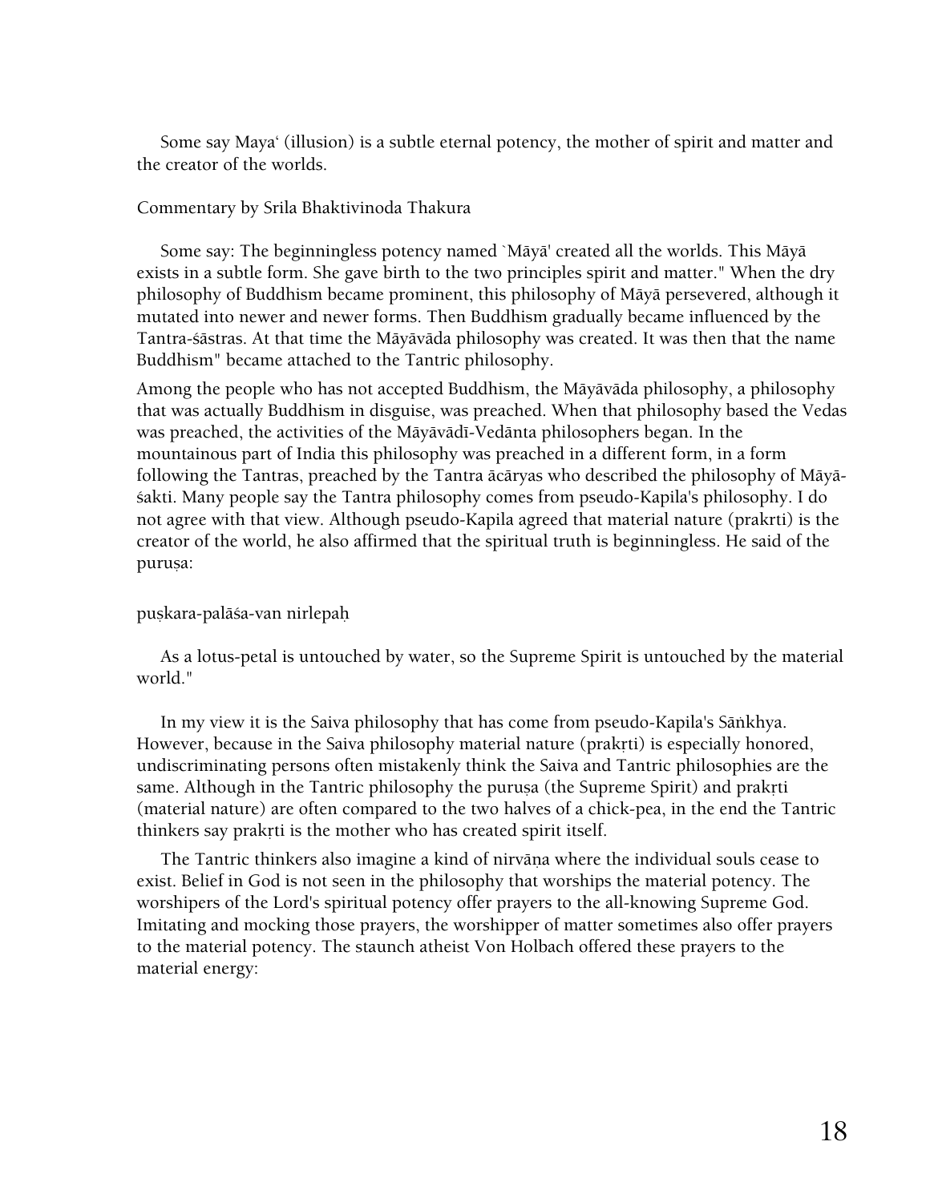Some say Maya‘ (illusion) is a subtle eternal potency, the mother of spirit and matter and the creator of the worlds.

Commentary by Srila Bhaktivinoda Thakura

Some say: The beginningless potency named `Māyā' created all the worlds. This Māyā exists in a subtle form. She gave birth to the two principles spirit and matter." When the dry philosophy of Buddhism became prominent, this philosophy of Māyā persevered, although it mutated into newer and newer forms. Then Buddhism gradually became influenced by the Tantra-śāstras. At that time the Māyāvāda philosophy was created. It was then that the name Buddhism" became attached to the Tantric philosophy.

Among the people who has not accepted Buddhism, the Māyāvāda philosophy, a philosophy that was actually Buddhism in disguise, was preached. When that philosophy based the Vedas was preached, the activities of the Māyāvādī-Vedānta philosophers began. In the mountainous part of India this philosophy was preached in a different form, in a form following the Tantras, preached by the Tantra ācāryas who described the philosophy of Māyā-śakti. Many people say the Tantra philosophy comes from pseudo-Kapila's philosophy. I do not agree with that view. Although pseudo-Kapila agreed that material nature (prakrti) is the creator of the world, he also affirmed that the spiritual truth is beginningless. He said of the puruṣa:

puṣkara-palāśa-van nirlepaḥ

As a lotus-petal is untouched by water, so the Supreme Spirit is untouched by the material world."

In my view it is the Saiva philosophy that has come from pseudo-Kapila's Sāṅkhya. However, because in the Saiva philosophy material nature (prakṛti) is especially honored, undiscriminating persons often mistakenly think the Saiva and Tantric philosophies are the same. Although in the Tantric philosophy the puruṣa (the Supreme Spirit) and prakṛti (material nature) are often compared to the two halves of a chick-pea, in the end the Tantric thinkers say prakṛti is the mother who has created spirit itself.

The Tantric thinkers also imagine a kind of nirvāṇa where the individual souls cease to exist. Belief in God is not seen in the philosophy that worships the material potency. The worshipers of the Lord's spiritual potency offer prayers to the all-knowing Supreme God. Imitating and mocking those prayers, the worshipper of matter sometimes also offer prayers to the material potency. The staunch atheist Von Holbach offered these prayers to the material energy: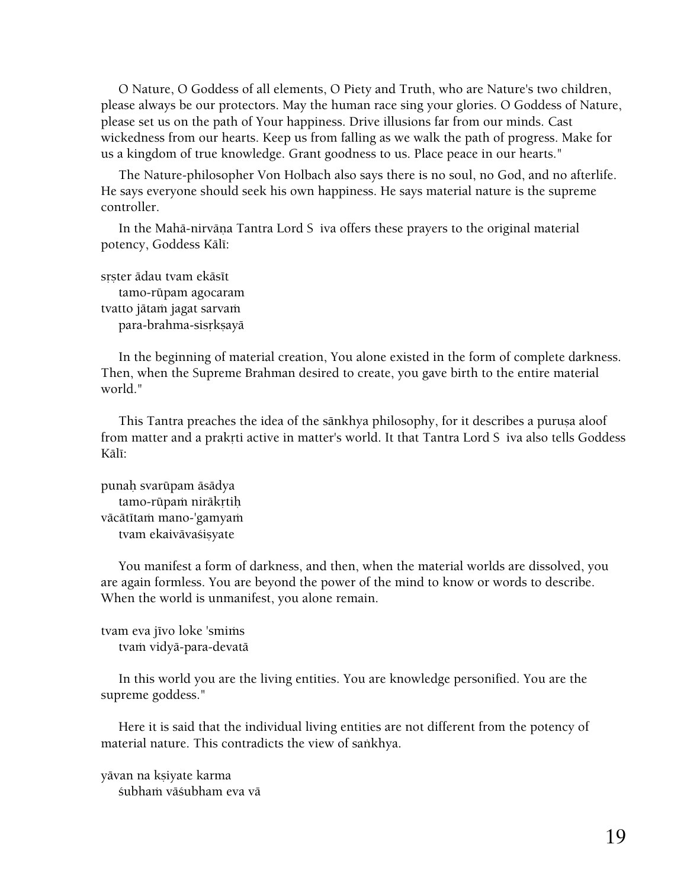O Nature, O Goddess of all elements, O Piety and Truth, who are Nature's two children, please always be our protectors. May the human race sing your glories. O Goddess of Nature, please set us on the path of Your happiness. Drive illusions far from our minds. Cast wickedness from our hearts. Keep us from falling as we walk the path of progress. Make for us a kingdom of true knowledge. Grant goodness to us. Place peace in our hearts."

The Nature-philosopher Von Holbach also says there is no soul, no God, and no afterlife. He says everyone should seek his own happiness. He says material nature is the supreme controller.

In the Mahā-nirvāṇa Tantra Lord S iva offers these prayers to the original material potency, Goddess Kālī:

sṛṣter ādau tvam ekāsīt
tamo-rūpam agocaram
tvatto jātaṁ jagat sarvaṁ
para-brahma-sisṛkṣayā

In the beginning of material creation, You alone existed in the form of complete darkness. Then, when the Supreme Brahman desired to create, you gave birth to the entire material world."

This Tantra preaches the idea of the sānkhya philosophy, for it describes a puruṣa aloof from matter and a prakṛti active in matter's world. It that Tantra Lord S iva also tells Goddess Kālī:

punaḥ svarūpam āsādya
tamo-rūpaṁ nirākṛtiḥ
vācātītaṁ mano-'gamyaṁ
tvam ekaivāvaśiṣyate

You manifest a form of darkness, and then, when the material worlds are dissolved, you are again formless. You are beyond the power of the mind to know or words to describe. When the world is unmanifest, you alone remain.

tvam eva jīvo loke 'smiṁs
tvaṁ vidyā-para-devatā

In this world you are the living entities. You are knowledge personified. You are the supreme goddess."

Here it is said that the individual living entities are not different from the potency of material nature. This contradicts the view of saṅkhya.

yāvan na kṣiyate karma
śubhaṁ vāśubham eva vā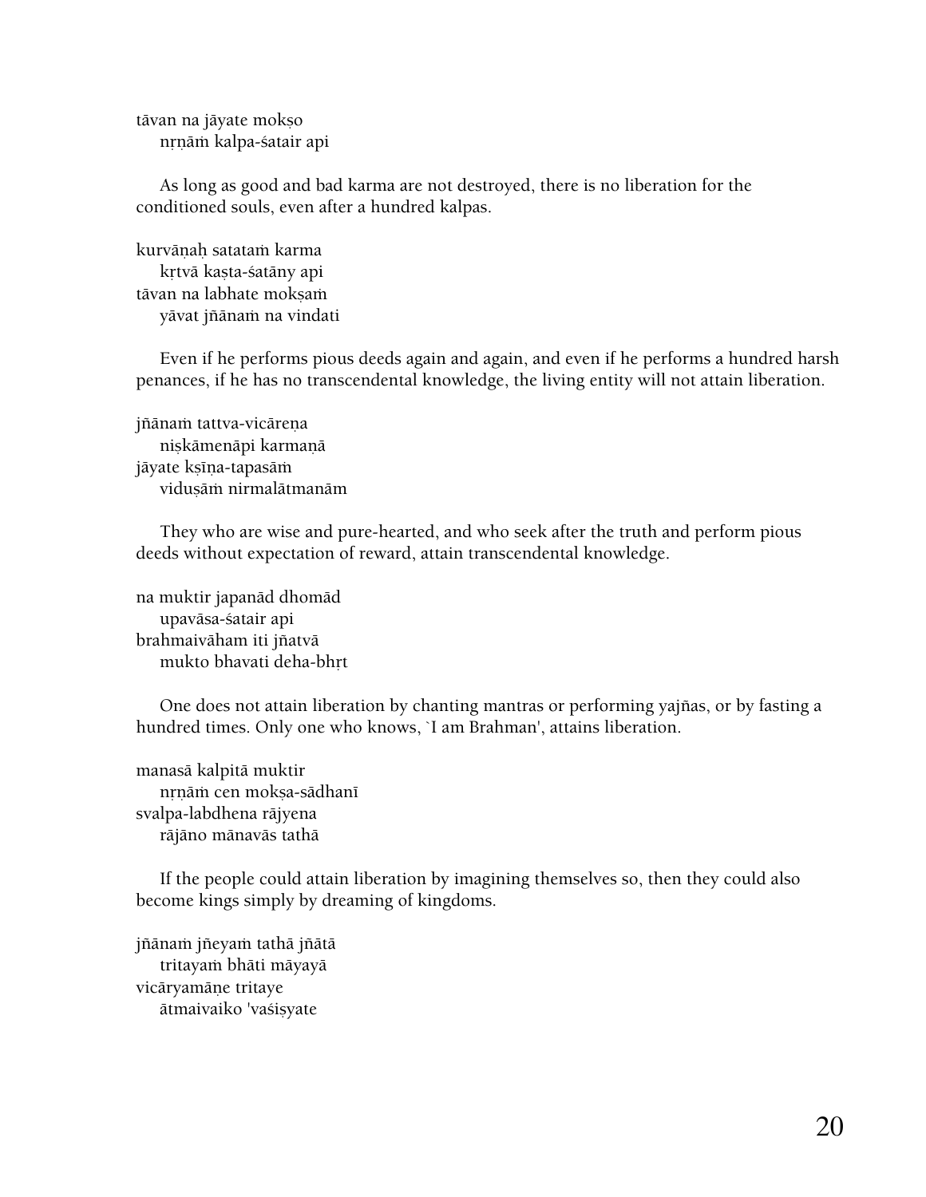tāvan na jāyate mokṣo  
    nṛṇāṁ kalpa-śatair api

As long as good and bad karma are not destroyed, there is no liberation for the conditioned souls, even after a hundred kalpas.

kurvāṇaḥ satataṁ karma  
    kṛtvā kaṣta-śatāny api  
tāvan na labhate mokṣaṁ  
    yāvat jñānaṁ na vindati

Even if he performs pious deeds again and again, and even if he performs a hundred harsh penances, if he has no transcendental knowledge, the living entity will not attain liberation.

jñānaṁ tattva-vicāreṇa  
    niṣkāmenāpi karmaṇā  
jāyate kṣīṇa-tapasāṁ  
    viduṣāṁ nirmalātmanām

They who are wise and pure-hearted, and who seek after the truth and perform pious deeds without expectation of reward, attain transcendental knowledge.

na muktir japanād dhomād  
    upavāsa-śatair api  
brahmaivāham iti jñatvā  
    mukto bhavati deha-bhṛt

One does not attain liberation by chanting mantras or performing yajñas, or by fasting a hundred times. Only one who knows, `I am Brahman', attains liberation.

manasā kalpitā muktir  
    nṛṇāṁ cen mokṣa-sādhanī  
svalpa-labdhena rājyena  
    rājāno mānavās tathā

If the people could attain liberation by imagining themselves so, then they could also become kings simply by dreaming of kingdoms.

jñānaṁ jñeyaṁ tathā jñātā  
    tritayaṁ bhāti māyayā  
vicāryamāṇe tritaye  
    ātmaivaiko 'vaśiṣyate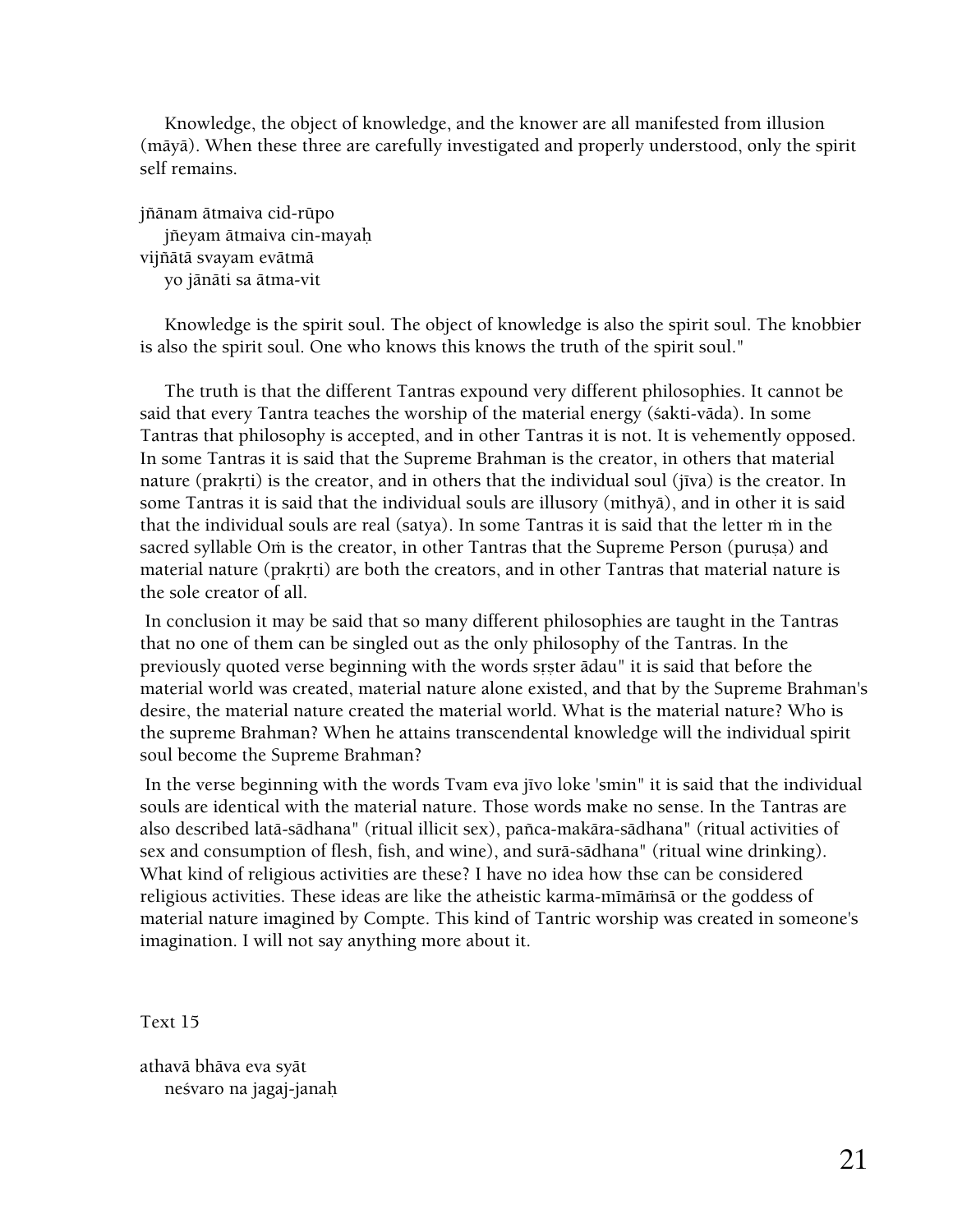Knowledge, the object of knowledge, and the knower are all manifested from illusion (māyā). When these three are carefully investigated and properly understood, only the spirit self remains.

jñānam ātmaiva cid-rūpo
  jñeyam ātmaiva cin-mayaḥ
vijñātā svayam evātmā
  yo jānāti sa ātma-vit

Knowledge is the spirit soul. The object of knowledge is also the spirit soul. The knobbier is also the spirit soul. One who knows this knows the truth of the spirit soul."

The truth is that the different Tantras expound very different philosophies. It cannot be said that every Tantra teaches the worship of the material energy (śakti-vāda). In some Tantras that philosophy is accepted, and in other Tantras it is not. It is vehemently opposed. In some Tantras it is said that the Supreme Brahman is the creator, in others that material nature (prakṛti) is the creator, and in others that the individual soul (jīva) is the creator. In some Tantras it is said that the individual souls are illusory (mithyā), and in other it is said that the individual souls are real (satya). In some Tantras it is said that the letter ṁ in the sacred syllable Oṁ is the creator, in other Tantras that the Supreme Person (puruṣa) and material nature (prakṛti) are both the creators, and in other Tantras that material nature is the sole creator of all.

In conclusion it may be said that so many different philosophies are taught in the Tantras that no one of them can be singled out as the only philosophy of the Tantras. In the previously quoted verse beginning with the words sṛṣter ādau" it is said that before the material world was created, material nature alone existed, and that by the Supreme Brahman's desire, the material nature created the material world. What is the material nature? Who is the supreme Brahman? When he attains transcendental knowledge will the individual spirit soul become the Supreme Brahman?

In the verse beginning with the words Tvam eva jīvo loke 'smin" it is said that the individual souls are identical with the material nature. Those words make no sense. In the Tantras are also described latā-sādhana" (ritual illicit sex), pañca-makāra-sādhana" (ritual activities of sex and consumption of flesh, fish, and wine), and surā-sādhana" (ritual wine drinking). What kind of religious activities are these? I have no idea how thse can be considered religious activities. These ideas are like the atheistic karma-mīmāṁsā or the goddess of material nature imagined by Compte. This kind of Tantric worship was created in someone's imagination. I will not say anything more about it.

Text 15

athavā bhāva eva syāt
  neśvaro na jagaj-janaḥ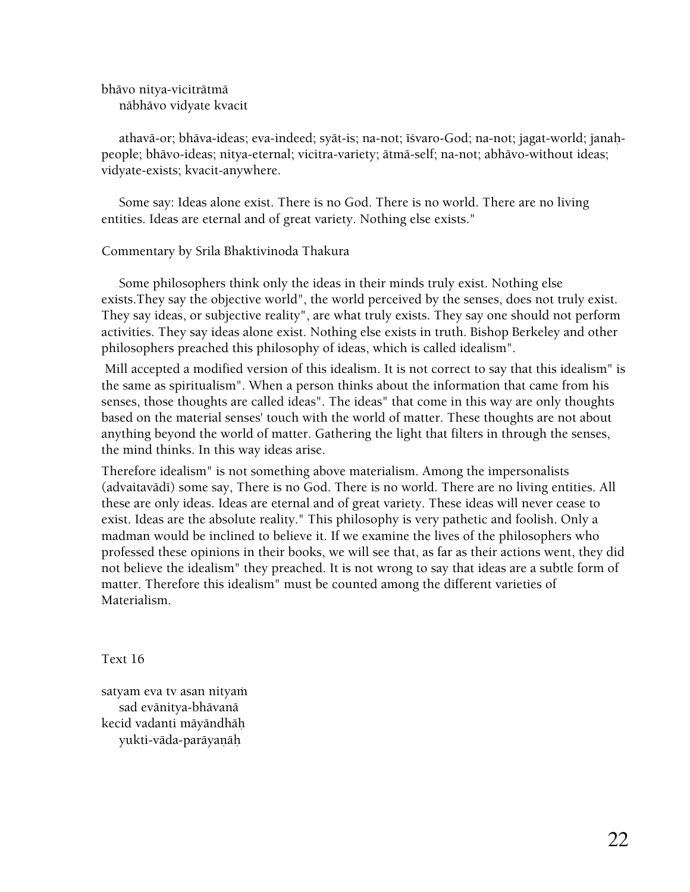bhāvo nitya-vicitrātmā
    nābhāvo vidyate kvacit

athavā-or; bhāva-ideas; eva-indeed; syāt-is; na-not; īśvaro-God; na-not; jagat-world; janaḥ-people; bhāvo-ideas; nitya-eternal; vicitra-variety; ātmā-self; na-not; abhāvo-without ideas; vidyate-exists; kvacit-anywhere.

Some say: Ideas alone exist. There is no God. There is no world. There are no living entities. Ideas are eternal and of great variety. Nothing else exists."

Commentary by Srila Bhaktivinoda Thakura

Some philosophers think only the ideas in their minds truly exist. Nothing else exists.They say the objective world", the world perceived by the senses, does not truly exist. They say ideas, or subjective reality", are what truly exists. They say one should not perform activities. They say ideas alone exist. Nothing else exists in truth. Bishop Berkeley and other philosophers preached this philosophy of ideas, which is called idealism".

Mill accepted a modified version of this idealism. It is not correct to say that this idealism" is the same as spiritualism". When a person thinks about the information that came from his senses, those thoughts are called ideas". The ideas" that come in this way are only thoughts based on the material senses' touch with the world of matter. These thoughts are not about anything beyond the world of matter. Gathering the light that filters in through the senses, the mind thinks. In this way ideas arise.

Therefore idealism" is not something above materialism. Among the impersonalists (advaitavādī) some say, There is no God. There is no world. There are no living entities. All these are only ideas. Ideas are eternal and of great variety. These ideas will never cease to exist. Ideas are the absolute reality." This philosophy is very pathetic and foolish. Only a madman would be inclined to believe it. If we examine the lives of the philosophers who professed these opinions in their books, we will see that, as far as their actions went, they did not believe the idealism" they preached. It is not wrong to say that ideas are a subtle form of matter. Therefore this idealism" must be counted among the different varieties of Materialism.

Text 16

satyam eva tv asan nityaṁ
    sad evānitya-bhāvanā
kecid vadanti māyāndhāḥ
    yukti-vāda-parāyaṇāḥ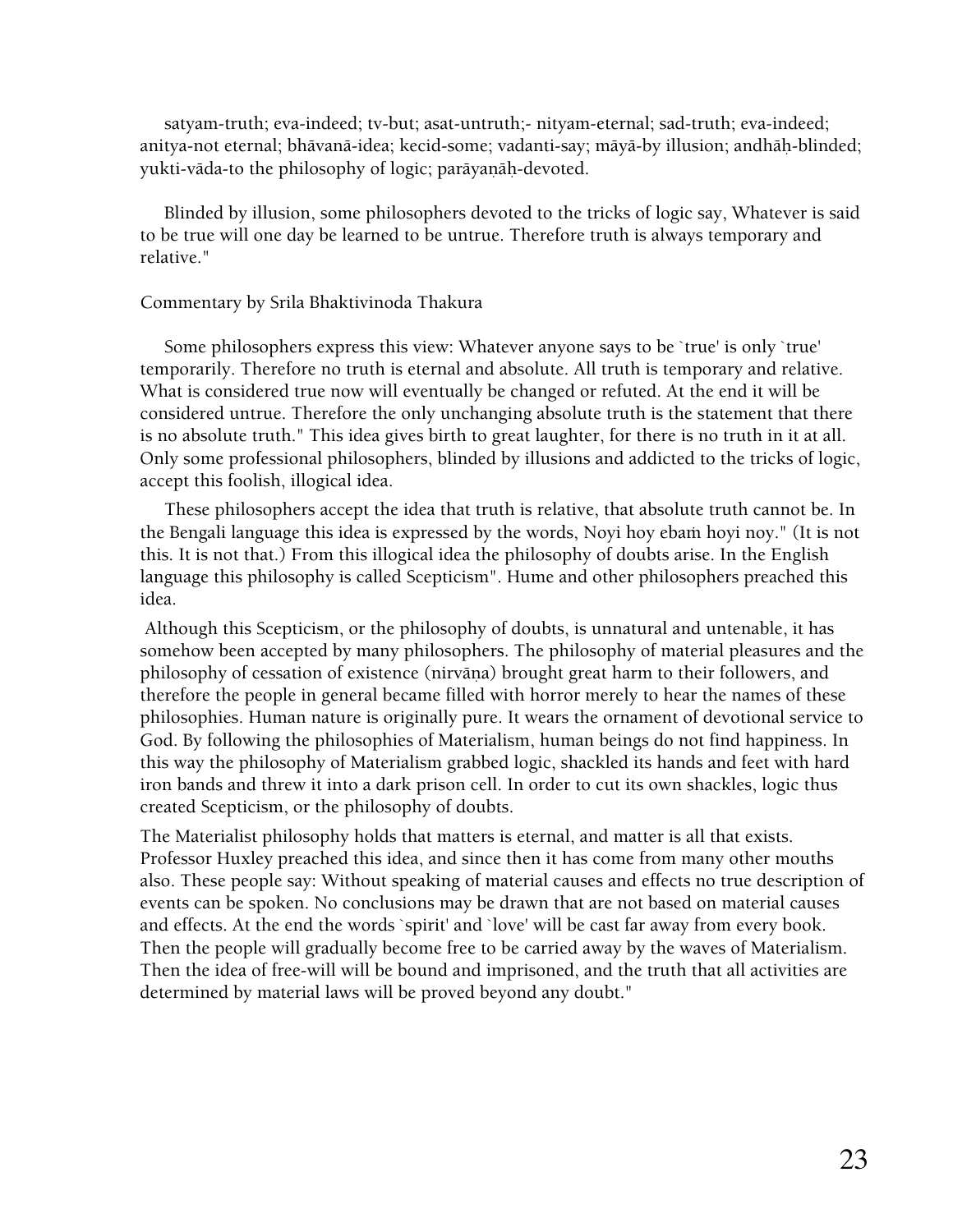satyam-truth; eva-indeed; tv-but; asat-untruth;- nityam-eternal; sad-truth; eva-indeed; anitya-not eternal; bhāvanā-idea; kecid-some; vadanti-say; māyā-by illusion; andhāḥ-blinded; yukti-vāda-to the philosophy of logic; parāyaṇāḥ-devoted.

Blinded by illusion, some philosophers devoted to the tricks of logic say, Whatever is said to be true will one day be learned to be untrue. Therefore truth is always temporary and relative."

Commentary by Srila Bhaktivinoda Thakura

Some philosophers express this view: Whatever anyone says to be `true' is only `true' temporarily. Therefore no truth is eternal and absolute. All truth is temporary and relative. What is considered true now will eventually be changed or refuted. At the end it will be considered untrue. Therefore the only unchanging absolute truth is the statement that there is no absolute truth." This idea gives birth to great laughter, for there is no truth in it at all. Only some professional philosophers, blinded by illusions and addicted to the tricks of logic, accept this foolish, illogical idea.

These philosophers accept the idea that truth is relative, that absolute truth cannot be. In the Bengali language this idea is expressed by the words, Noyi hoy ebaṁ hoyi noy." (It is not this. It is not that.) From this illogical idea the philosophy of doubts arise. In the English language this philosophy is called Scepticism". Hume and other philosophers preached this idea.

Although this Scepticism, or the philosophy of doubts, is unnatural and untenable, it has somehow been accepted by many philosophers. The philosophy of material pleasures and the philosophy of cessation of existence (nirvāṇa) brought great harm to their followers, and therefore the people in general became filled with horror merely to hear the names of these philosophies. Human nature is originally pure. It wears the ornament of devotional service to God. By following the philosophies of Materialism, human beings do not find happiness. In this way the philosophy of Materialism grabbed logic, shackled its hands and feet with hard iron bands and threw it into a dark prison cell. In order to cut its own shackles, logic thus created Scepticism, or the philosophy of doubts.

The Materialist philosophy holds that matters is eternal, and matter is all that exists. Professor Huxley preached this idea, and since then it has come from many other mouths also. These people say: Without speaking of material causes and effects no true description of events can be spoken. No conclusions may be drawn that are not based on material causes and effects. At the end the words `spirit' and `love' will be cast far away from every book. Then the people will gradually become free to be carried away by the waves of Materialism. Then the idea of free-will will be bound and imprisoned, and the truth that all activities are determined by material laws will be proved beyond any doubt."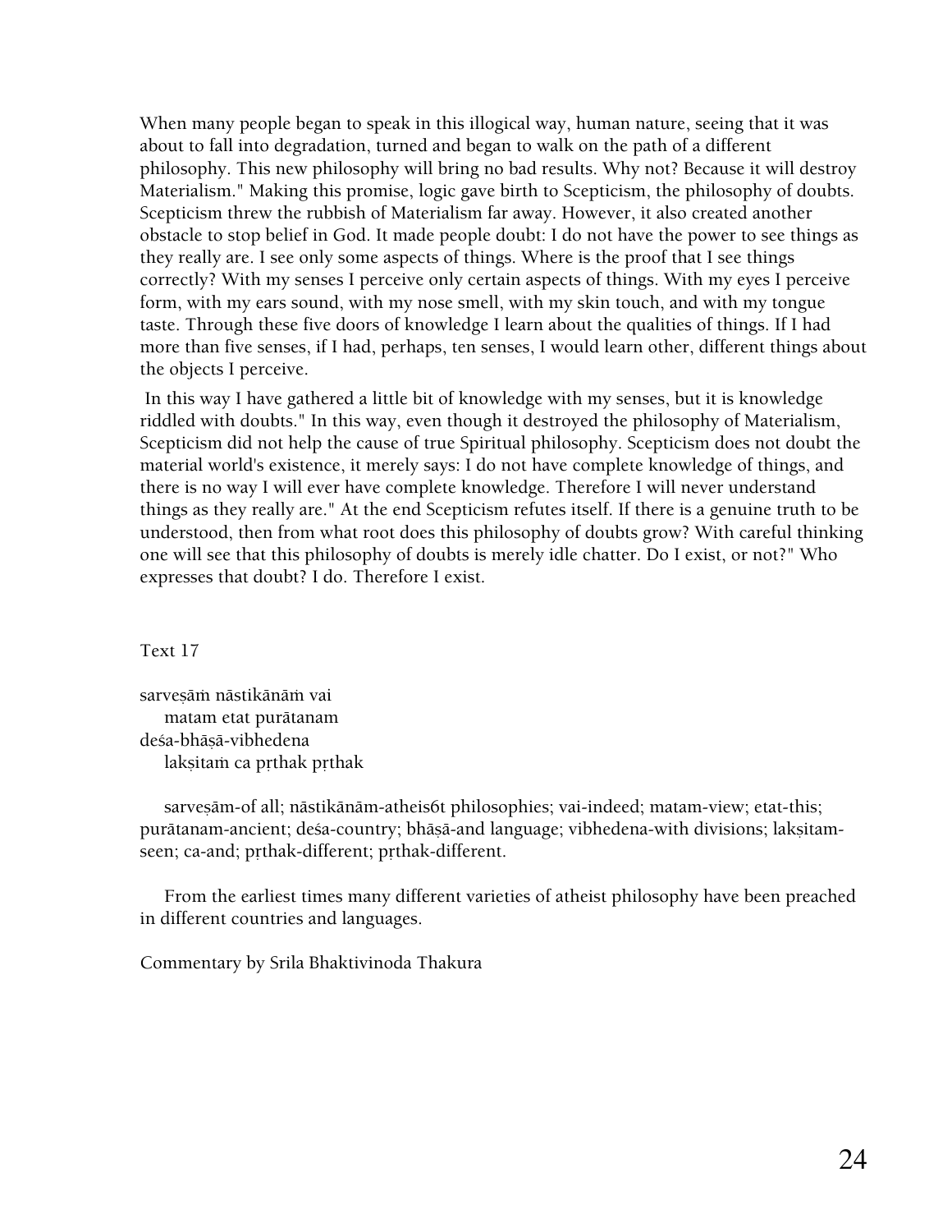When many people began to speak in this illogical way, human nature, seeing that it was about to fall into degradation, turned and began to walk on the path of a different philosophy. This new philosophy will bring no bad results. Why not? Because it will destroy Materialism." Making this promise, logic gave birth to Scepticism, the philosophy of doubts. Scepticism threw the rubbish of Materialism far away. However, it also created another obstacle to stop belief in God. It made people doubt: I do not have the power to see things as they really are. I see only some aspects of things. Where is the proof that I see things correctly? With my senses I perceive only certain aspects of things. With my eyes I perceive form, with my ears sound, with my nose smell, with my skin touch, and with my tongue taste. Through these five doors of knowledge I learn about the qualities of things. If I had more than five senses, if I had, perhaps, ten senses, I would learn other, different things about the objects I perceive.

In this way I have gathered a little bit of knowledge with my senses, but it is knowledge riddled with doubts." In this way, even though it destroyed the philosophy of Materialism, Scepticism did not help the cause of true Spiritual philosophy. Scepticism does not doubt the material world's existence, it merely says: I do not have complete knowledge of things, and there is no way I will ever have complete knowledge. Therefore I will never understand things as they really are." At the end Scepticism refutes itself. If there is a genuine truth to be understood, then from what root does this philosophy of doubts grow? With careful thinking one will see that this philosophy of doubts is merely idle chatter. Do I exist, or not?" Who expresses that doubt? I do. Therefore I exist.

Text 17

sarveṣāṁ nāstikānāṁ vai
  matam etat purātanam
deśa-bhāṣā-vibhedena
  lakṣitaṁ ca pṛthak pṛthak

sarveṣām-of all; nāstikānām-atheis6t philosophies; vai-indeed; matam-view; etat-this; purātanam-ancient; deśa-country; bhāṣā-and language; vibhedena-with divisions; lakṣitam-seen; ca-and; pṛthak-different; pṛthak-different.

From the earliest times many different varieties of atheist philosophy have been preached in different countries and languages.

Commentary by Srila Bhaktivinoda Thakura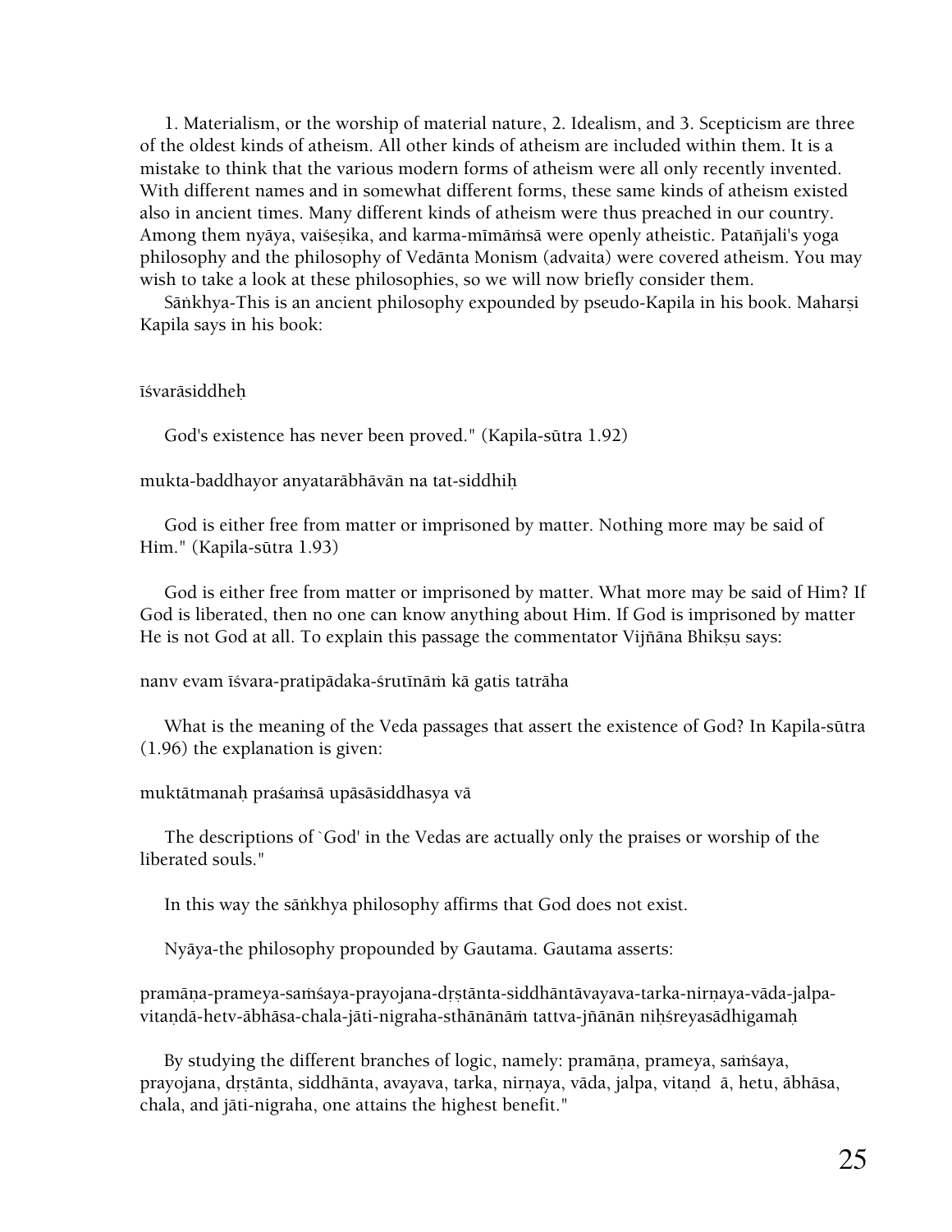1. Materialism, or the worship of material nature, 2. Idealism, and 3. Scepticism are three of the oldest kinds of atheism. All other kinds of atheism are included within them. It is a mistake to think that the various modern forms of atheism were all only recently invented. With different names and in somewhat different forms, these same kinds of atheism existed also in ancient times. Many different kinds of atheism were thus preached in our country. Among them nyāya, vaiśeṣika, and karma-mīmāṁsā were openly atheistic. Patañjali's yoga philosophy and the philosophy of Vedānta Monism (advaita) were covered atheism. You may wish to take a look at these philosophies, so we will now briefly consider them.

Sāṅkhya-This is an ancient philosophy expounded by pseudo-Kapila in his book. Maharṣi Kapila says in his book:

īśvarāsiddheḥ

God's existence has never been proved." (Kapila-sūtra 1.92)

mukta-baddhayor anyatarābhāvān na tat-siddhiḥ

God is either free from matter or imprisoned by matter. Nothing more may be said of Him." (Kapila-sūtra 1.93)

God is either free from matter or imprisoned by matter. What more may be said of Him? If God is liberated, then no one can know anything about Him. If God is imprisoned by matter He is not God at all. To explain this passage the commentator Vijñāna Bhikṣu says:

nanv evam īśvara-pratipādaka-śrutīnāṁ kā gatis tatrāha

What is the meaning of the Veda passages that assert the existence of God? In Kapila-sūtra (1.96) the explanation is given:

muktātmanaḥ praśaṁsā upāsāsiddhasya vā

The descriptions of `God' in the Vedas are actually only the praises or worship of the liberated souls."

In this way the sāṅkhya philosophy affirms that God does not exist.

Nyāya-the philosophy propounded by Gautama. Gautama asserts:

pramāṇa-prameya-saṁśaya-prayojana-dṛṣṭānta-siddhāntāvayava-tarka-nirṇaya-vāda-jalpa-vitaṇḍā-hetv-ābhāsa-chala-jāti-nigraha-sthānānāṁ tattva-jñānān niḥśreyasādhigamaḥ

By studying the different branches of logic, namely: pramāṇa, prameya, saṁśaya, prayojana, dṛṣṭānta, siddhānta, avayava, tarka, nirṇaya, vāda, jalpa, vitaṇḍ ā, hetu, ābhāsa, chala, and jāti-nigraha, one attains the highest benefit."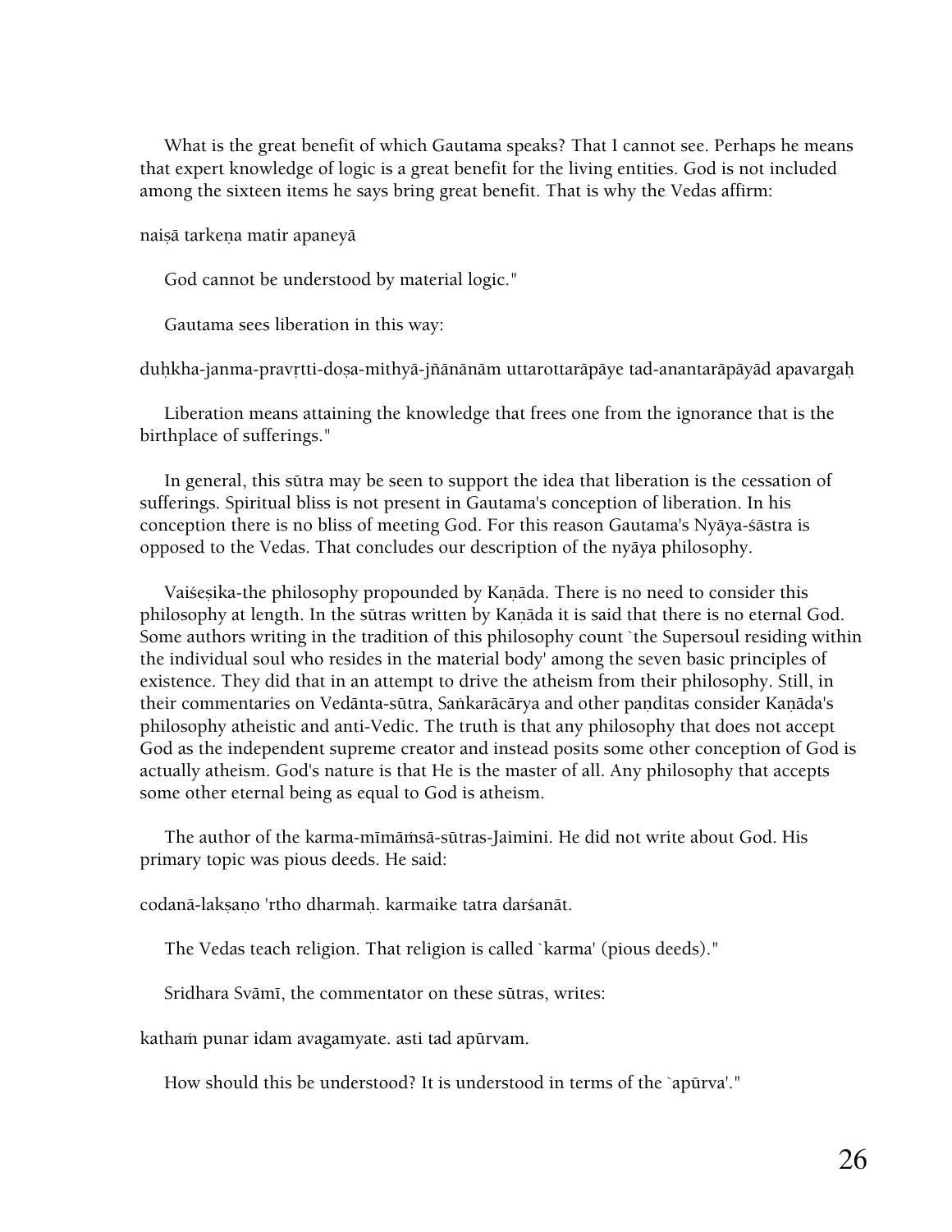What is the great benefit of which Gautama speaks? That I cannot see. Perhaps he means that expert knowledge of logic is a great benefit for the living entities. God is not included among the sixteen items he says bring great benefit. That is why the Vedas affirm:

naiṣā tarkeṇa matir apaneyā

God cannot be understood by material logic."

Gautama sees liberation in this way:

duḥkha-janma-pravṛtti-doṣa-mithyā-jñānānām uttarottarāpāye tad-anantarāpāyād apavargaḥ

Liberation means attaining the knowledge that frees one from the ignorance that is the birthplace of sufferings."

In general, this sūtra may be seen to support the idea that liberation is the cessation of sufferings. Spiritual bliss is not present in Gautama's conception of liberation. In his conception there is no bliss of meeting God. For this reason Gautama's Nyāya-śāstra is opposed to the Vedas. That concludes our description of the nyāya philosophy.

Vaiśeṣika-the philosophy propounded by Kaṇāda. There is no need to consider this philosophy at length. In the sūtras written by Kaṇāda it is said that there is no eternal God. Some authors writing in the tradition of this philosophy count `the Supersoul residing within the individual soul who resides in the material body' among the seven basic principles of existence. They did that in an attempt to drive the atheism from their philosophy. Still, in their commentaries on Vedānta-sūtra, Saṅkarācārya and other paṇḍitas consider Kaṇāda's philosophy atheistic and anti-Vedic. The truth is that any philosophy that does not accept God as the independent supreme creator and instead posits some other conception of God is actually atheism. God's nature is that He is the master of all. Any philosophy that accepts some other eternal being as equal to God is atheism.

The author of the karma-mīmāṁsā-sūtras-Jaimini. He did not write about God. His primary topic was pious deeds. He said:

codanā-lakṣaṇo 'rtho dharmaḥ. karmaike tatra darśanāt.

The Vedas teach religion. That religion is called `karma' (pious deeds)."

Sridhara Svāmī, the commentator on these sūtras, writes:

kathaṁ punar idam avagamyate. asti tad apūrvam.

How should this be understood? It is understood in terms of the `apūrva'."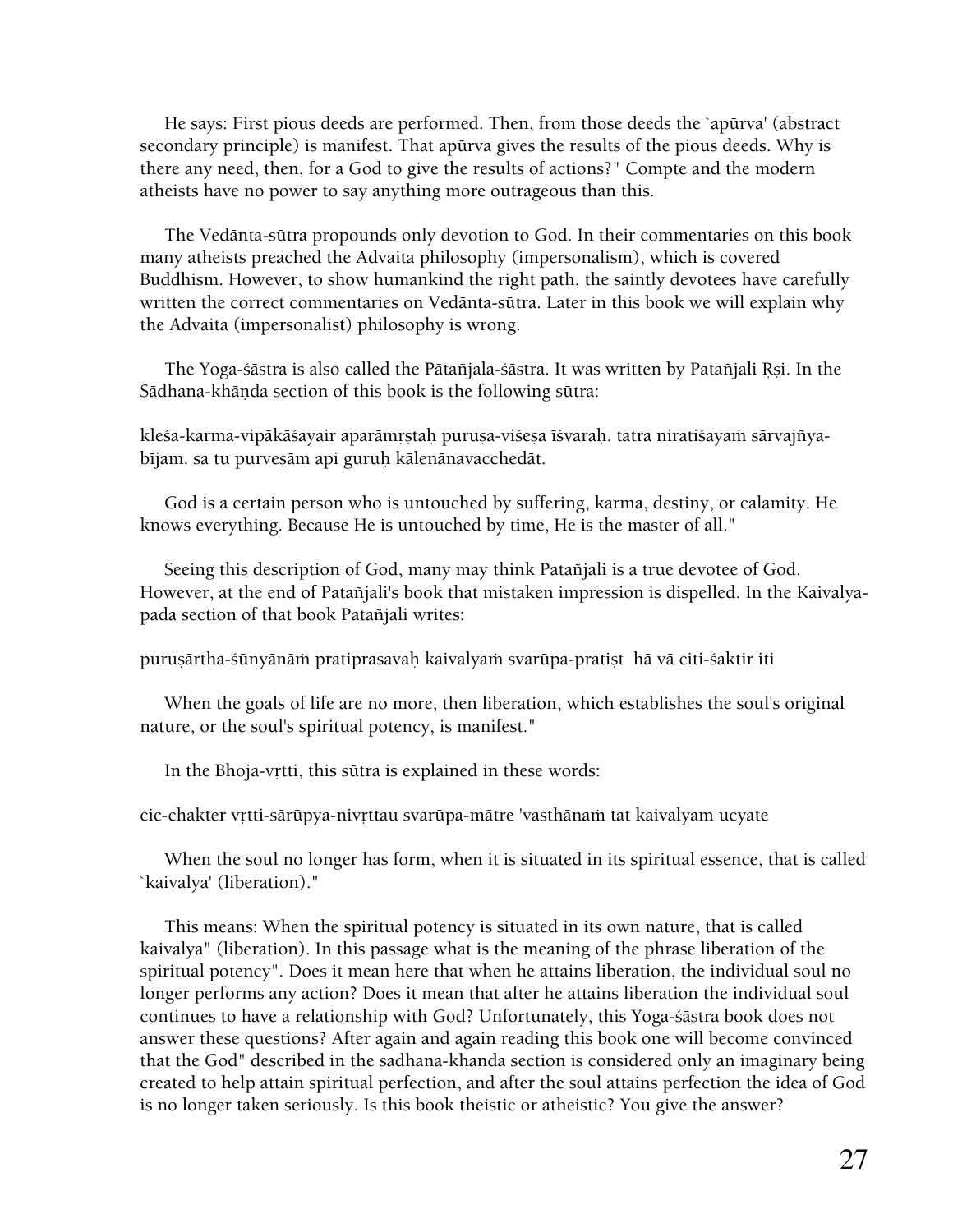He says: First pious deeds are performed. Then, from those deeds the `apūrva' (abstract secondary principle) is manifest. That apūrva gives the results of the pious deeds. Why is there any need, then, for a God to give the results of actions?" Compte and the modern atheists have no power to say anything more outrageous than this.

The Vedānta-sūtra propounds only devotion to God. In their commentaries on this book many atheists preached the Advaita philosophy (impersonalism), which is covered Buddhism. However, to show humankind the right path, the saintly devotees have carefully written the correct commentaries on Vedānta-sūtra. Later in this book we will explain why the Advaita (impersonalist) philosophy is wrong.

The Yoga-śāstra is also called the Pātañjala-śāstra. It was written by Patañjali Ṛṣi. In the Sādhana-khāṇda section of this book is the following sūtra:

kleśa-karma-vipākāśayair aparāmṛṣṭaḥ puruṣa-viśeṣa īśvaraḥ. tatra niratiśayaṁ sārvajñya-bījam. sa tu purveṣām api guruḥ kālenānavacchedāt.

God is a certain person who is untouched by suffering, karma, destiny, or calamity. He knows everything. Because He is untouched by time, He is the master of all."

Seeing this description of God, many may think Patañjali is a true devotee of God. However, at the end of Patañjali's book that mistaken impression is dispelled. In the Kaivalya-pada section of that book Patañjali writes:

puruṣārtha-śūnyānāṁ pratiprasavaḥ kaivalyaṁ svarūpa-pratiṣt  hā vā citi-śaktir iti

When the goals of life are no more, then liberation, which establishes the soul's original nature, or the soul's spiritual potency, is manifest."

In the Bhoja-vṛtti, this sūtra is explained in these words:

cic-chakter vṛtti-sārūpya-nivṛttau svarūpa-mātre 'vasthānaṁ tat kaivalyam ucyate

When the soul no longer has form, when it is situated in its spiritual essence, that is called `kaivalya' (liberation)."

This means: When the spiritual potency is situated in its own nature, that is called kaivalya" (liberation). In this passage what is the meaning of the phrase liberation of the spiritual potency". Does it mean here that when he attains liberation, the individual soul no longer performs any action? Does it mean that after he attains liberation the individual soul continues to have a relationship with God? Unfortunately, this Yoga-śāstra book does not answer these questions? After again and again reading this book one will become convinced that the God" described in the sadhana-khanda section is considered only an imaginary being created to help attain spiritual perfection, and after the soul attains perfection the idea of God is no longer taken seriously. Is this book theistic or atheistic? You give the answer?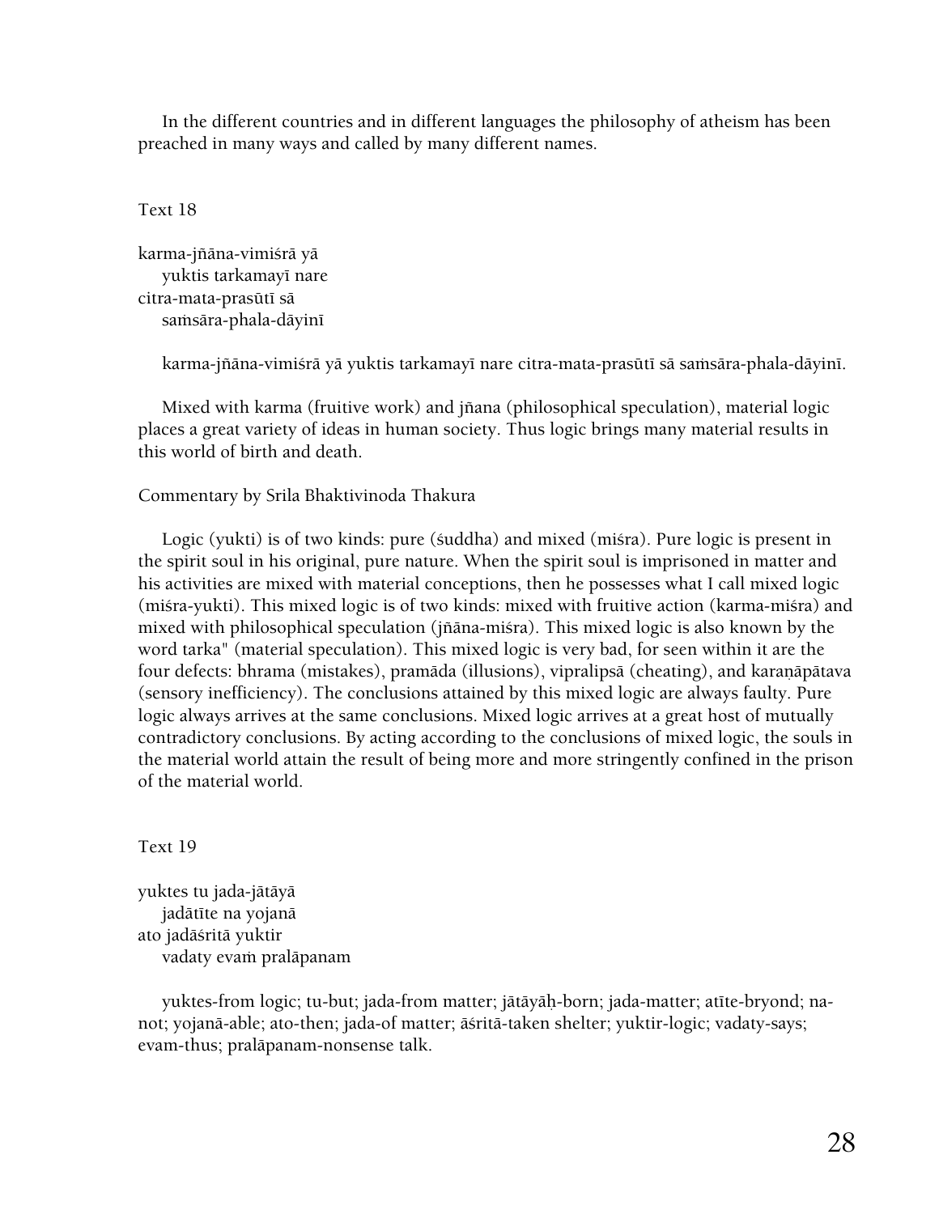In the different countries and in different languages the philosophy of atheism has been preached in many ways and called by many different names.

Text 18

karma-jñāna-vimiśrā yā
  yuktis tarkamayī nare
citra-mata-prasūtī sā
  saṁsāra-phala-dāyinī

karma-jñāna-vimiśrā yā yuktis tarkamayī nare citra-mata-prasūtī sā saṁsāra-phala-dāyinī.

Mixed with karma (fruitive work) and jñana (philosophical speculation), material logic places a great variety of ideas in human society. Thus logic brings many material results in this world of birth and death.

Commentary by Srila Bhaktivinoda Thakura

Logic (yukti) is of two kinds: pure (śuddha) and mixed (miśra). Pure logic is present in the spirit soul in his original, pure nature. When the spirit soul is imprisoned in matter and his activities are mixed with material conceptions, then he possesses what I call mixed logic (miśra-yukti). This mixed logic is of two kinds: mixed with fruitive action (karma-miśra) and mixed with philosophical speculation (jñāna-miśra). This mixed logic is also known by the word tarka" (material speculation). This mixed logic is very bad, for seen within it are the four defects: bhrama (mistakes), pramāda (illusions), vipralipsā (cheating), and karaṇāpātava (sensory inefficiency). The conclusions attained by this mixed logic are always faulty. Pure logic always arrives at the same conclusions. Mixed logic arrives at a great host of mutually contradictory conclusions. By acting according to the conclusions of mixed logic, the souls in the material world attain the result of being more and more stringently confined in the prison of the material world.

Text 19

yuktes tu jada-jātāyā
  jadātīte na yojanā
ato jadāśritā yuktir
  vadaty evaṁ pralāpanam

yuktes-from logic; tu-but; jada-from matter; jātāyāḥ-born; jada-matter; atīte-bryond; na-not; yojanā-able; ato-then; jada-of matter; āśritā-taken shelter; yuktir-logic; vadaty-says; evam-thus; pralāpanam-nonsense talk.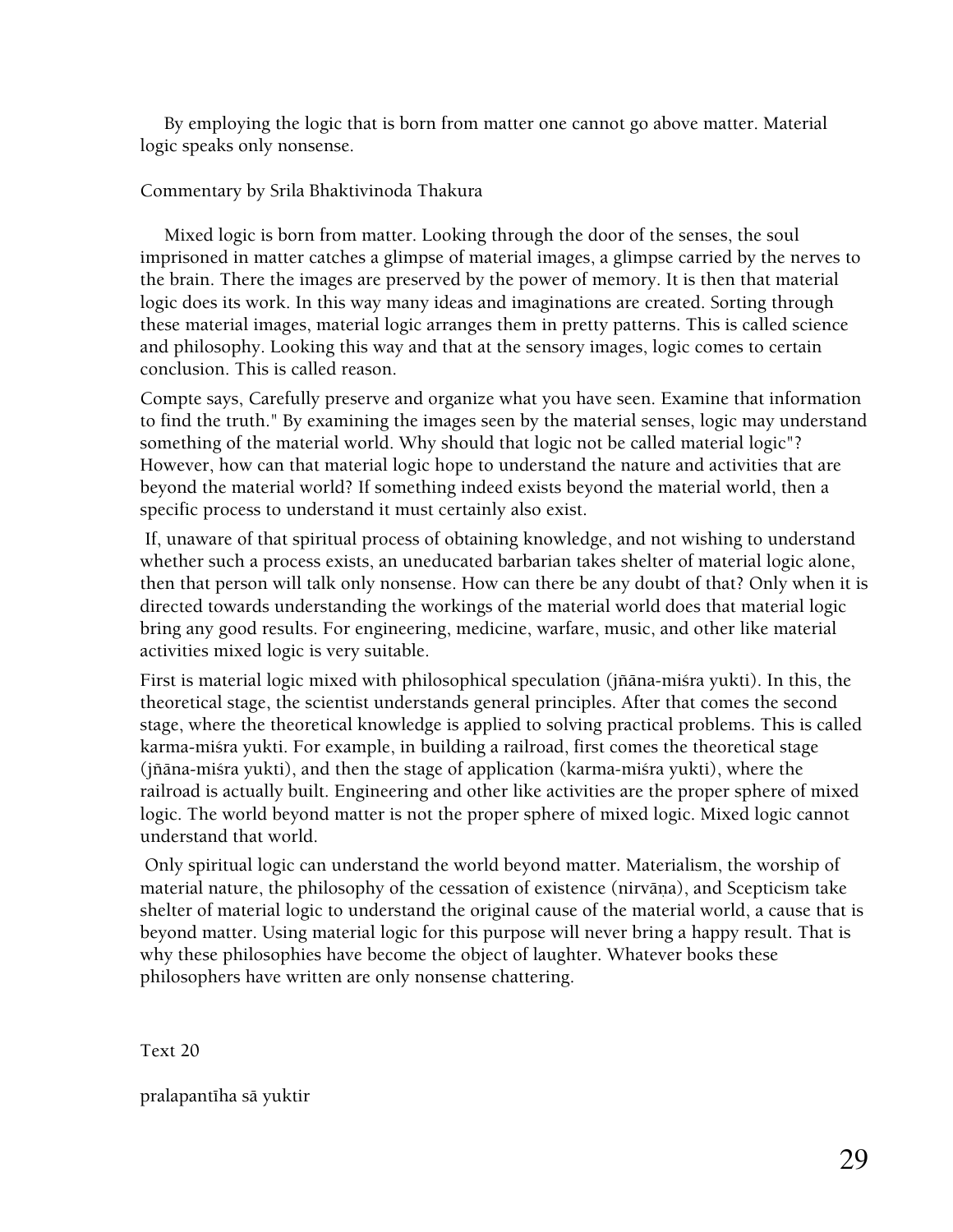By employing the logic that is born from matter one cannot go above matter. Material logic speaks only nonsense.

Commentary by Srila Bhaktivinoda Thakura

Mixed logic is born from matter. Looking through the door of the senses, the soul imprisoned in matter catches a glimpse of material images, a glimpse carried by the nerves to the brain. There the images are preserved by the power of memory. It is then that material logic does its work. In this way many ideas and imaginations are created. Sorting through these material images, material logic arranges them in pretty patterns. This is called science and philosophy. Looking this way and that at the sensory images, logic comes to certain conclusion. This is called reason.

Compte says, Carefully preserve and organize what you have seen. Examine that information to find the truth." By examining the images seen by the material senses, logic may understand something of the material world. Why should that logic not be called material logic"? However, how can that material logic hope to understand the nature and activities that are beyond the material world? If something indeed exists beyond the material world, then a specific process to understand it must certainly also exist.

If, unaware of that spiritual process of obtaining knowledge, and not wishing to understand whether such a process exists, an uneducated barbarian takes shelter of material logic alone, then that person will talk only nonsense. How can there be any doubt of that? Only when it is directed towards understanding the workings of the material world does that material logic bring any good results. For engineering, medicine, warfare, music, and other like material activities mixed logic is very suitable.

First is material logic mixed with philosophical speculation (jñāna-miśra yukti). In this, the theoretical stage, the scientist understands general principles. After that comes the second stage, where the theoretical knowledge is applied to solving practical problems. This is called karma-miśra yukti. For example, in building a railroad, first comes the theoretical stage (jñāna-miśra yukti), and then the stage of application (karma-miśra yukti), where the railroad is actually built. Engineering and other like activities are the proper sphere of mixed logic. The world beyond matter is not the proper sphere of mixed logic. Mixed logic cannot understand that world.

Only spiritual logic can understand the world beyond matter. Materialism, the worship of material nature, the philosophy of the cessation of existence (nirvāṇa), and Scepticism take shelter of material logic to understand the original cause of the material world, a cause that is beyond matter. Using material logic for this purpose will never bring a happy result. That is why these philosophies have become the object of laughter. Whatever books these philosophers have written are only nonsense chattering.

Text 20

pralapantīha sā yuktir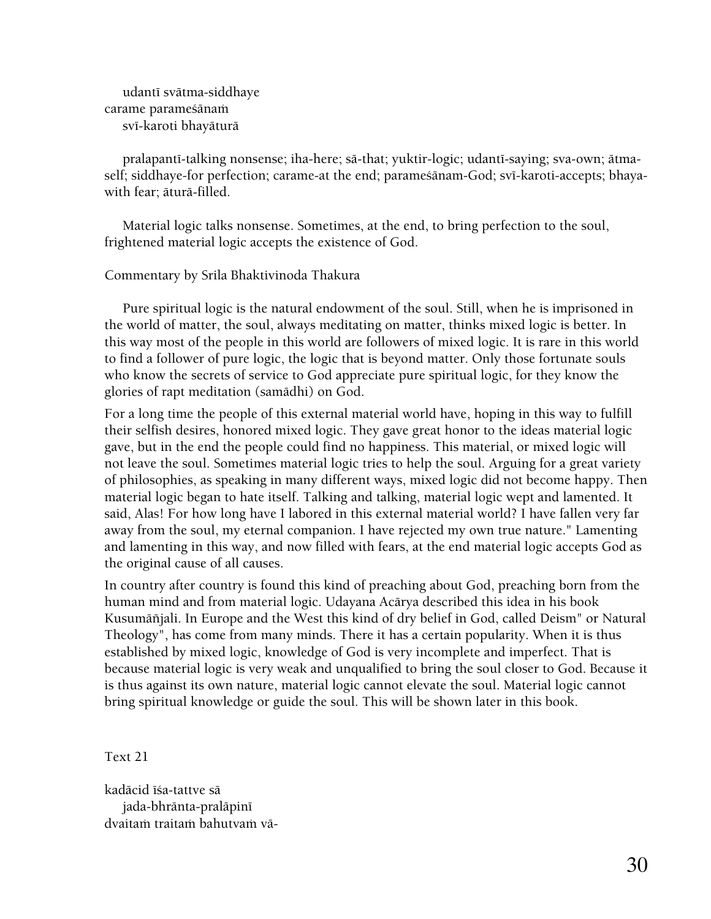udantī svātma-siddhaye
carame parameśānaṁ
svī-karoti bhayāturā

pralapantī-talking nonsense; iha-here; sā-that; yuktir-logic; udantī-saying; sva-own; ātma-self; siddhaye-for perfection; carame-at the end; parameśānam-God; svī-karoti-accepts; bhaya-with fear; āturā-filled.

Material logic talks nonsense. Sometimes, at the end, to bring perfection to the soul, frightened material logic accepts the existence of God.

Commentary by Srila Bhaktivinoda Thakura

Pure spiritual logic is the natural endowment of the soul. Still, when he is imprisoned in the world of matter, the soul, always meditating on matter, thinks mixed logic is better. In this way most of the people in this world are followers of mixed logic. It is rare in this world to find a follower of pure logic, the logic that is beyond matter. Only those fortunate souls who know the secrets of service to God appreciate pure spiritual logic, for they know the glories of rapt meditation (samādhi) on God.

For a long time the people of this external material world have, hoping in this way to fulfill their selfish desires, honored mixed logic. They gave great honor to the ideas material logic gave, but in the end the people could find no happiness. This material, or mixed logic will not leave the soul. Sometimes material logic tries to help the soul. Arguing for a great variety of philosophies, as speaking in many different ways, mixed logic did not become happy. Then material logic began to hate itself. Talking and talking, material logic wept and lamented. It said, Alas! For how long have I labored in this external material world? I have fallen very far away from the soul, my eternal companion. I have rejected my own true nature." Lamenting and lamenting in this way, and now filled with fears, at the end material logic accepts God as the original cause of all causes.

In country after country is found this kind of preaching about God, preaching born from the human mind and from material logic. Udayana Acārya described this idea in his book Kusumāñjali. In Europe and the West this kind of dry belief in God, called Deism" or Natural Theology", has come from many minds. There it has a certain popularity. When it is thus established by mixed logic, knowledge of God is very incomplete and imperfect. That is because material logic is very weak and unqualified to bring the soul closer to God. Because it is thus against its own nature, material logic cannot elevate the soul. Material logic cannot bring spiritual knowledge or guide the soul. This will be shown later in this book.

Text 21

kadācid īśa-tattve sā
jada-bhrānta-pralāpinī
dvaitaṁ traitaṁ bahutvaṁ vā-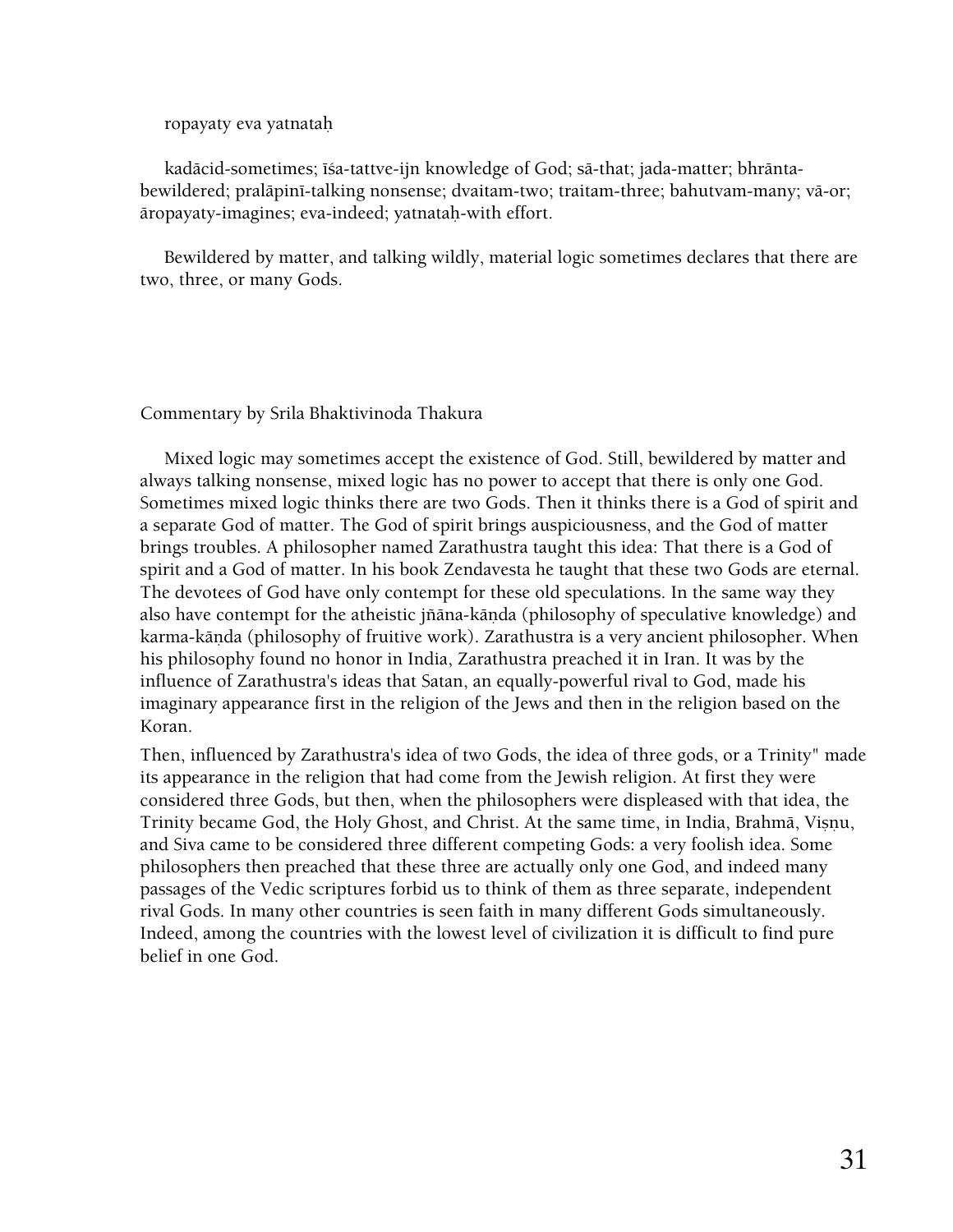ropayaty eva yatnataḥ

kadācid-sometimes; īśa-tattve-ijn knowledge of God; sā-that; jaḍa-matter; bhrānta-bewildered; pralāpinī-talking nonsense; dvaitam-two; traitam-three; bahutvam-many; vā-or; āropayaty-imagines; eva-indeed; yatnataḥ-with effort.

Bewildered by matter, and talking wildly, material logic sometimes declares that there are two, three, or many Gods.

Commentary by Srila Bhaktivinoda Thakura

Mixed logic may sometimes accept the existence of God. Still, bewildered by matter and always talking nonsense, mixed logic has no power to accept that there is only one God. Sometimes mixed logic thinks there are two Gods. Then it thinks there is a God of spirit and a separate God of matter. The God of spirit brings auspiciousness, and the God of matter brings troubles. A philosopher named Zarathustra taught this idea: That there is a God of spirit and a God of matter. In his book Zendavesta he taught that these two Gods are eternal. The devotees of God have only contempt for these old speculations. In the same way they also have contempt for the atheistic jñāna-kāṇḍa (philosophy of speculative knowledge) and karma-kāṇḍa (philosophy of fruitive work). Zarathustra is a very ancient philosopher. When his philosophy found no honor in India, Zarathustra preached it in Iran. It was by the influence of Zarathustra's ideas that Satan, an equally-powerful rival to God, made his imaginary appearance first in the religion of the Jews and then in the religion based on the Koran.

Then, influenced by Zarathustra's idea of two Gods, the idea of three gods, or a Trinity" made its appearance in the religion that had come from the Jewish religion. At first they were considered three Gods, but then, when the philosophers were displeased with that idea, the Trinity became God, the Holy Ghost, and Christ. At the same time, in India, Brahmā, Viṣṇu, and Siva came to be considered three different competing Gods: a very foolish idea. Some philosophers then preached that these three are actually only one God, and indeed many passages of the Vedic scriptures forbid us to think of them as three separate, independent rival Gods. In many other countries is seen faith in many different Gods simultaneously. Indeed, among the countries with the lowest level of civilization it is difficult to find pure belief in one God.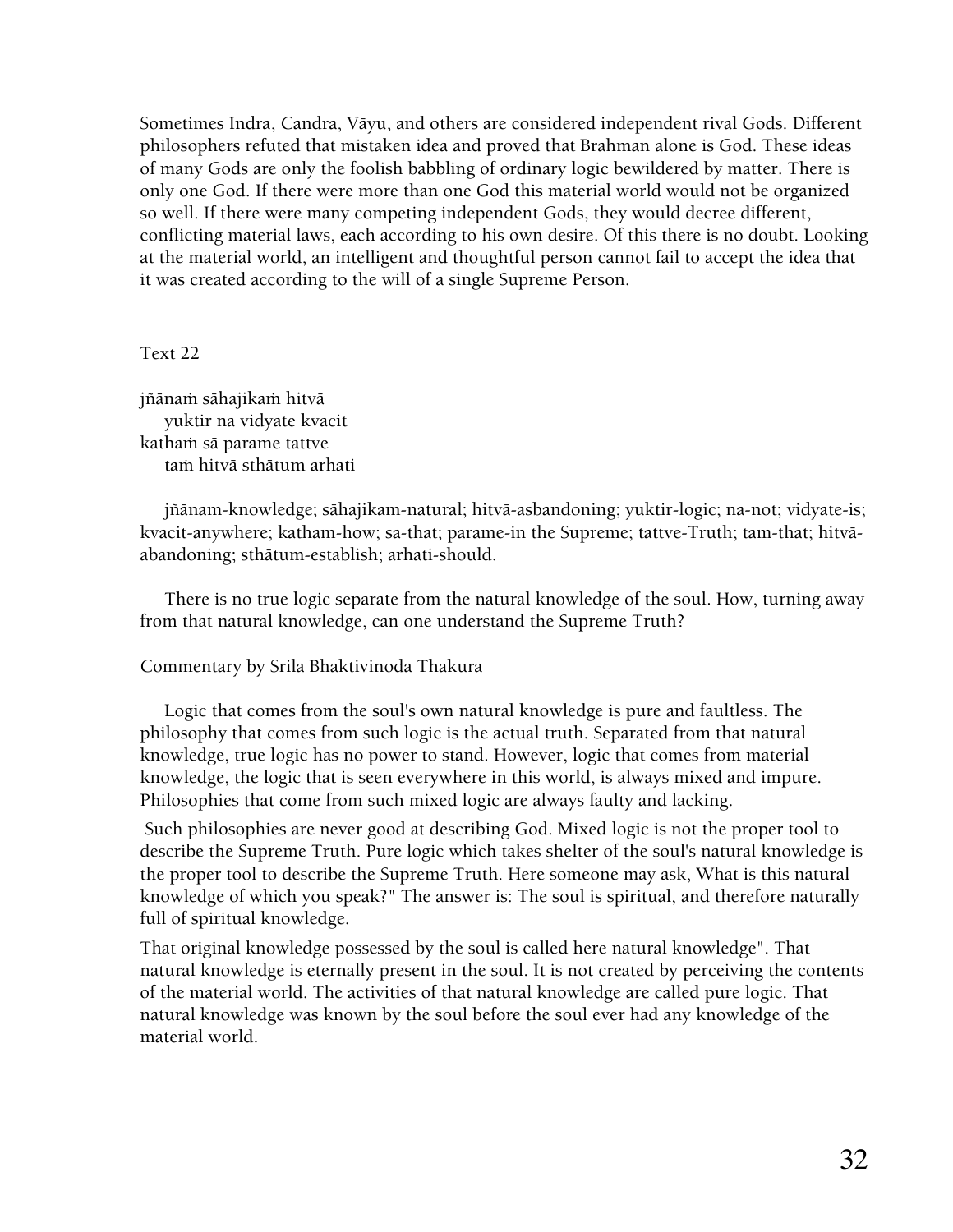Sometimes Indra, Candra, Vāyu, and others are considered independent rival Gods. Different philosophers refuted that mistaken idea and proved that Brahman alone is God. These ideas of many Gods are only the foolish babbling of ordinary logic bewildered by matter. There is only one God. If there were more than one God this material world would not be organized so well. If there were many competing independent Gods, they would decree different, conflicting material laws, each according to his own desire. Of this there is no doubt. Looking at the material world, an intelligent and thoughtful person cannot fail to accept the idea that it was created according to the will of a single Supreme Person.

Text 22

jñānaṁ sāhajikaṁ hitvā
   yuktir na vidyate kvacit
kathaṁ sā parame tattve
   taṁ hitvā sthātum arhati

jñānam-knowledge; sāhajikam-natural; hitvā-asbandoning; yuktir-logic; na-not; vidyate-is; kvacit-anywhere; katham-how; sa-that; parame-in the Supreme; tattve-Truth; tam-that; hitvā-abandoning; sthātum-establish; arhati-should.

There is no true logic separate from the natural knowledge of the soul. How, turning away from that natural knowledge, can one understand the Supreme Truth?

Commentary by Srila Bhaktivinoda Thakura

Logic that comes from the soul's own natural knowledge is pure and faultless. The philosophy that comes from such logic is the actual truth. Separated from that natural knowledge, true logic has no power to stand. However, logic that comes from material knowledge, the logic that is seen everywhere in this world, is always mixed and impure. Philosophies that come from such mixed logic are always faulty and lacking.

Such philosophies are never good at describing God. Mixed logic is not the proper tool to describe the Supreme Truth. Pure logic which takes shelter of the soul's natural knowledge is the proper tool to describe the Supreme Truth. Here someone may ask, What is this natural knowledge of which you speak?" The answer is: The soul is spiritual, and therefore naturally full of spiritual knowledge.

That original knowledge possessed by the soul is called here natural knowledge". That natural knowledge is eternally present in the soul. It is not created by perceiving the contents of the material world. The activities of that natural knowledge are called pure logic. That natural knowledge was known by the soul before the soul ever had any knowledge of the material world.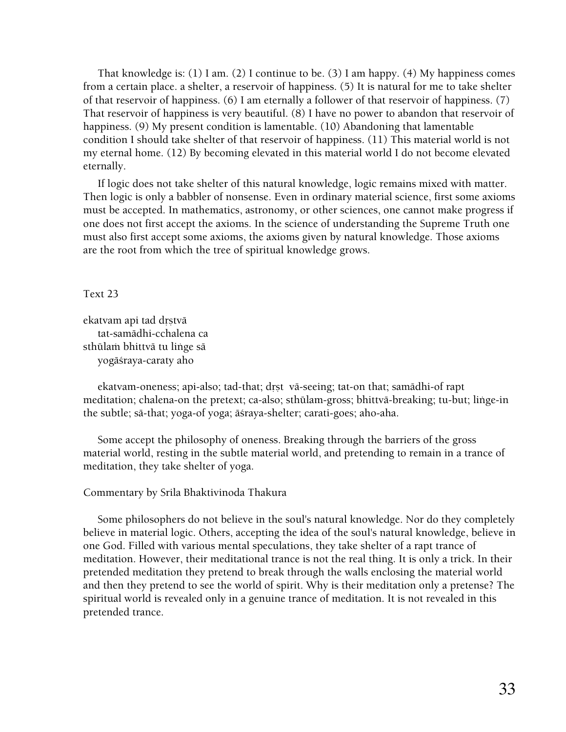That knowledge is: (1) I am. (2) I continue to be. (3) I am happy. (4) My happiness comes from a certain place. a shelter, a reservoir of happiness. (5) It is natural for me to take shelter of that reservoir of happiness. (6) I am eternally a follower of that reservoir of happiness. (7) That reservoir of happiness is very beautiful. (8) I have no power to abandon that reservoir of happiness. (9) My present condition is lamentable. (10) Abandoning that lamentable condition I should take shelter of that reservoir of happiness. (11) This material world is not my eternal home. (12) By becoming elevated in this material world I do not become elevated eternally.

If logic does not take shelter of this natural knowledge, logic remains mixed with matter. Then logic is only a babbler of nonsense. Even in ordinary material science, first some axioms must be accepted. In mathematics, astronomy, or other sciences, one cannot make progress if one does not first accept the axioms. In the science of understanding the Supreme Truth one must also first accept some axioms, the axioms given by natural knowledge. Those axioms are the root from which the tree of spiritual knowledge grows.

Text 23

ekatvam api tad dṛṣtvā
  tat-samādhi-cchalena ca
sthūlaṁ bhittvā tu liṅge sā
  yogāśraya-caraty aho

ekatvam-oneness; api-also; tad-that; dṛṣt vā-seeing; tat-on that; samādhi-of rapt meditation; chalena-on the pretext; ca-also; sthūlam-gross; bhittvā-breaking; tu-but; liṅge-in the subtle; sā-that; yoga-of yoga; āśraya-shelter; carati-goes; aho-aha.

Some accept the philosophy of oneness. Breaking through the barriers of the gross material world, resting in the subtle material world, and pretending to remain in a trance of meditation, they take shelter of yoga.

Commentary by Srila Bhaktivinoda Thakura

Some philosophers do not believe in the soul's natural knowledge. Nor do they completely believe in material logic. Others, accepting the idea of the soul's natural knowledge, believe in one God. Filled with various mental speculations, they take shelter of a rapt trance of meditation. However, their meditational trance is not the real thing. It is only a trick. In their pretended meditation they pretend to break through the walls enclosing the material world and then they pretend to see the world of spirit. Why is their meditation only a pretense? The spiritual world is revealed only in a genuine trance of meditation. It is not revealed in this pretended trance.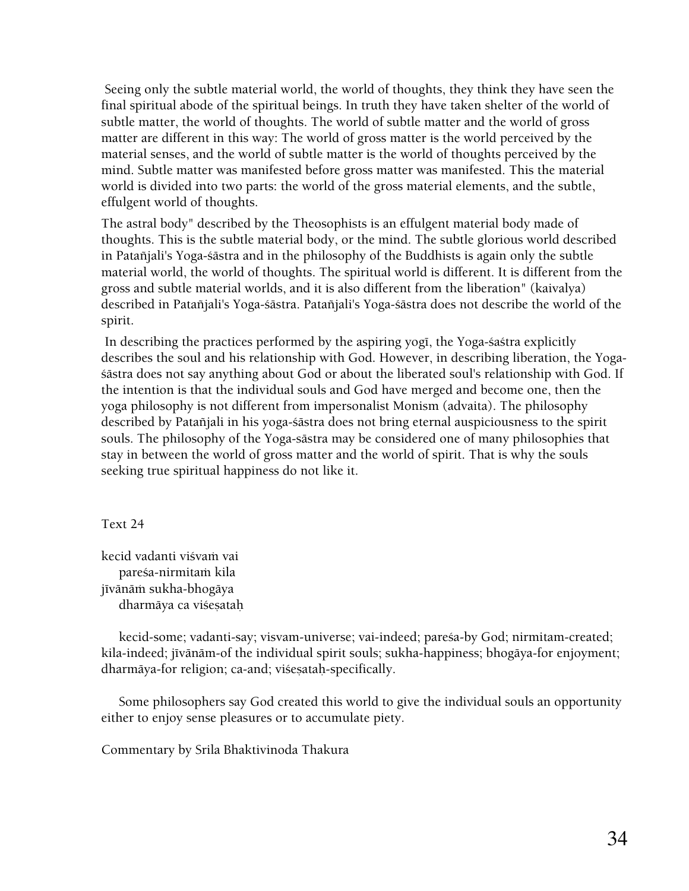Seeing only the subtle material world, the world of thoughts, they think they have seen the final spiritual abode of the spiritual beings. In truth they have taken shelter of the world of subtle matter, the world of thoughts. The world of subtle matter and the world of gross matter are different in this way: The world of gross matter is the world perceived by the material senses, and the world of subtle matter is the world of thoughts perceived by the mind. Subtle matter was manifested before gross matter was manifested. This the material world is divided into two parts: the world of the gross material elements, and the subtle, effulgent world of thoughts.

The astral body" described by the Theosophists is an effulgent material body made of thoughts. This is the subtle material body, or the mind. The subtle glorious world described in Patañjali's Yoga-śāstra and in the philosophy of the Buddhists is again only the subtle material world, the world of thoughts. The spiritual world is different. It is different from the gross and subtle material worlds, and it is also different from the liberation" (kaivalya) described in Patañjali's Yoga-śāstra. Patañjali's Yoga-śāstra does not describe the world of the spirit.

In describing the practices performed by the aspiring yogī, the Yoga-śaśtra explicitly describes the soul and his relationship with God. However, in describing liberation, the Yoga-śāstra does not say anything about God or about the liberated soul's relationship with God. If the intention is that the individual souls and God have merged and become one, then the yoga philosophy is not different from impersonalist Monism (advaita). The philosophy described by Patañjali in his yoga-śāstra does not bring eternal auspiciousness to the spirit souls. The philosophy of the Yoga-sāstra may be considered one of many philosophies that stay in between the world of gross matter and the world of spirit. That is why the souls seeking true spiritual happiness do not like it.

Text 24

kecid vadanti viśvaṁ vai
pareśa-nirmitaṁ kila
jīvānāṁ sukha-bhogāya
dharmāya ca viśeṣataḥ

kecid-some; vadanti-say; visvam-universe; vai-indeed; pareśa-by God; nirmitam-created; kila-indeed; jīvānām-of the individual spirit souls; sukha-happiness; bhogāya-for enjoyment; dharmāya-for religion; ca-and; viśeṣataḥ-specifically.

Some philosophers say God created this world to give the individual souls an opportunity either to enjoy sense pleasures or to accumulate piety.

Commentary by Srila Bhaktivinoda Thakura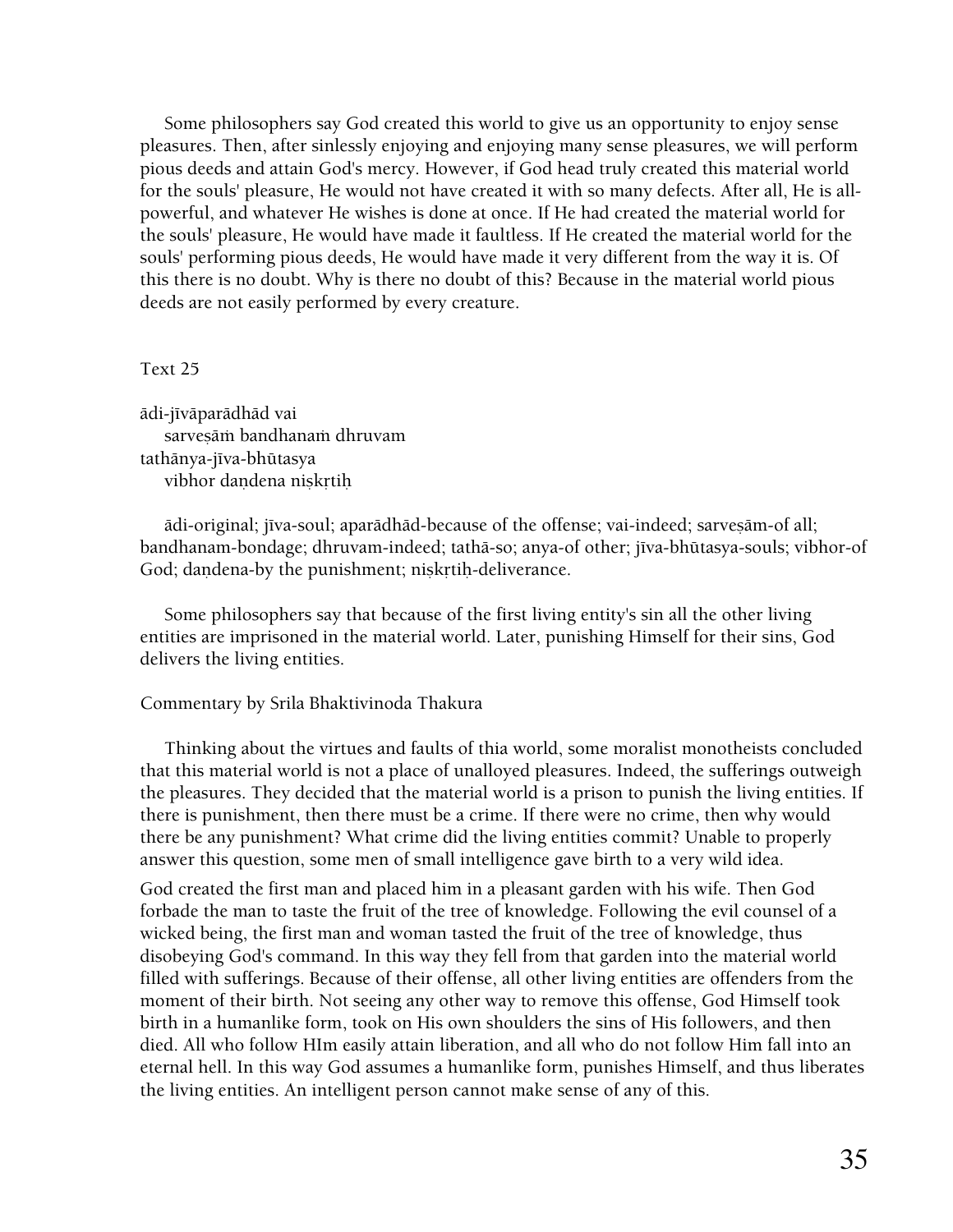Some philosophers say God created this world to give us an opportunity to enjoy sense pleasures. Then, after sinlessly enjoying and enjoying many sense pleasures, we will perform pious deeds and attain God's mercy. However, if God head truly created this material world for the souls' pleasure, He would not have created it with so many defects. After all, He is all-powerful, and whatever He wishes is done at once. If He had created the material world for the souls' pleasure, He would have made it faultless. If He created the material world for the souls' performing pious deeds, He would have made it very different from the way it is. Of this there is no doubt. Why is there no doubt of this? Because in the material world pious deeds are not easily performed by every creature.

Text 25

ādi-jīvāparādhād vai
sarveṣāṁ bandhanaṁ dhruvam
tathānya-jīva-bhūtasya
vibhor daṇdena niṣkṛtiḥ

ādi-original; jīva-soul; aparādhād-because of the offense; vai-indeed; sarveṣām-of all; bandhanam-bondage; dhruvam-indeed; tathā-so; anya-of other; jīva-bhūtasya-souls; vibhor-of God; daṇdena-by the punishment; niṣkṛtiḥ-deliverance.

Some philosophers say that because of the first living entity's sin all the other living entities are imprisoned in the material world. Later, punishing Himself for their sins, God delivers the living entities.

Commentary by Srila Bhaktivinoda Thakura

Thinking about the virtues and faults of thia world, some moralist monotheists concluded that this material world is not a place of unalloyed pleasures. Indeed, the sufferings outweigh the pleasures. They decided that the material world is a prison to punish the living entities. If there is punishment, then there must be a crime. If there were no crime, then why would there be any punishment? What crime did the living entities commit? Unable to properly answer this question, some men of small intelligence gave birth to a very wild idea.

God created the first man and placed him in a pleasant garden with his wife. Then God forbade the man to taste the fruit of the tree of knowledge. Following the evil counsel of a wicked being, the first man and woman tasted the fruit of the tree of knowledge, thus disobeying God's command. In this way they fell from that garden into the material world filled with sufferings. Because of their offense, all other living entities are offenders from the moment of their birth. Not seeing any other way to remove this offense, God Himself took birth in a humanlike form, took on His own shoulders the sins of His followers, and then died. All who follow HIm easily attain liberation, and all who do not follow Him fall into an eternal hell. In this way God assumes a humanlike form, punishes Himself, and thus liberates the living entities. An intelligent person cannot make sense of any of this.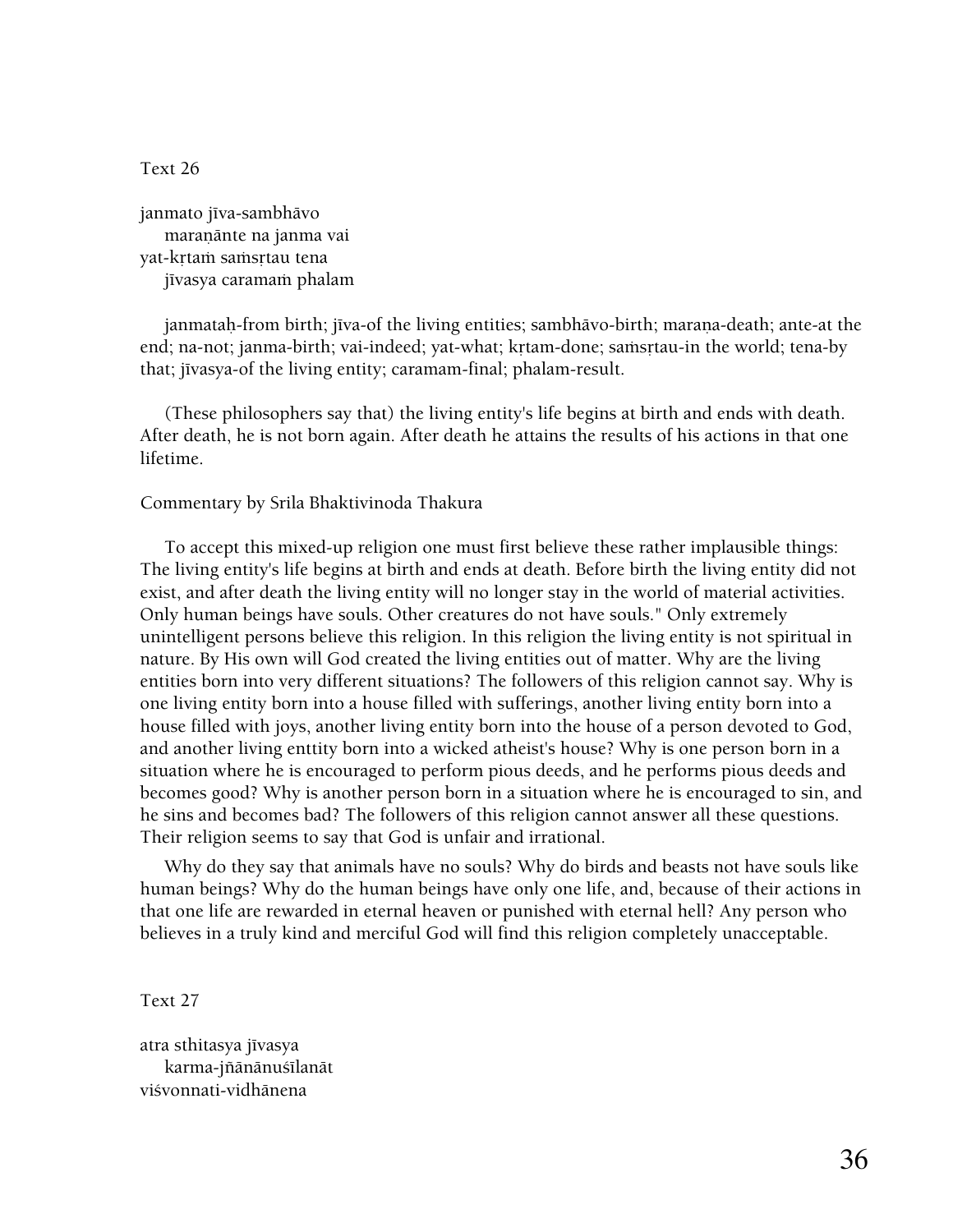Text 26

janmato jīva-sambhāvo
  maraṇānte na janma vai
yat-kṛtaṁ saṁsṛtau tena
  jīvasya caramaṁ phalam

janmataḥ-from birth; jīva-of the living entities; sambhāvo-birth; maraṇa-death; ante-at the end; na-not; janma-birth; vai-indeed; yat-what; kṛtam-done; saṁsṛtau-in the world; tena-by that; jīvasya-of the living entity; caramam-final; phalam-result.

(These philosophers say that) the living entity's life begins at birth and ends with death. After death, he is not born again. After death he attains the results of his actions in that one lifetime.

Commentary by Srila Bhaktivinoda Thakura

To accept this mixed-up religion one must first believe these rather implausible things: The living entity's life begins at birth and ends at death. Before birth the living entity did not exist, and after death the living entity will no longer stay in the world of material activities. Only human beings have souls. Other creatures do not have souls." Only extremely unintelligent persons believe this religion. In this religion the living entity is not spiritual in nature. By His own will God created the living entities out of matter. Why are the living entities born into very different situations? The followers of this religion cannot say. Why is one living entity born into a house filled with sufferings, another living entity born into a house filled with joys, another living entity born into the house of a person devoted to God, and another living enttity born into a wicked atheist's house? Why is one person born in a situation where he is encouraged to perform pious deeds, and he performs pious deeds and becomes good? Why is another person born in a situation where he is encouraged to sin, and he sins and becomes bad? The followers of this religion cannot answer all these questions. Their religion seems to say that God is unfair and irrational.

Why do they say that animals have no souls? Why do birds and beasts not have souls like human beings? Why do the human beings have only one life, and, because of their actions in that one life are rewarded in eternal heaven or punished with eternal hell? Any person who believes in a truly kind and merciful God will find this religion completely unacceptable.

Text 27

atra sthitasya jīvasya
  karma-jñānānuśīlanāt
viśvonnati-vidhānena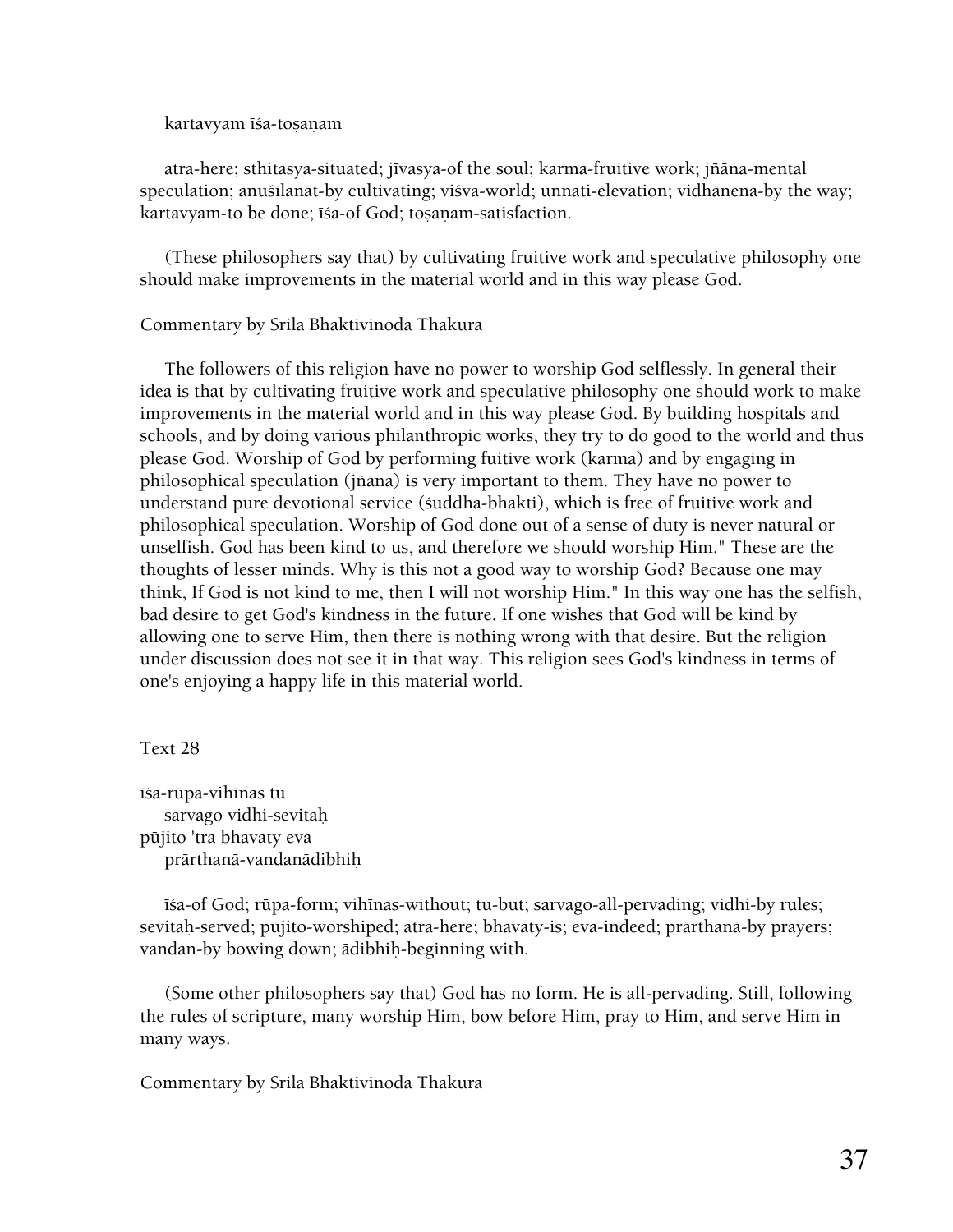kartavyam īśa-toṣaṇam

atra-here; sthitasya-situated; jīvasya-of the soul; karma-fruitive work; jñāna-mental speculation; anuśīlanāt-by cultivating; viśva-world; unnati-elevation; vidhānena-by the way; kartavyam-to be done; īśa-of God; toṣaṇam-satisfaction.

(These philosophers say that) by cultivating fruitive work and speculative philosophy one should make improvements in the material world and in this way please God.

Commentary by Srila Bhaktivinoda Thakura

The followers of this religion have no power to worship God selflessly. In general their idea is that by cultivating fruitive work and speculative philosophy one should work to make improvements in the material world and in this way please God. By building hospitals and schools, and by doing various philanthropic works, they try to do good to the world and thus please God. Worship of God by performing fuitive work (karma) and by engaging in philosophical speculation (jñāna) is very important to them. They have no power to understand pure devotional service (śuddha-bhakti), which is free of fruitive work and philosophical speculation. Worship of God done out of a sense of duty is never natural or unselfish. God has been kind to us, and therefore we should worship Him." These are the thoughts of lesser minds. Why is this not a good way to worship God? Because one may think, If God is not kind to me, then I will not worship Him." In this way one has the selfish, bad desire to get God's kindness in the future. If one wishes that God will be kind by allowing one to serve Him, then there is nothing wrong with that desire. But the religion under discussion does not see it in that way. This religion sees God's kindness in terms of one's enjoying a happy life in this material world.

Text 28

īśa-rūpa-vihīnas tu
sarvago vidhi-sevitaḥ
pūjito 'tra bhavaty eva
prārthanā-vandanādibhiḥ

īśa-of God; rūpa-form; vihīnas-without; tu-but; sarvago-all-pervading; vidhi-by rules; sevitaḥ-served; pūjito-worshiped; atra-here; bhavaty-is; eva-indeed; prārthanā-by prayers; vandan-by bowing down; ādibhiḥ-beginning with.

(Some other philosophers say that) God has no form. He is all-pervading. Still, following the rules of scripture, many worship Him, bow before Him, pray to Him, and serve Him in many ways.

Commentary by Srila Bhaktivinoda Thakura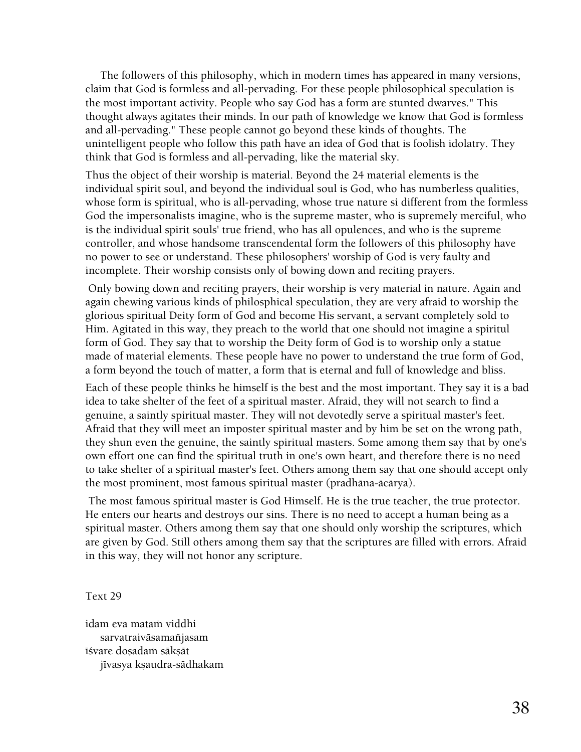The followers of this philosophy, which in modern times has appeared in many versions, claim that God is formless and all-pervading. For these people philosophical speculation is the most important activity. People who say God has a form are stunted dwarves." This thought always agitates their minds. In our path of knowledge we know that God is formless and all-pervading." These people cannot go beyond these kinds of thoughts. The unintelligent people who follow this path have an idea of God that is foolish idolatry. They think that God is formless and all-pervading, like the material sky.

Thus the object of their worship is material. Beyond the 24 material elements is the individual spirit soul, and beyond the individual soul is God, who has numberless qualities, whose form is spiritual, who is all-pervading, whose true nature si different from the formless God the impersonalists imagine, who is the supreme master, who is supremely merciful, who is the individual spirit souls' true friend, who has all opulences, and who is the supreme controller, and whose handsome transcendental form the followers of this philosophy have no power to see or understand. These philosophers' worship of God is very faulty and incomplete. Their worship consists only of bowing down and reciting prayers.

Only bowing down and reciting prayers, their worship is very material in nature. Again and again chewing various kinds of philosphical speculation, they are very afraid to worship the glorious spiritual Deity form of God and become His servant, a servant completely sold to Him. Agitated in this way, they preach to the world that one should not imagine a spiritul form of God. They say that to worship the Deity form of God is to worship only a statue made of material elements. These people have no power to understand the true form of God, a form beyond the touch of matter, a form that is eternal and full of knowledge and bliss.

Each of these people thinks he himself is the best and the most important. They say it is a bad idea to take shelter of the feet of a spiritual master. Afraid, they will not search to find a genuine, a saintly spiritual master. They will not devotedly serve a spiritual master's feet. Afraid that they will meet an imposter spiritual master and by him be set on the wrong path, they shun even the genuine, the saintly spiritual masters. Some among them say that by one's own effort one can find the spiritual truth in one's own heart, and therefore there is no need to take shelter of a spiritual master's feet. Others among them say that one should accept only the most prominent, most famous spiritual master (pradhāna-ācārya).

The most famous spiritual master is God Himself. He is the true teacher, the true protector. He enters our hearts and destroys our sins. There is no need to accept a human being as a spiritual master. Others among them say that one should only worship the scriptures, which are given by God. Still others among them say that the scriptures are filled with errors. Afraid in this way, they will not honor any scripture.

Text 29

idam eva mataṁ viddhi
sarvatraivāsamañjasam
īśvare doṣadaṁ sākṣāt
jīvasya kṣaudra-sādhakam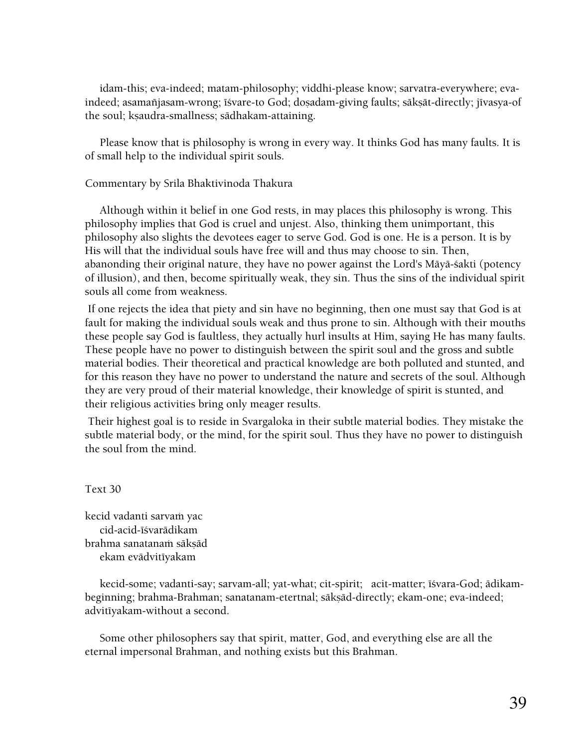idam-this; eva-indeed; matam-philosophy; viddhi-please know; sarvatra-everywhere; eva-indeed; asamañjasam-wrong; īśvare-to God; doṣadam-giving faults; sākṣāt-directly; jīvasya-of the soul; kṣaudra-smallness; sādhakam-attaining.

Please know that is philosophy is wrong in every way. It thinks God has many faults. It is of small help to the individual spirit souls.

Commentary by Srila Bhaktivinoda Thakura

Although within it belief in one God rests, in may places this philosophy is wrong. This philosophy implies that God is cruel and unjest. Also, thinking them unimportant, this philosophy also slights the devotees eager to serve God. God is one. He is a person. It is by His will that the individual souls have free will and thus may choose to sin. Then, abanonding their original nature, they have no power against the Lord's Māyā-śakti (potency of illusion), and then, become spiritually weak, they sin. Thus the sins of the individual spirit souls all come from weakness.

If one rejects the idea that piety and sin have no beginning, then one must say that God is at fault for making the individual souls weak and thus prone to sin. Although with their mouths these people say God is faultless, they actually hurl insults at Him, saying He has many faults. These people have no power to distinguish between the spirit soul and the gross and subtle material bodies. Their theoretical and practical knowledge are both polluted and stunted, and for this reason they have no power to understand the nature and secrets of the soul. Although they are very proud of their material knowledge, their knowledge of spirit is stunted, and their religious activities bring only meager results.

Their highest goal is to reside in Svargaloka in their subtle material bodies. They mistake the subtle material body, or the mind, for the spirit soul. Thus they have no power to distinguish the soul from the mind.

Text 30

kecid vadanti sarvaṁ yac
 cid-acid-īśvarādikam
brahma sanatanaṁ sākṣād
 ekam evādvitīyakam

kecid-some; vadanti-say; sarvam-all; yat-what; cit-spirit; acit-matter; īśvara-God; ādikam-beginning; brahma-Brahman; sanatanam-etertnal; sākṣād-directly; ekam-one; eva-indeed; advitīyakam-without a second.

Some other philosophers say that spirit, matter, God, and everything else are all the eternal impersonal Brahman, and nothing exists but this Brahman.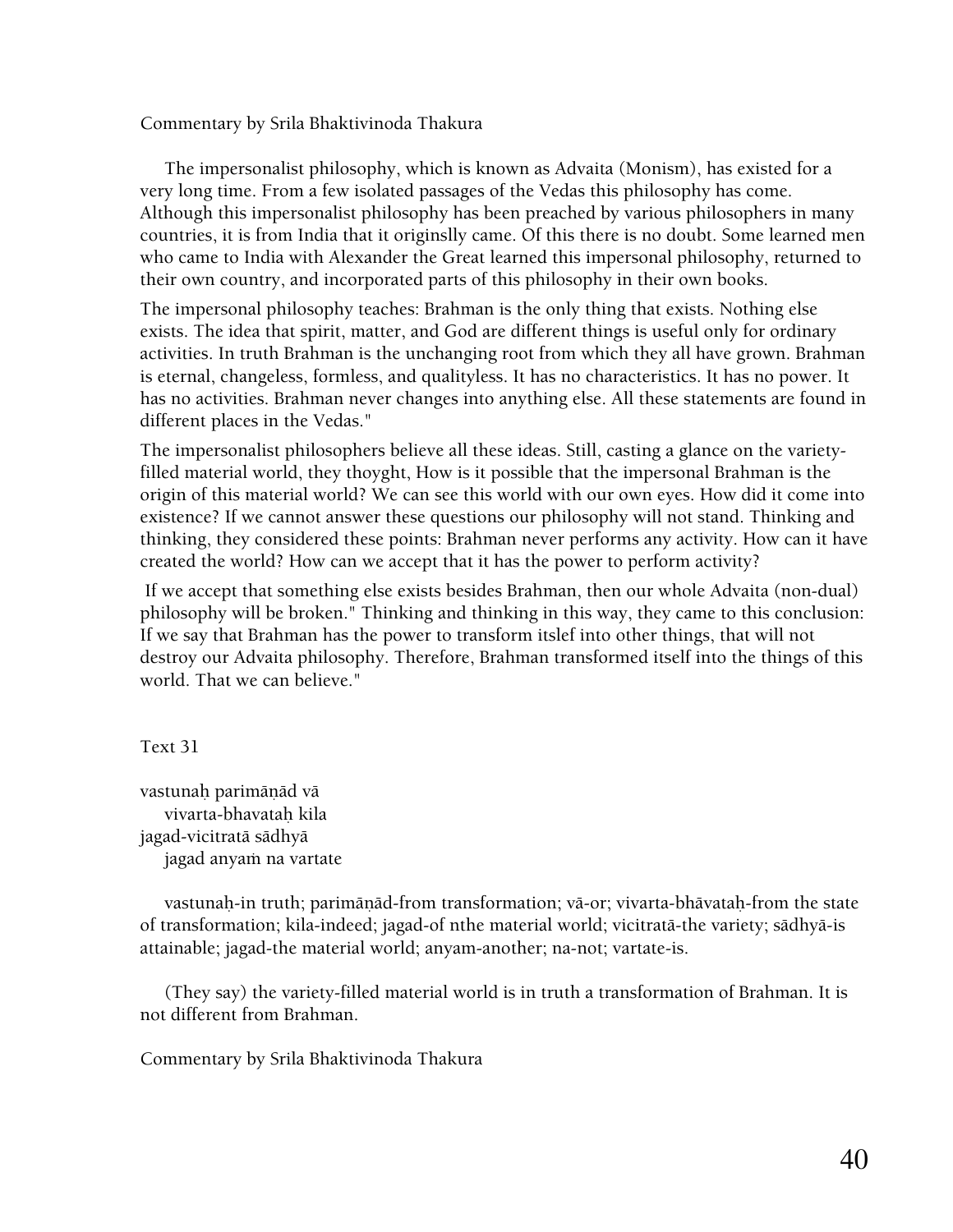Commentary by Srila Bhaktivinoda Thakura

The impersonalist philosophy, which is known as Advaita (Monism), has existed for a very long time. From a few isolated passages of the Vedas this philosophy has come. Although this impersonalist philosophy has been preached by various philosophers in many countries, it is from India that it originslly came. Of this there is no doubt. Some learned men who came to India with Alexander the Great learned this impersonal philosophy, returned to their own country, and incorporated parts of this philosophy in their own books.

The impersonal philosophy teaches: Brahman is the only thing that exists. Nothing else exists. The idea that spirit, matter, and God are different things is useful only for ordinary activities. In truth Brahman is the unchanging root from which they all have grown. Brahman is eternal, changeless, formless, and qualityless. It has no characteristics. It has no power. It has no activities. Brahman never changes into anything else. All these statements are found in different places in the Vedas."

The impersonalist philosophers believe all these ideas. Still, casting a glance on the variety-filled material world, they thoyght, How is it possible that the impersonal Brahman is the origin of this material world? We can see this world with our own eyes. How did it come into existence? If we cannot answer these questions our philosophy will not stand. Thinking and thinking, they considered these points: Brahman never performs any activity. How can it have created the world? How can we accept that it has the power to perform activity?

If we accept that something else exists besides Brahman, then our whole Advaita (non-dual) philosophy will be broken." Thinking and thinking in this way, they came to this conclusion: If we say that Brahman has the power to transform itslef into other things, that will not destroy our Advaita philosophy. Therefore, Brahman transformed itself into the things of this world. That we can believe."

Text 31

vastunaḥ parimāṇād vā
vivarta-bhavataḥ kila
jagad-vicitratā sādhyā
jagad anyaṁ na vartate

vastunaḥ-in truth; parimāṇād-from transformation; vā-or; vivarta-bhāvataḥ-from the state of transformation; kila-indeed; jagad-of nthe material world; vicitratā-the variety; sādhyā-is attainable; jagad-the material world; anyam-another; na-not; vartate-is.

(They say) the variety-filled material world is in truth a transformation of Brahman. It is not different from Brahman.

Commentary by Srila Bhaktivinoda Thakura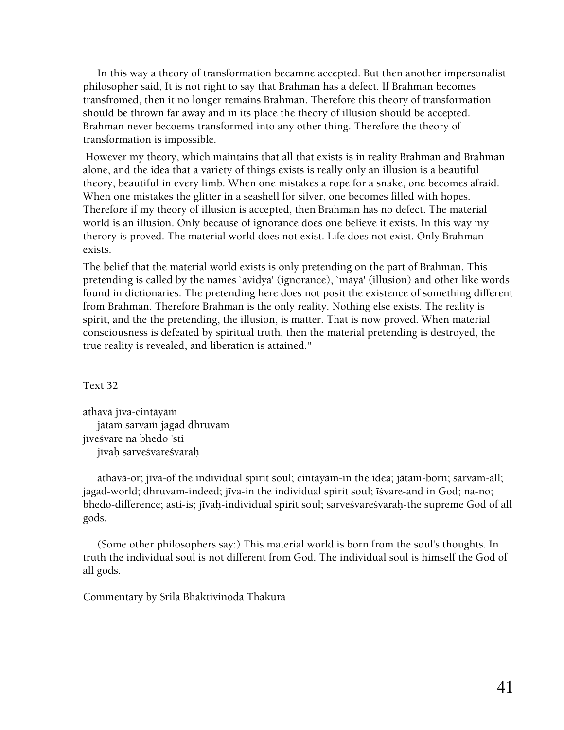In this way a theory of transformation becamne accepted. But then another impersonalist philosopher said, It is not right to say that Brahman has a defect. If Brahman becomes transfromed, then it no longer remains Brahman. Therefore this theory of transformation should be thrown far away and in its place the theory of illusion should be accepted. Brahman never becoems transformed into any other thing. Therefore the theory of transformation is impossible.

However my theory, which maintains that all that exists is in reality Brahman and Brahman alone, and the idea that a variety of things exists is really only an illusion is a beautiful theory, beautiful in every limb. When one mistakes a rope for a snake, one becomes afraid. When one mistakes the glitter in a seashell for silver, one becomes filled with hopes. Therefore if my theory of illusion is accepted, then Brahman has no defect. The material world is an illusion. Only because of ignorance does one believe it exists. In this way my therory is proved. The material world does not exist. Life does not exist. Only Brahman exists.

The belief that the material world exists is only pretending on the part of Brahman. This pretending is called by the names `avidya' (ignorance), `māyā' (illusion) and other like words found in dictionaries. The pretending here does not posit the existence of something different from Brahman. Therefore Brahman is the only reality. Nothing else exists. The reality is spirit, and the the pretending, the illusion, is matter. That is now proved. When material consciousness is defeated by spiritual truth, then the material pretending is destroyed, the true reality is revealed, and liberation is attained."

Text 32

athavā jīva-cintāyāṁ
jātaṁ sarvaṁ jagad dhruvam
jīveśvare na bhedo 'sti
jīvaḥ sarveśvareśvaraḥ

athavā-or; jīva-of the individual spirit soul; cintāyām-in the idea; jātam-born; sarvam-all; jagad-world; dhruvam-indeed; jīva-in the individual spirit soul; īśvare-and in God; na-no; bhedo-difference; asti-is; jīvaḥ-individual spirit soul; sarveśvareśvaraḥ-the supreme God of all gods.

(Some other philosophers say:) This material world is born from the soul's thoughts. In truth the individual soul is not different from God. The individual soul is himself the God of all gods.

Commentary by Srila Bhaktivinoda Thakura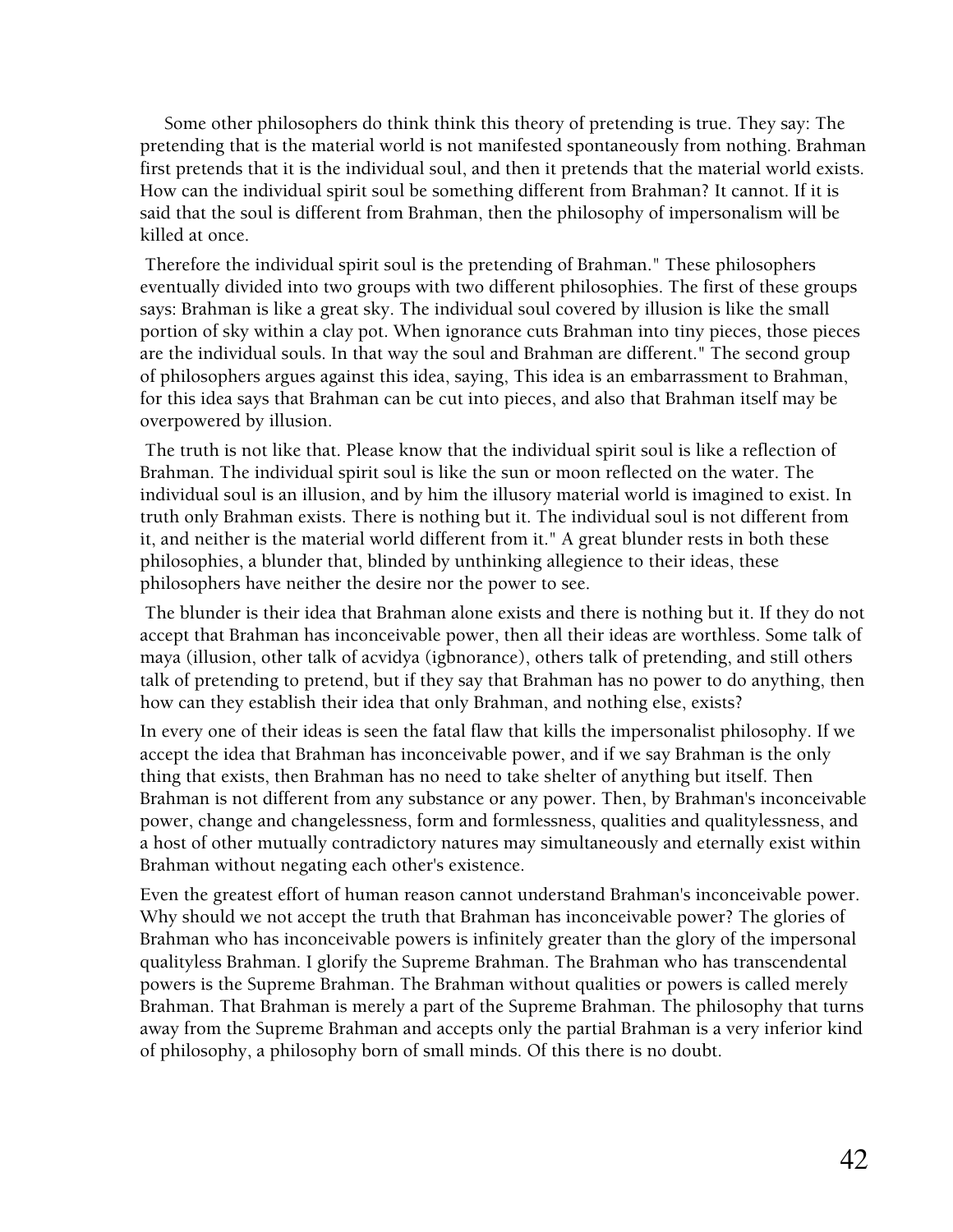Some other philosophers do think think this theory of pretending is true. They say: The pretending that is the material world is not manifested spontaneously from nothing. Brahman first pretends that it is the individual soul, and then it pretends that the material world exists. How can the individual spirit soul be something different from Brahman? It cannot. If it is said that the soul is different from Brahman, then the philosophy of impersonalism will be killed at once.

Therefore the individual spirit soul is the pretending of Brahman." These philosophers eventually divided into two groups with two different philosophies. The first of these groups says: Brahman is like a great sky. The individual soul covered by illusion is like the small portion of sky within a clay pot. When ignorance cuts Brahman into tiny pieces, those pieces are the individual souls. In that way the soul and Brahman are different." The second group of philosophers argues against this idea, saying, This idea is an embarrassment to Brahman, for this idea says that Brahman can be cut into pieces, and also that Brahman itself may be overpowered by illusion.

The truth is not like that. Please know that the individual spirit soul is like a reflection of Brahman. The individual spirit soul is like the sun or moon reflected on the water. The individual soul is an illusion, and by him the illusory material world is imagined to exist. In truth only Brahman exists. There is nothing but it. The individual soul is not different from it, and neither is the material world different from it." A great blunder rests in both these philosophies, a blunder that, blinded by unthinking allegience to their ideas, these philosophers have neither the desire nor the power to see.

The blunder is their idea that Brahman alone exists and there is nothing but it. If they do not accept that Brahman has inconceivable power, then all their ideas are worthless. Some talk of maya (illusion, other talk of acvidya (igbnorance), others talk of pretending, and still others talk of pretending to pretend, but if they say that Brahman has no power to do anything, then how can they establish their idea that only Brahman, and nothing else, exists?

In every one of their ideas is seen the fatal flaw that kills the impersonalist philosophy. If we accept the idea that Brahman has inconceivable power, and if we say Brahman is the only thing that exists, then Brahman has no need to take shelter of anything but itself. Then Brahman is not different from any substance or any power. Then, by Brahman's inconceivable power, change and changelessness, form and formlessness, qualities and qualitylessness, and a host of other mutually contradictory natures may simultaneously and eternally exist within Brahman without negating each other's existence.

Even the greatest effort of human reason cannot understand Brahman's inconceivable power. Why should we not accept the truth that Brahman has inconceivable power? The glories of Brahman who has inconceivable powers is infinitely greater than the glory of the impersonal qualityless Brahman. I glorify the Supreme Brahman. The Brahman who has transcendental powers is the Supreme Brahman. The Brahman without qualities or powers is called merely Brahman. That Brahman is merely a part of the Supreme Brahman. The philosophy that turns away from the Supreme Brahman and accepts only the partial Brahman is a very inferior kind of philosophy, a philosophy born of small minds. Of this there is no doubt.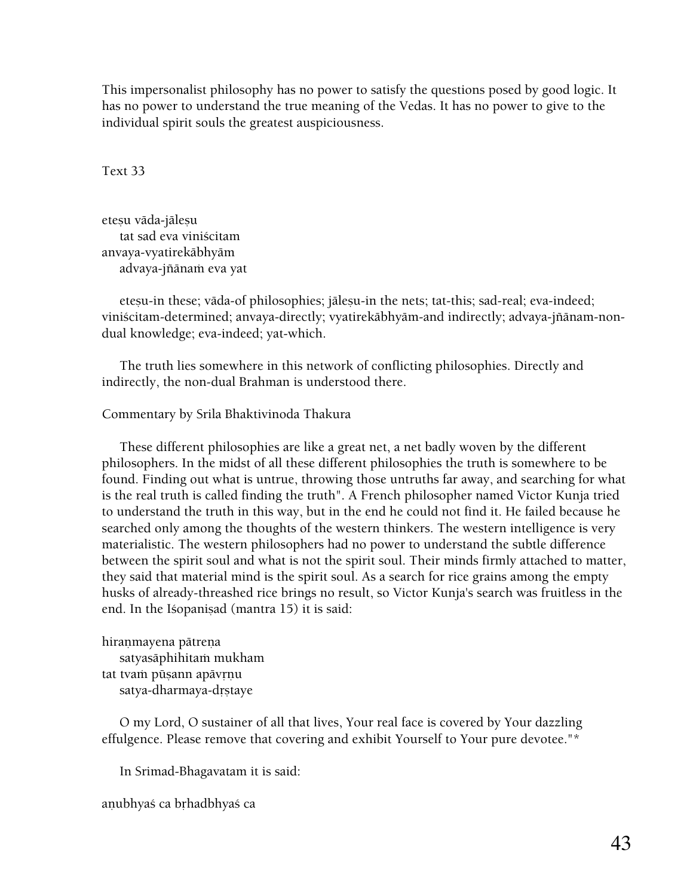This impersonalist philosophy has no power to satisfy the questions posed by good logic. It has no power to understand the true meaning of the Vedas. It has no power to give to the individual spirit souls the greatest auspiciousness.

Text 33

eteṣu vāda-jāleṣu
tat sad eva viniścitam
anvaya-vyatirekābhyām
advaya-jñānaṁ eva yat

eteṣu-in these; vāda-of philosophies; jāleṣu-in the nets; tat-this; sad-real; eva-indeed; viniścitam-determined; anvaya-directly; vyatirekābhyām-and indirectly; advaya-jñānam-non-dual knowledge; eva-indeed; yat-which.

The truth lies somewhere in this network of conflicting philosophies. Directly and indirectly, the non-dual Brahman is understood there.

Commentary by Srila Bhaktivinoda Thakura

These different philosophies are like a great net, a net badly woven by the different philosophers. In the midst of all these different philosophies the truth is somewhere to be found. Finding out what is untrue, throwing those untruths far away, and searching for what is the real truth is called finding the truth". A French philosopher named Victor Kunja tried to understand the truth in this way, but in the end he could not find it. He failed because he searched only among the thoughts of the western thinkers. The western intelligence is very materialistic. The western philosophers had no power to understand the subtle difference between the spirit soul and what is not the spirit soul. Their minds firmly attached to matter, they said that material mind is the spirit soul. As a search for rice grains among the empty husks of already-threashed rice brings no result, so Victor Kunja's search was fruitless in the end. In the Iśopaniṣad (mantra 15) it is said:

hiraṇmayena pātreṇa
satyasāphihitaṁ mukham
tat tvaṁ pūṣann apāvṛṇu
satya-dharmaya-dṛṣtaye

O my Lord, O sustainer of all that lives, Your real face is covered by Your dazzling effulgence. Please remove that covering and exhibit Yourself to Your pure devotee."*

In Srimad-Bhagavatam it is said:

aṇubhyaś ca bṛhadbhyaś ca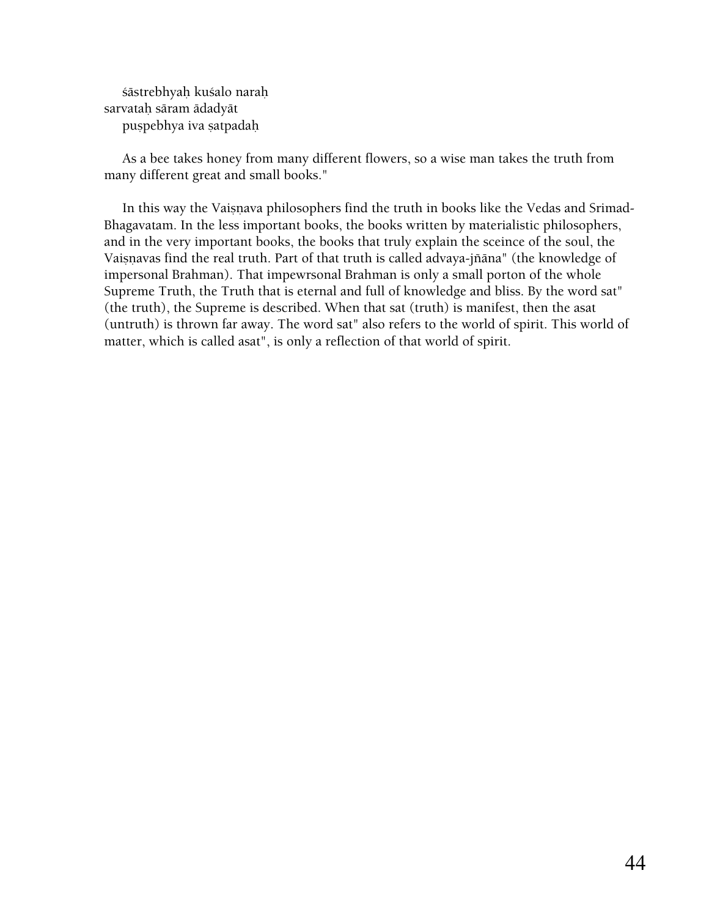śāstrebhyaḥ kuśalo naraḥ
sarvataḥ sāram ādadyāt
puṣpebhya iva ṣatpadaḥ

As a bee takes honey from many different flowers, so a wise man takes the truth from many different great and small books."

In this way the Vaiṣṇava philosophers find the truth in books like the Vedas and Srimad-Bhagavatam. In the less important books, the books written by materialistic philosophers, and in the very important books, the books that truly explain the sceince of the soul, the Vaiṣṇavas find the real truth. Part of that truth is called advaya-jñāna" (the knowledge of impersonal Brahman). That impewrsonal Brahman is only a small porton of the whole Supreme Truth, the Truth that is eternal and full of knowledge and bliss. By the word sat" (the truth), the Supreme is described. When that sat (truth) is manifest, then the asat (untruth) is thrown far away. The word sat" also refers to the world of spirit. This world of matter, which is called asat", is only a reflection of that world of spirit.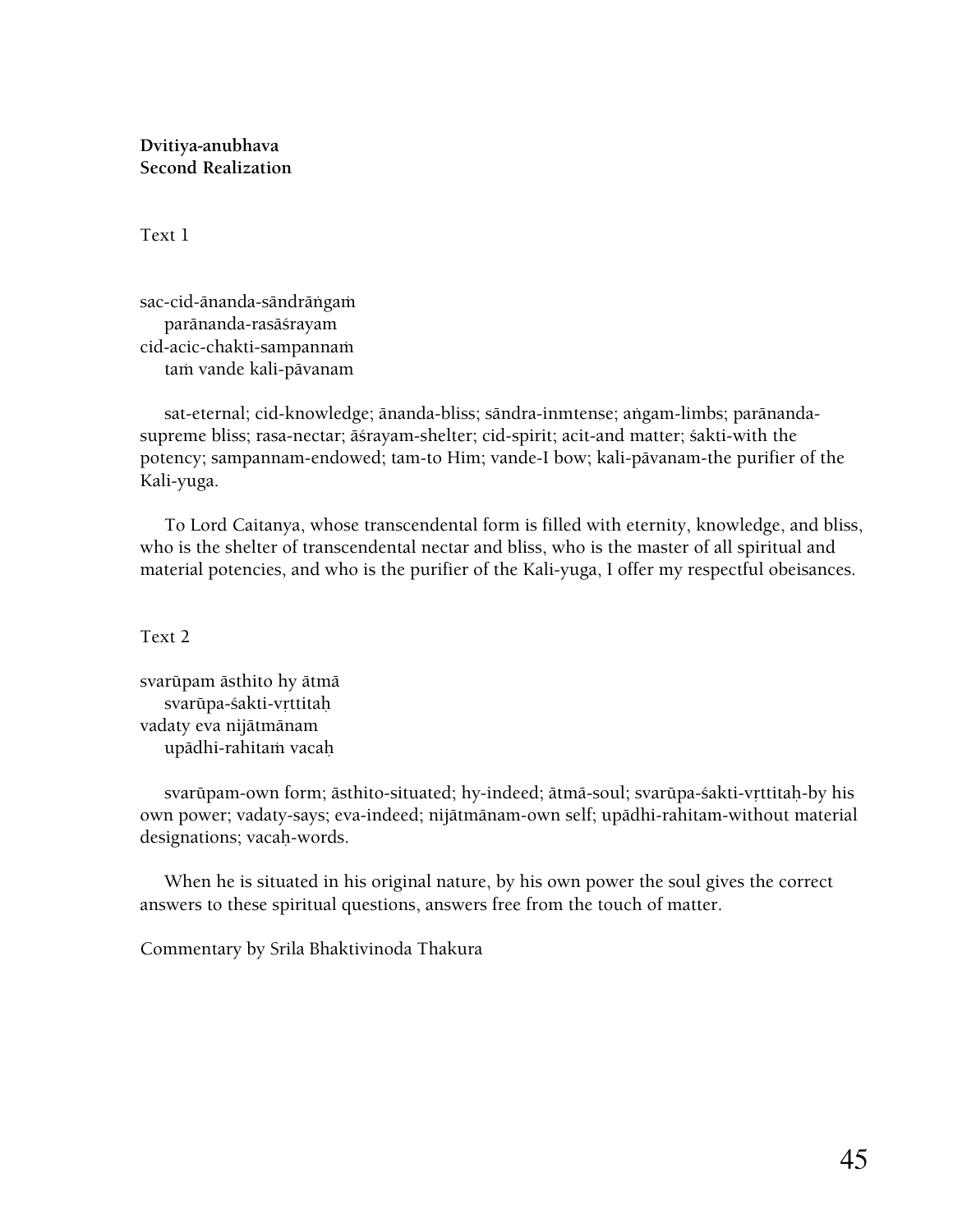**Dvitiya-anubhava**
**Second Realization**

Text 1

sac-cid-ānanda-sāndrāṅgaṁ
 parānanda-rasāśrayam
cid-acic-chakti-sampannaṁ
 taṁ vande kali-pāvanam

sat-eternal; cid-knowledge; ānanda-bliss; sāndra-inmtense; aṅgam-limbs; parānanda-supreme bliss; rasa-nectar; āśrayam-shelter; cid-spirit; acit-and matter; śakti-with the potency; sampannam-endowed; tam-to Him; vande-I bow; kali-pāvanam-the purifier of the Kali-yuga.

To Lord Caitanya, whose transcendental form is filled with eternity, knowledge, and bliss, who is the shelter of transcendental nectar and bliss, who is the master of all spiritual and material potencies, and who is the purifier of the Kali-yuga, I offer my respectful obeisances.

Text 2

svarūpam āsthito hy ātmā
 svarūpa-śakti-vṛttitaḥ
vadaty eva nijātmānam
 upādhi-rahitaṁ vacaḥ

svarūpam-own form; āsthito-situated; hy-indeed; ātmā-soul; svarūpa-śakti-vṛttitaḥ-by his own power; vadaty-says; eva-indeed; nijātmānam-own self; upādhi-rahitam-without material designations; vacaḥ-words.

When he is situated in his original nature, by his own power the soul gives the correct answers to these spiritual questions, answers free from the touch of matter.

Commentary by Srila Bhaktivinoda Thakura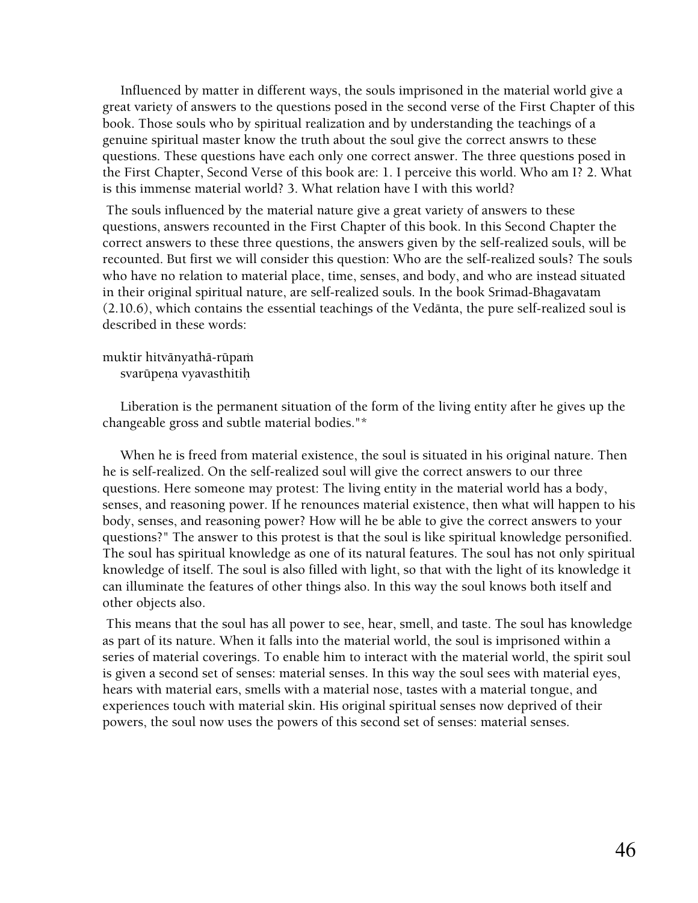Influenced by matter in different ways, the souls imprisoned in the material world give a great variety of answers to the questions posed in the second verse of the First Chapter of this book. Those souls who by spiritual realization and by understanding the teachings of a genuine spiritual master know the truth about the soul give the correct answrs to these questions. These questions have each only one correct answer. The three questions posed in the First Chapter, Second Verse of this book are: 1. I perceive this world. Who am I? 2. What is this immense material world? 3. What relation have I with this world?

The souls influenced by the material nature give a great variety of answers to these questions, answers recounted in the First Chapter of this book. In this Second Chapter the correct answers to these three questions, the answers given by the self-realized souls, will be recounted. But first we will consider this question: Who are the self-realized souls? The souls who have no relation to material place, time, senses, and body, and who are instead situated in their original spiritual nature, are self-realized souls. In the book Srimad-Bhagavatam (2.10.6), which contains the essential teachings of the Vedānta, the pure self-realized soul is described in these words:

muktir hitvānyathā-rūpaṁ
svarūpeṇa vyavasthitiḥ

Liberation is the permanent situation of the form of the living entity after he gives up the changeable gross and subtle material bodies."*

When he is freed from material existence, the soul is situated in his original nature. Then he is self-realized. On the self-realized soul will give the correct answers to our three questions. Here someone may protest: The living entity in the material world has a body, senses, and reasoning power. If he renounces material existence, then what will happen to his body, senses, and reasoning power? How will he be able to give the correct answers to your questions?" The answer to this protest is that the soul is like spiritual knowledge personified. The soul has spiritual knowledge as one of its natural features. The soul has not only spiritual knowledge of itself. The soul is also filled with light, so that with the light of its knowledge it can illuminate the features of other things also. In this way the soul knows both itself and other objects also.

This means that the soul has all power to see, hear, smell, and taste. The soul has knowledge as part of its nature. When it falls into the material world, the soul is imprisoned within a series of material coverings. To enable him to interact with the material world, the spirit soul is given a second set of senses: material senses. In this way the soul sees with material eyes, hears with material ears, smells with a material nose, tastes with a material tongue, and experiences touch with material skin. His original spiritual senses now deprived of their powers, the soul now uses the powers of this second set of senses: material senses.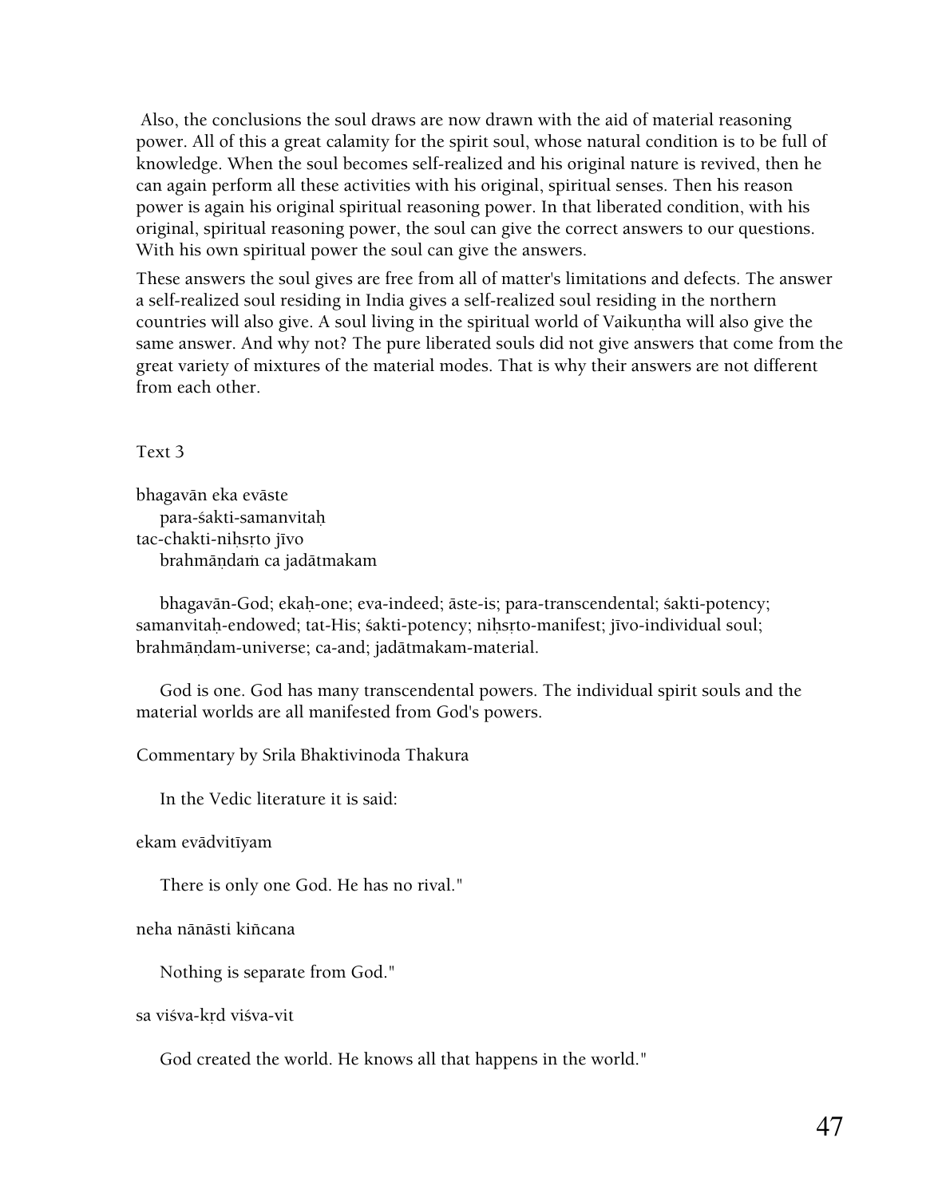Also, the conclusions the soul draws are now drawn with the aid of material reasoning power. All of this a great calamity for the spirit soul, whose natural condition is to be full of knowledge. When the soul becomes self-realized and his original nature is revived, then he can again perform all these activities with his original, spiritual senses. Then his reason power is again his original spiritual reasoning power. In that liberated condition, with his original, spiritual reasoning power, the soul can give the correct answers to our questions. With his own spiritual power the soul can give the answers.

These answers the soul gives are free from all of matter's limitations and defects. The answer a self-realized soul residing in India gives a self-realized soul residing in the northern countries will also give. A soul living in the spiritual world of Vaikuṇṭha will also give the same answer. And why not? The pure liberated souls did not give answers that come from the great variety of mixtures of the material modes. That is why their answers are not different from each other.

Text 3

bhagavān eka evāste
  para-śakti-samanvitaḥ
tac-chakti-niḥsṛto jīvo
  brahmāṇḍaṁ ca jadātmakam

bhagavān-God; ekaḥ-one; eva-indeed; āste-is; para-transcendental; śakti-potency; samanvitaḥ-endowed; tat-His; śakti-potency; niḥsṛto-manifest; jīvo-individual soul; brahmāṇdam-universe; ca-and; jadātmakam-material.

God is one. God has many transcendental powers. The individual spirit souls and the material worlds are all manifested from God's powers.

Commentary by Srila Bhaktivinoda Thakura

In the Vedic literature it is said:

ekam evādvitīyam

There is only one God. He has no rival."

neha nānāsti kiñcana

Nothing is separate from God."

sa viśva-kṛd viśva-vit

God created the world. He knows all that happens in the world."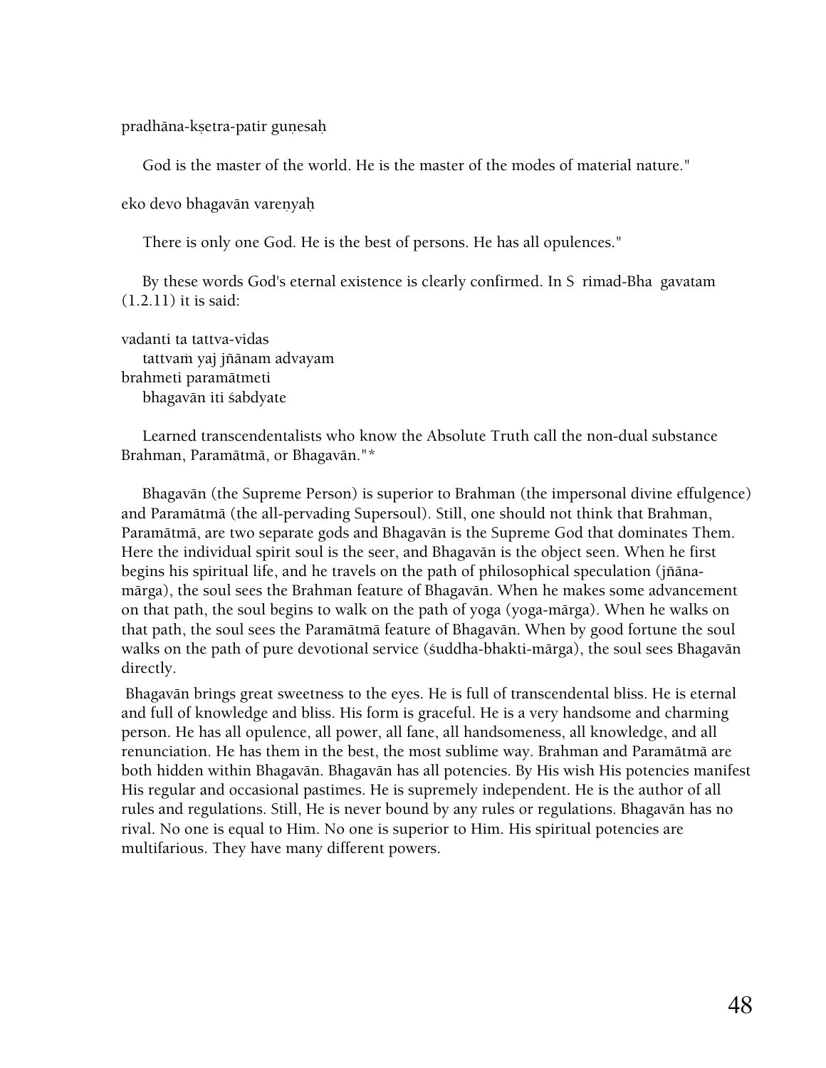pradhāna-kṣetra-patir guṇesaḥ

God is the master of the world. He is the master of the modes of material nature."

eko devo bhagavān vareṇyaḥ

There is only one God. He is the best of persons. He has all opulences."

By these words God's eternal existence is clearly confirmed. In S rimad-Bha gavatam (1.2.11) it is said:

vadanti ta tattva-vidas
tattvaṁ yaj jñānam advayam
brahmeti paramātmeti
bhagavān iti śabdyate

Learned transcendentalists who know the Absolute Truth call the non-dual substance Brahman, Paramātmā, or Bhagavān."*

Bhagavān (the Supreme Person) is superior to Brahman (the impersonal divine effulgence) and Paramātmā (the all-pervading Supersoul). Still, one should not think that Brahman, Paramātmā, are two separate gods and Bhagavān is the Supreme God that dominates Them. Here the individual spirit soul is the seer, and Bhagavān is the object seen. When he first begins his spiritual life, and he travels on the path of philosophical speculation (jñāna-mārga), the soul sees the Brahman feature of Bhagavān. When he makes some advancement on that path, the soul begins to walk on the path of yoga (yoga-mārga). When he walks on that path, the soul sees the Paramātmā feature of Bhagavān. When by good fortune the soul walks on the path of pure devotional service (śuddha-bhakti-mārga), the soul sees Bhagavān directly.

Bhagavān brings great sweetness to the eyes. He is full of transcendental bliss. He is eternal and full of knowledge and bliss. His form is graceful. He is a very handsome and charming person. He has all opulence, all power, all fane, all handsomeness, all knowledge, and all renunciation. He has them in the best, the most sublime way. Brahman and Paramātmā are both hidden within Bhagavān. Bhagavān has all potencies. By His wish His potencies manifest His regular and occasional pastimes. He is supremely independent. He is the author of all rules and regulations. Still, He is never bound by any rules or regulations. Bhagavān has no rival. No one is equal to Him. No one is superior to Him. His spiritual potencies are multifarious. They have many different powers.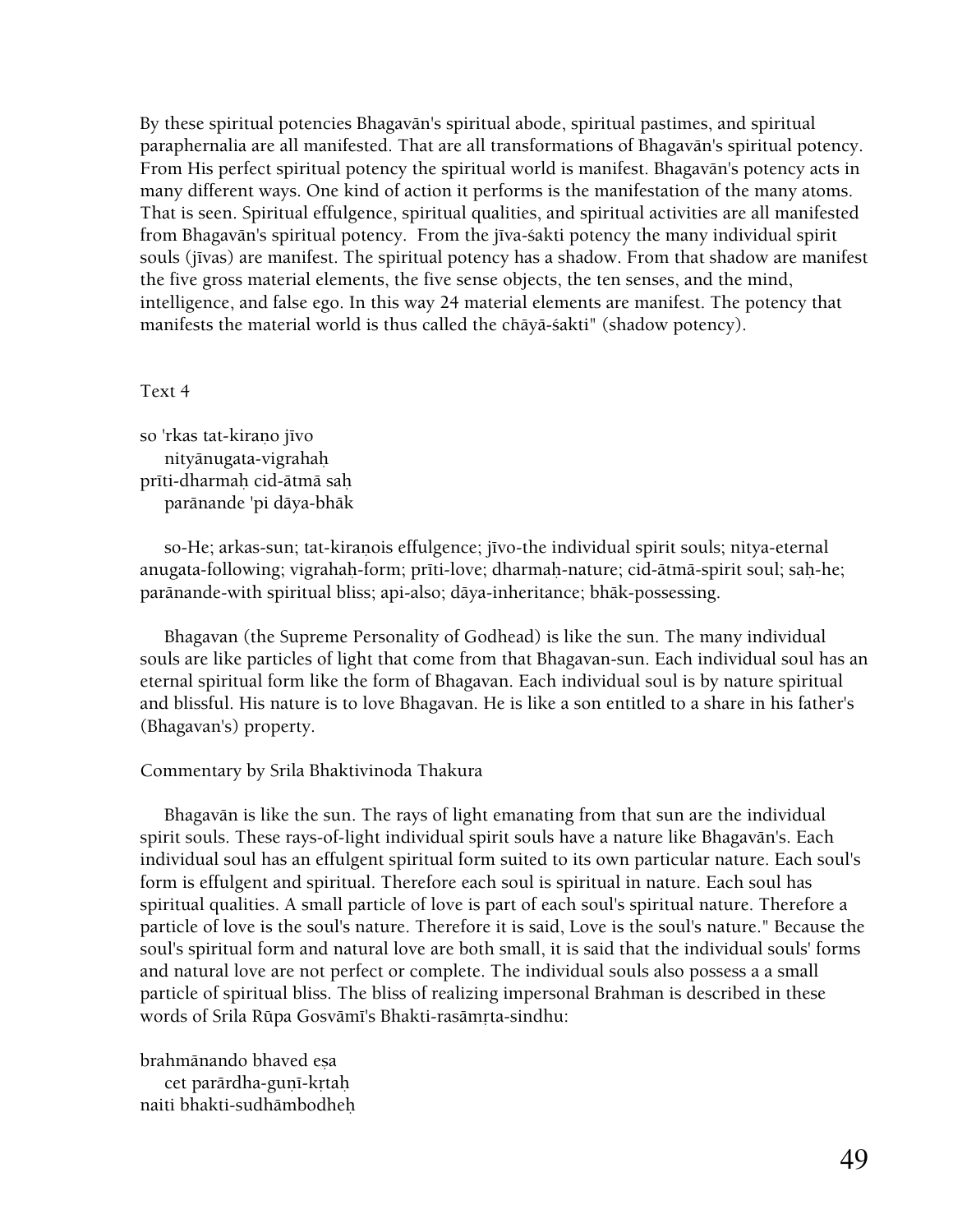By these spiritual potencies Bhagavān's spiritual abode, spiritual pastimes, and spiritual paraphernalia are all manifested. That are all transformations of Bhagavān's spiritual potency. From His perfect spiritual potency the spiritual world is manifest. Bhagavān's potency acts in many different ways. One kind of action it performs is the manifestation of the many atoms. That is seen. Spiritual effulgence, spiritual qualities, and spiritual activities are all manifested from Bhagavān's spiritual potency. From the jīva-śakti potency the many individual spirit souls (jīvas) are manifest. The spiritual potency has a shadow. From that shadow are manifest the five gross material elements, the five sense objects, the ten senses, and the mind, intelligence, and false ego. In this way 24 material elements are manifest. The potency that manifests the material world is thus called the chāyā-śakti" (shadow potency).

Text 4

so 'rkas tat-kiraṇo jīvo
    nityānugata-vigrahaḥ
prīti-dharmaḥ cid-ātmā saḥ
    parānande 'pi dāya-bhāk

so-He; arkas-sun; tat-kiraṇois effulgence; jīvo-the individual spirit souls; nitya-eternal anugata-following; vigrahaḥ-form; prīti-love; dharmaḥ-nature; cid-ātmā-spirit soul; saḥ-he; parānande-with spiritual bliss; api-also; dāya-inheritance; bhāk-possessing.

Bhagavan (the Supreme Personality of Godhead) is like the sun. The many individual souls are like particles of light that come from that Bhagavan-sun. Each individual soul has an eternal spiritual form like the form of Bhagavan. Each individual soul is by nature spiritual and blissful. His nature is to love Bhagavan. He is like a son entitled to a share in his father's (Bhagavan's) property.

Commentary by Srila Bhaktivinoda Thakura

Bhagavān is like the sun. The rays of light emanating from that sun are the individual spirit souls. These rays-of-light individual spirit souls have a nature like Bhagavān's. Each individual soul has an effulgent spiritual form suited to its own particular nature. Each soul's form is effulgent and spiritual. Therefore each soul is spiritual in nature. Each soul has spiritual qualities. A small particle of love is part of each soul's spiritual nature. Therefore a particle of love is the soul's nature. Therefore it is said, Love is the soul's nature." Because the soul's spiritual form and natural love are both small, it is said that the individual souls' forms and natural love are not perfect or complete. The individual souls also possess a a small particle of spiritual bliss. The bliss of realizing impersonal Brahman is described in these words of Srila Rūpa Gosvāmī's Bhakti-rasāmṛta-sindhu:

brahmānando bhaved eṣa
    cet parārdha-guṇī-kṛtaḥ
naiti bhakti-sudhāmbodheḥ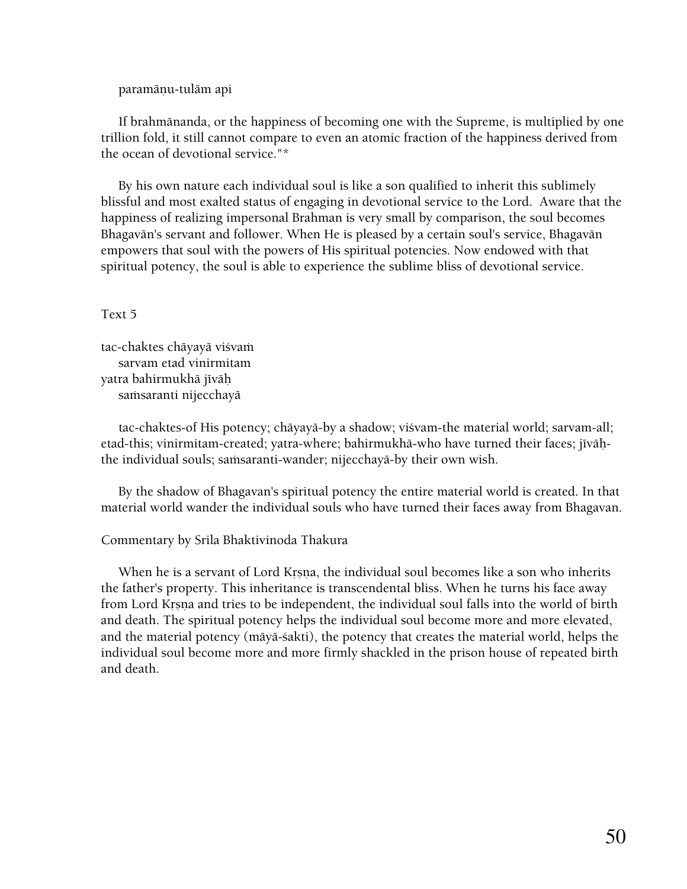paramāṇu-tulām api

If brahmānanda, or the happiness of becoming one with the Supreme, is multiplied by one trillion fold, it still cannot compare to even an atomic fraction of the happiness derived from the ocean of devotional service."*

By his own nature each individual soul is like a son qualified to inherit this sublimely blissful and most exalted status of engaging in devotional service to the Lord. Aware that the happiness of realizing impersonal Brahman is very small by comparison, the soul becomes Bhagavān's servant and follower. When He is pleased by a certain soul's service, Bhagavān empowers that soul with the powers of His spiritual potencies. Now endowed with that spiritual potency, the soul is able to experience the sublime bliss of devotional service.

Text 5

tac-chaktes chāyayā viśvaṁ
sarvam etad vinirmitam
yatra bahirmukhā jīvāḥ
saṁsaranti nijecchayā

tac-chaktes-of His potency; chāyayā-by a shadow; viśvam-the material world; sarvam-all; etad-this; vinirmitam-created; yatra-where; bahirmukhā-who have turned their faces; jīvāḥ-the individual souls; saṁsaranti-wander; nijecchayā-by their own wish.

By the shadow of Bhagavan's spiritual potency the entire material world is created. In that material world wander the individual souls who have turned their faces away from Bhagavan.

Commentary by Srila Bhaktivinoda Thakura

When he is a servant of Lord Kṛṣṇa, the individual soul becomes like a son who inherits the father's property. This inheritance is transcendental bliss. When he turns his face away from Lord Kṛṣṇa and tries to be independent, the individual soul falls into the world of birth and death. The spiritual potency helps the individual soul become more and more elevated, and the material potency (māyā-śakti), the potency that creates the material world, helps the individual soul become more and more firmly shackled in the prison house of repeated birth and death.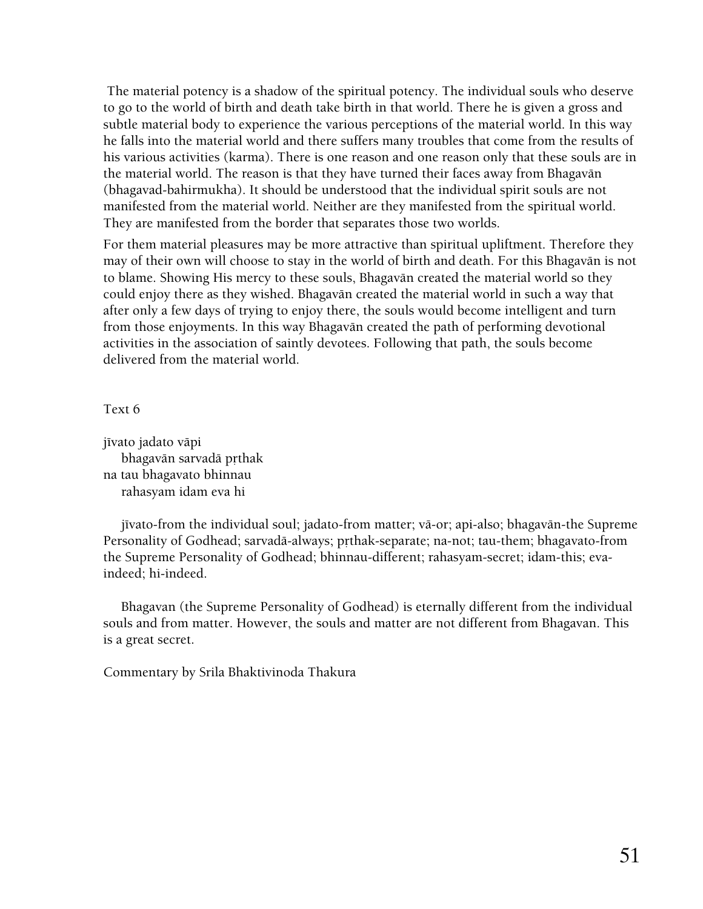The material potency is a shadow of the spiritual potency. The individual souls who deserve to go to the world of birth and death take birth in that world. There he is given a gross and subtle material body to experience the various perceptions of the material world. In this way he falls into the material world and there suffers many troubles that come from the results of his various activities (karma). There is one reason and one reason only that these souls are in the material world. The reason is that they have turned their faces away from Bhagavān (bhagavad-bahirmukha). It should be understood that the individual spirit souls are not manifested from the material world. Neither are they manifested from the spiritual world. They are manifested from the border that separates those two worlds.

For them material pleasures may be more attractive than spiritual upliftment. Therefore they may of their own will choose to stay in the world of birth and death. For this Bhagavān is not to blame. Showing His mercy to these souls, Bhagavān created the material world so they could enjoy there as they wished. Bhagavān created the material world in such a way that after only a few days of trying to enjoy there, the souls would become intelligent and turn from those enjoyments. In this way Bhagavān created the path of performing devotional activities in the association of saintly devotees. Following that path, the souls become delivered from the material world.

Text 6

jīvato jadato vāpi
    bhagavān sarvadā pṛthak
na tau bhagavato bhinnau
    rahasyam idam eva hi

jīvato-from the individual soul; jadato-from matter; vā-or; api-also; bhagavān-the Supreme Personality of Godhead; sarvadā-always; pṛthak-separate; na-not; tau-them; bhagavato-from the Supreme Personality of Godhead; bhinnau-different; rahasyam-secret; idam-this; eva-indeed; hi-indeed.

Bhagavan (the Supreme Personality of Godhead) is eternally different from the individual souls and from matter. However, the souls and matter are not different from Bhagavan. This is a great secret.

Commentary by Srila Bhaktivinoda Thakura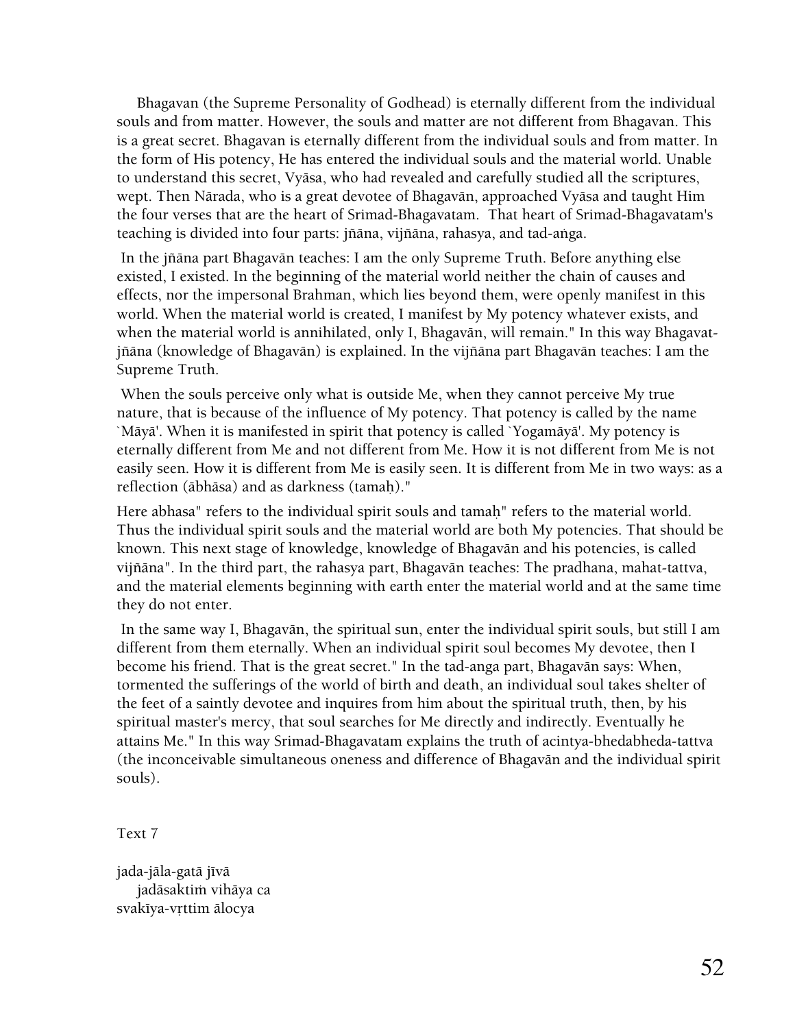Bhagavan (the Supreme Personality of Godhead) is eternally different from the individual souls and from matter. However, the souls and matter are not different from Bhagavan. This is a great secret. Bhagavan is eternally different from the individual souls and from matter. In the form of His potency, He has entered the individual souls and the material world. Unable to understand this secret, Vyāsa, who had revealed and carefully studied all the scriptures, wept. Then Nārada, who is a great devotee of Bhagavān, approached Vyāsa and taught Him the four verses that are the heart of Srimad-Bhagavatam. That heart of Srimad-Bhagavatam's teaching is divided into four parts: jñāna, vijñāna, rahasya, and tad-aṅga.

In the jñāna part Bhagavān teaches: I am the only Supreme Truth. Before anything else existed, I existed. In the beginning of the material world neither the chain of causes and effects, nor the impersonal Brahman, which lies beyond them, were openly manifest in this world. When the material world is created, I manifest by My potency whatever exists, and when the material world is annihilated, only I, Bhagavān, will remain." In this way Bhagavat-jñāna (knowledge of Bhagavān) is explained. In the vijñāna part Bhagavān teaches: I am the Supreme Truth.

When the souls perceive only what is outside Me, when they cannot perceive My true nature, that is because of the influence of My potency. That potency is called by the name `Māyā'. When it is manifested in spirit that potency is called `Yogamāyā'. My potency is eternally different from Me and not different from Me. How it is not different from Me is not easily seen. How it is different from Me is easily seen. It is different from Me in two ways: as a reflection (ābhāsa) and as darkness (tamaḥ)."

Here abhasa" refers to the individual spirit souls and tamaḥ" refers to the material world. Thus the individual spirit souls and the material world are both My potencies. That should be known. This next stage of knowledge, knowledge of Bhagavān and his potencies, is called vijñāna". In the third part, the rahasya part, Bhagavān teaches: The pradhana, mahat-tattva, and the material elements beginning with earth enter the material world and at the same time they do not enter.

In the same way I, Bhagavān, the spiritual sun, enter the individual spirit souls, but still I am different from them eternally. When an individual spirit soul becomes My devotee, then I become his friend. That is the great secret." In the tad-anga part, Bhagavān says: When, tormented the sufferings of the world of birth and death, an individual soul takes shelter of the feet of a saintly devotee and inquires from him about the spiritual truth, then, by his spiritual master's mercy, that soul searches for Me directly and indirectly. Eventually he attains Me." In this way Srimad-Bhagavatam explains the truth of acintya-bhedabheda-tattva (the inconceivable simultaneous oneness and difference of Bhagavān and the individual spirit souls).

Text 7

jada-jāla-gatā jīvā
  jadāsaktiṁ vihāya ca
svakīya-vṛttim ālocya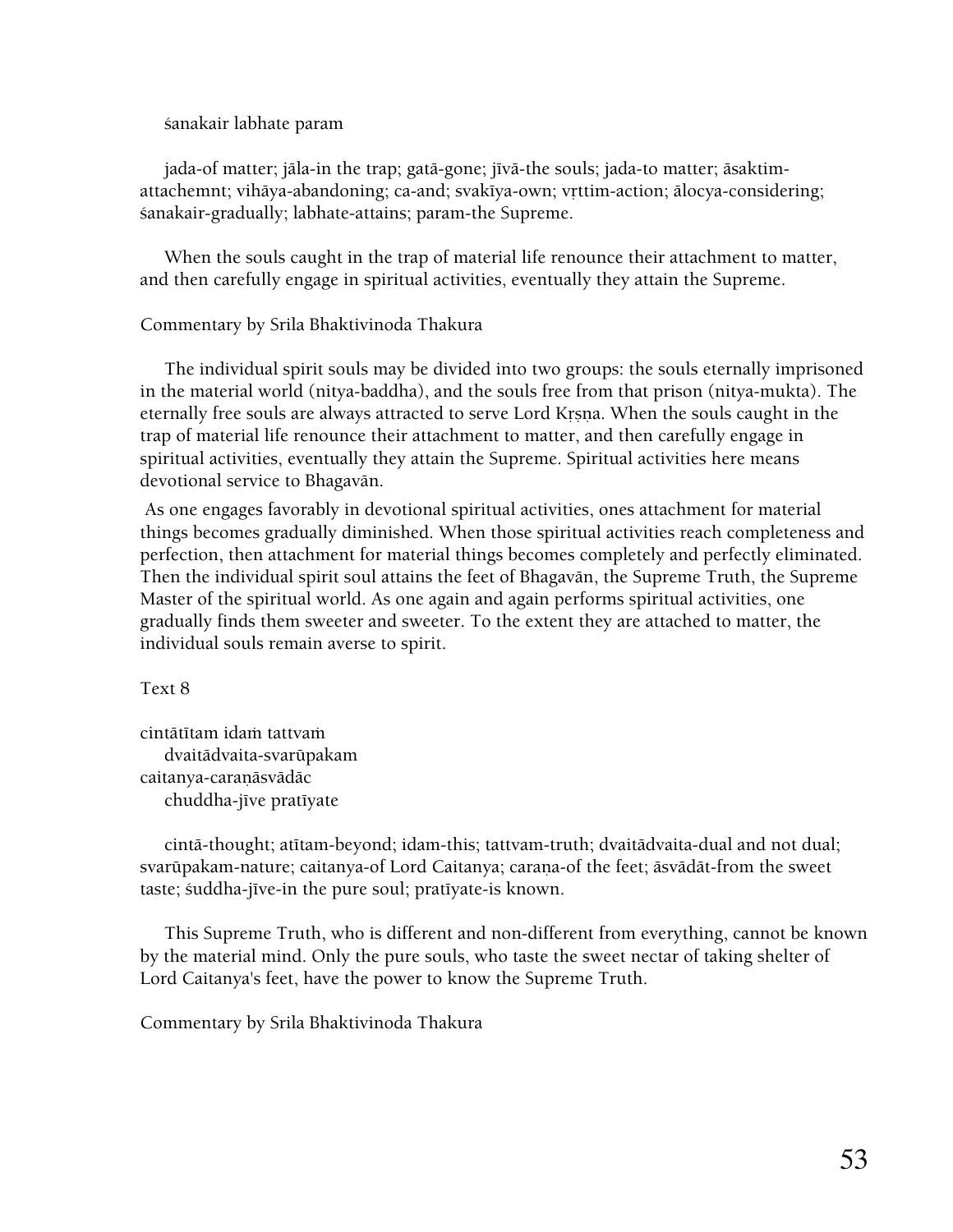śanakair labhate param

jada-of matter; jāla-in the trap; gatā-gone; jīvā-the souls; jada-to matter; āsaktim-attachemnt; vihāya-abandoning; ca-and; svakīya-own; vṛttim-action; ālocya-considering; śanakair-gradually; labhate-attains; param-the Supreme.

When the souls caught in the trap of material life renounce their attachment to matter, and then carefully engage in spiritual activities, eventually they attain the Supreme.

Commentary by Srila Bhaktivinoda Thakura

The individual spirit souls may be divided into two groups: the souls eternally imprisoned in the material world (nitya-baddha), and the souls free from that prison (nitya-mukta). The eternally free souls are always attracted to serve Lord Kṛṣṇa. When the souls caught in the trap of material life renounce their attachment to matter, and then carefully engage in spiritual activities, eventually they attain the Supreme. Spiritual activities here means devotional service to Bhagavān.

As one engages favorably in devotional spiritual activities, ones attachment for material things becomes gradually diminished. When those spiritual activities reach completeness and perfection, then attachment for material things becomes completely and perfectly eliminated. Then the individual spirit soul attains the feet of Bhagavān, the Supreme Truth, the Supreme Master of the spiritual world. As one again and again performs spiritual activities, one gradually finds them sweeter and sweeter. To the extent they are attached to matter, the individual souls remain averse to spirit.

Text 8

cintātītam idaṁ tattvaṁ
dvaitādvaita-svarūpakam
caitanya-caraṇāsvādāc
chuddha-jīve pratīyate

cintā-thought; atītam-beyond; idam-this; tattvam-truth; dvaitādvaita-dual and not dual; svarūpakam-nature; caitanya-of Lord Caitanya; caraṇa-of the feet; āsvādāt-from the sweet taste; śuddha-jīve-in the pure soul; pratīyate-is known.

This Supreme Truth, who is different and non-different from everything, cannot be known by the material mind. Only the pure souls, who taste the sweet nectar of taking shelter of Lord Caitanya's feet, have the power to know the Supreme Truth.

Commentary by Srila Bhaktivinoda Thakura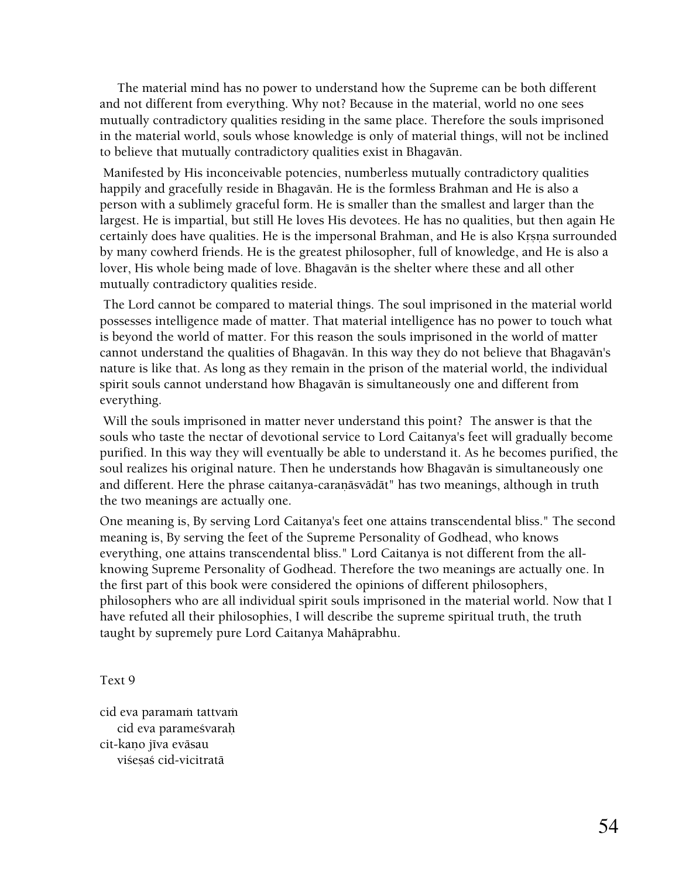The material mind has no power to understand how the Supreme can be both different and not different from everything. Why not? Because in the material, world no one sees mutually contradictory qualities residing in the same place. Therefore the souls imprisoned in the material world, souls whose knowledge is only of material things, will not be inclined to believe that mutually contradictory qualities exist in Bhagavān.

Manifested by His inconceivable potencies, numberless mutually contradictory qualities happily and gracefully reside in Bhagavān. He is the formless Brahman and He is also a person with a sublimely graceful form. He is smaller than the smallest and larger than the largest. He is impartial, but still He loves His devotees. He has no qualities, but then again He certainly does have qualities. He is the impersonal Brahman, and He is also Kṛṣṇa surrounded by many cowherd friends. He is the greatest philosopher, full of knowledge, and He is also a lover, His whole being made of love. Bhagavān is the shelter where these and all other mutually contradictory qualities reside.

The Lord cannot be compared to material things. The soul imprisoned in the material world possesses intelligence made of matter. That material intelligence has no power to touch what is beyond the world of matter. For this reason the souls imprisoned in the world of matter cannot understand the qualities of Bhagavān. In this way they do not believe that Bhagavān's nature is like that. As long as they remain in the prison of the material world, the individual spirit souls cannot understand how Bhagavān is simultaneously one and different from everything.

Will the souls imprisoned in matter never understand this point? The answer is that the souls who taste the nectar of devotional service to Lord Caitanya's feet will gradually become purified. In this way they will eventually be able to understand it. As he becomes purified, the soul realizes his original nature. Then he understands how Bhagavān is simultaneously one and different. Here the phrase caitanya-caraṇāsvādāt" has two meanings, although in truth the two meanings are actually one.

One meaning is, By serving Lord Caitanya's feet one attains transcendental bliss." The second meaning is, By serving the feet of the Supreme Personality of Godhead, who knows everything, one attains transcendental bliss." Lord Caitanya is not different from the all-knowing Supreme Personality of Godhead. Therefore the two meanings are actually one. In the first part of this book were considered the opinions of different philosophers, philosophers who are all individual spirit souls imprisoned in the material world. Now that I have refuted all their philosophies, I will describe the supreme spiritual truth, the truth taught by supremely pure Lord Caitanya Mahāprabhu.

Text 9

cid eva paramaṁ tattvaṁ
    cid eva parameśvaraḥ
cit-kaṇo jīva evāsau
    viśeṣaś cid-vicitratā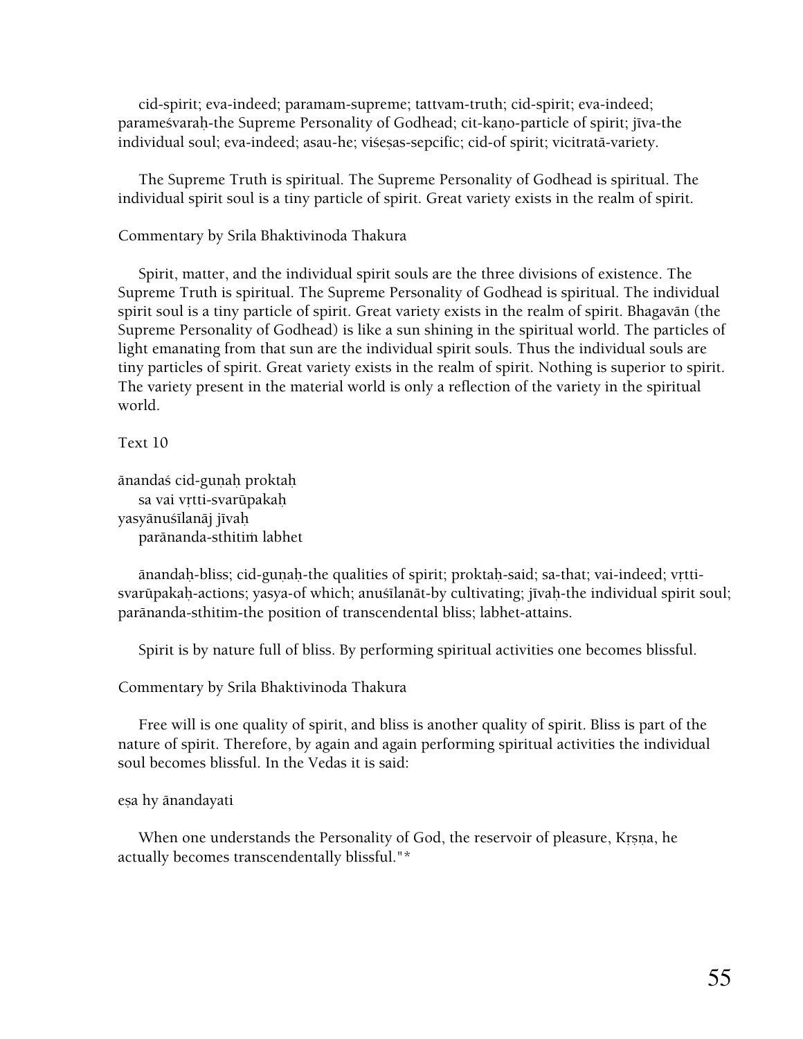cid-spirit; eva-indeed; paramam-supreme; tattvam-truth; cid-spirit; eva-indeed; parameśvaraḥ-the Supreme Personality of Godhead; cit-kaṇo-particle of spirit; jīva-the individual soul; eva-indeed; asau-he; viśeṣas-sepcific; cid-of spirit; vicitratā-variety.

The Supreme Truth is spiritual. The Supreme Personality of Godhead is spiritual. The individual spirit soul is a tiny particle of spirit. Great variety exists in the realm of spirit.

Commentary by Srila Bhaktivinoda Thakura

Spirit, matter, and the individual spirit souls are the three divisions of existence. The Supreme Truth is spiritual. The Supreme Personality of Godhead is spiritual. The individual spirit soul is a tiny particle of spirit. Great variety exists in the realm of spirit. Bhagavān (the Supreme Personality of Godhead) is like a sun shining in the spiritual world. The particles of light emanating from that sun are the individual spirit souls. Thus the individual souls are tiny particles of spirit. Great variety exists in the realm of spirit. Nothing is superior to spirit. The variety present in the material world is only a reflection of the variety in the spiritual world.

Text 10

ānandaś cid-guṇaḥ proktaḥ
sa vai vṛtti-svarūpakaḥ
yasyānuśīlanāj jīvaḥ
parānanda-sthitiṁ labhet

ānandaḥ-bliss; cid-guṇaḥ-the qualities of spirit; proktaḥ-said; sa-that; vai-indeed; vṛtti-svarūpakaḥ-actions; yasya-of which; anuśīlanāt-by cultivating; jīvaḥ-the individual spirit soul; parānanda-sthitim-the position of transcendental bliss; labhet-attains.

Spirit is by nature full of bliss. By performing spiritual activities one becomes blissful.

Commentary by Srila Bhaktivinoda Thakura

Free will is one quality of spirit, and bliss is another quality of spirit. Bliss is part of the nature of spirit. Therefore, by again and again performing spiritual activities the individual soul becomes blissful. In the Vedas it is said:

eṣa hy ānandayati

When one understands the Personality of God, the reservoir of pleasure, Kṛṣṇa, he actually becomes transcendentally blissful."*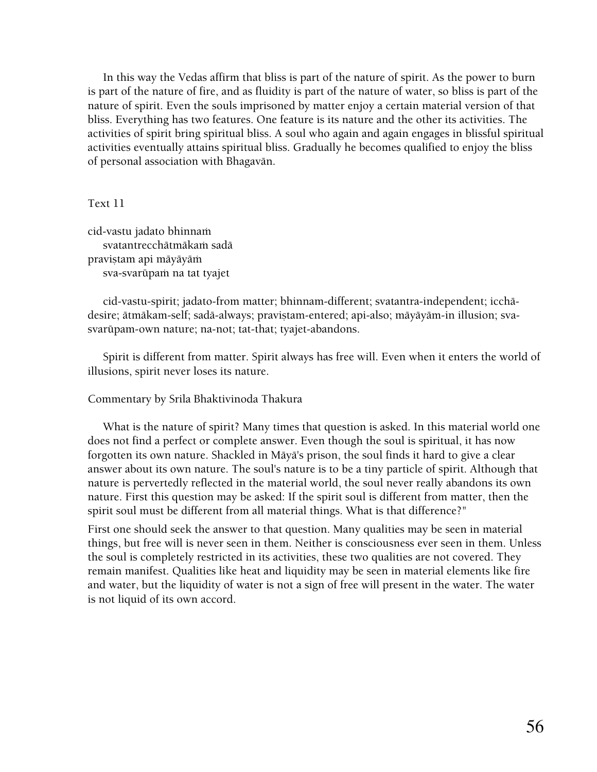In this way the Vedas affirm that bliss is part of the nature of spirit. As the power to burn is part of the nature of fire, and as fluidity is part of the nature of water, so bliss is part of the nature of spirit. Even the souls imprisoned by matter enjoy a certain material version of that bliss. Everything has two features. One feature is its nature and the other its activities. The activities of spirit bring spiritual bliss. A soul who again and again engages in blissful spiritual activities eventually attains spiritual bliss. Gradually he becomes qualified to enjoy the bliss of personal association with Bhagavān.

Text 11

cid-vastu jadato bhinnaṁ
svatantrecchātmākaṁ sadā
praviṣṭam api māyāyāṁ
sva-svarūpaṁ na tat tyajet

cid-vastu-spirit; jadato-from matter; bhinnam-different; svatantra-independent; icchā-desire; ātmākam-self; sadā-always; praviṣṭam-entered; api-also; māyāyām-in illusion; sva-svarūpam-own nature; na-not; tat-that; tyajet-abandons.

Spirit is different from matter. Spirit always has free will. Even when it enters the world of illusions, spirit never loses its nature.

Commentary by Srila Bhaktivinoda Thakura

What is the nature of spirit? Many times that question is asked. In this material world one does not find a perfect or complete answer. Even though the soul is spiritual, it has now forgotten its own nature. Shackled in Māyā's prison, the soul finds it hard to give a clear answer about its own nature. The soul's nature is to be a tiny particle of spirit. Although that nature is pervertedly reflected in the material world, the soul never really abandons its own nature. First this question may be asked: If the spirit soul is different from matter, then the spirit soul must be different from all material things. What is that difference?"

First one should seek the answer to that question. Many qualities may be seen in material things, but free will is never seen in them. Neither is consciousness ever seen in them. Unless the soul is completely restricted in its activities, these two qualities are not covered. They remain manifest. Qualities like heat and liquidity may be seen in material elements like fire and water, but the liquidity of water is not a sign of free will present in the water. The water is not liquid of its own accord.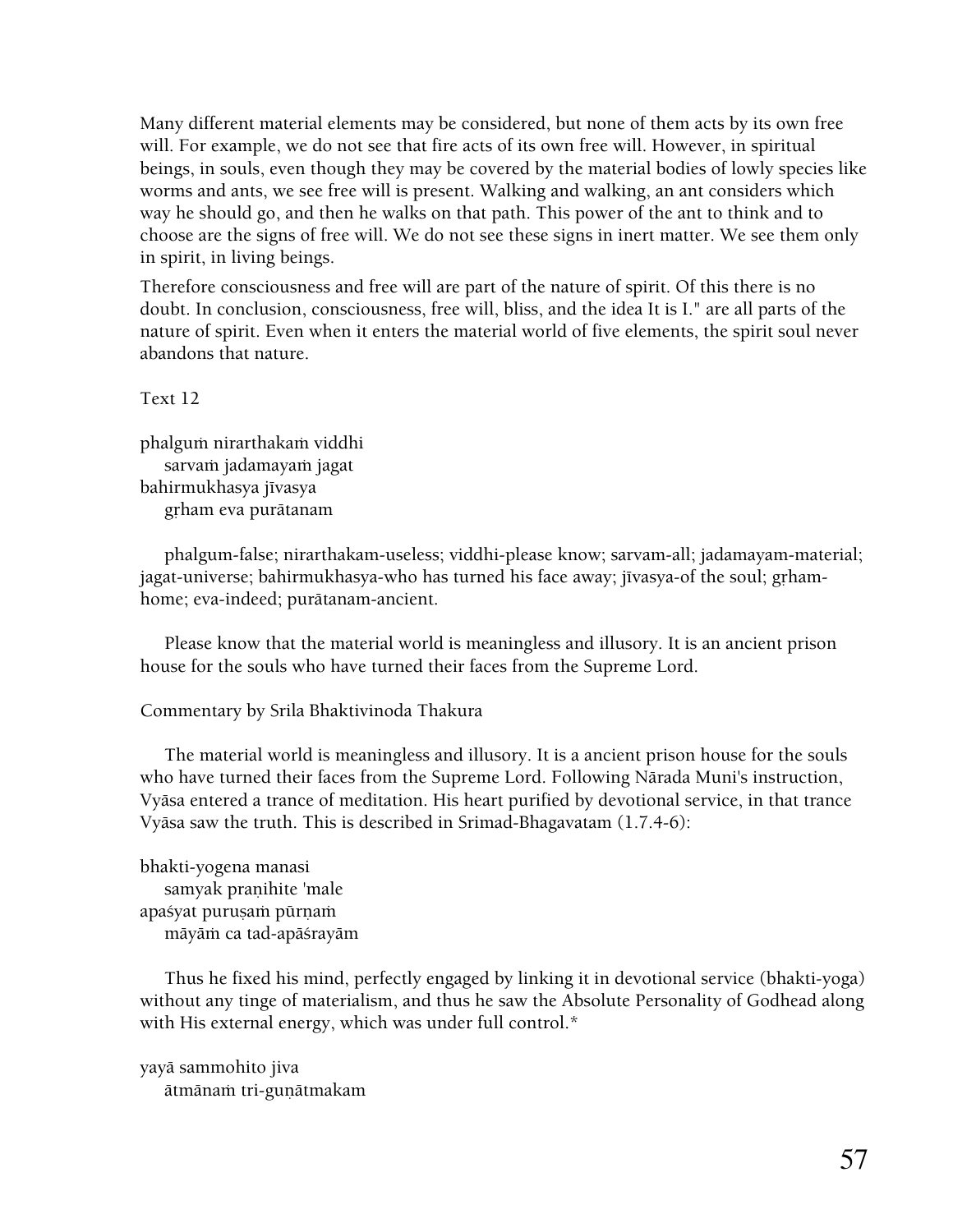Many different material elements may be considered, but none of them acts by its own free will. For example, we do not see that fire acts of its own free will. However, in spiritual beings, in souls, even though they may be covered by the material bodies of lowly species like worms and ants, we see free will is present. Walking and walking, an ant considers which way he should go, and then he walks on that path. This power of the ant to think and to choose are the signs of free will. We do not see these signs in inert matter. We see them only in spirit, in living beings.

Therefore consciousness and free will are part of the nature of spirit. Of this there is no doubt. In conclusion, consciousness, free will, bliss, and the idea It is I." are all parts of the nature of spirit. Even when it enters the material world of five elements, the spirit soul never abandons that nature.

Text 12

phalguṁ nirarthakaṁ viddhi
 sarvaṁ jadamayaṁ jagat
bahirmukhasya jīvasya
 gṛham eva purātanam

phalgum-false; nirarthakam-useless; viddhi-please know; sarvam-all; jadamayam-material; jagat-universe; bahirmukhasya-who has turned his face away; jīvasya-of the soul; gṛham-home; eva-indeed; purātanam-ancient.

Please know that the material world is meaningless and illusory. It is an ancient prison house for the souls who have turned their faces from the Supreme Lord.

Commentary by Srila Bhaktivinoda Thakura

The material world is meaningless and illusory. It is a ancient prison house for the souls who have turned their faces from the Supreme Lord. Following Nārada Muni's instruction, Vyāsa entered a trance of meditation. His heart purified by devotional service, in that trance Vyāsa saw the truth. This is described in Srimad-Bhagavatam (1.7.4-6):

bhakti-yogena manasi
 samyak praṇihite 'male
apaśyat puruṣaṁ pūrṇaṁ
 māyāṁ ca tad-apāśrayām

Thus he fixed his mind, perfectly engaged by linking it in devotional service (bhakti-yoga) without any tinge of materialism, and thus he saw the Absolute Personality of Godhead along with His external energy, which was under full control.*

yayā sammohito jiva
 ātmānaṁ tri-guṇātmakam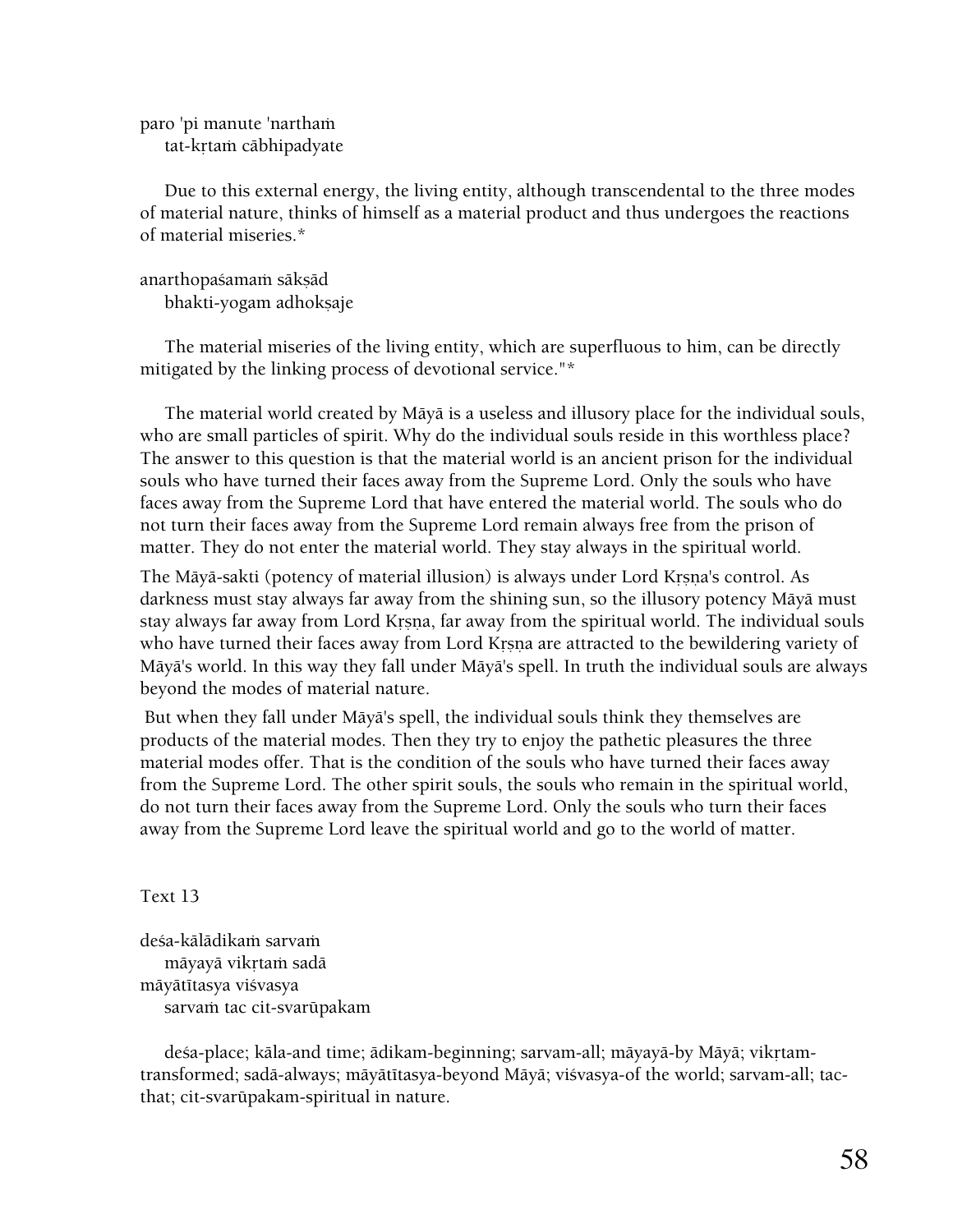paro 'pi manute 'nartham
    tat-kṛtaṁ cābhipadyate

Due to this external energy, the living entity, although transcendental to the three modes of material nature, thinks of himself as a material product and thus undergoes the reactions of material miseries.*

anarthopaśamaṁ sākṣād
    bhakti-yogam adhokṣaje

The material miseries of the living entity, which are superfluous to him, can be directly mitigated by the linking process of devotional service."*

The material world created by Māyā is a useless and illusory place for the individual souls, who are small particles of spirit. Why do the individual souls reside in this worthless place? The answer to this question is that the material world is an ancient prison for the individual souls who have turned their faces away from the Supreme Lord. Only the souls who have faces away from the Supreme Lord that have entered the material world. The souls who do not turn their faces away from the Supreme Lord remain always free from the prison of matter. They do not enter the material world. They stay always in the spiritual world.

The Māyā-sakti (potency of material illusion) is always under Lord Kṛṣṇa's control. As darkness must stay always far away from the shining sun, so the illusory potency Māyā must stay always far away from Lord Kṛṣṇa, far away from the spiritual world. The individual souls who have turned their faces away from Lord Kṛṣṇa are attracted to the bewildering variety of Māyā's world. In this way they fall under Māyā's spell. In truth the individual souls are always beyond the modes of material nature.

But when they fall under Māyā's spell, the individual souls think they themselves are products of the material modes. Then they try to enjoy the pathetic pleasures the three material modes offer. That is the condition of the souls who have turned their faces away from the Supreme Lord. The other spirit souls, the souls who remain in the spiritual world, do not turn their faces away from the Supreme Lord. Only the souls who turn their faces away from the Supreme Lord leave the spiritual world and go to the world of matter.

Text 13

deśa-kālādikaṁ sarvaṁ
    māyayā vikṛtaṁ sadā
māyātītasya viśvasya
    sarvaṁ tac cit-svarūpakam

deśa-place; kāla-and time; ādikam-beginning; sarvam-all; māyayā-by Māyā; vikṛtam-transformed; sadā-always; māyātītasya-beyond Māyā; viśvasya-of the world; sarvam-all; tac-that; cit-svarūpakam-spiritual in nature.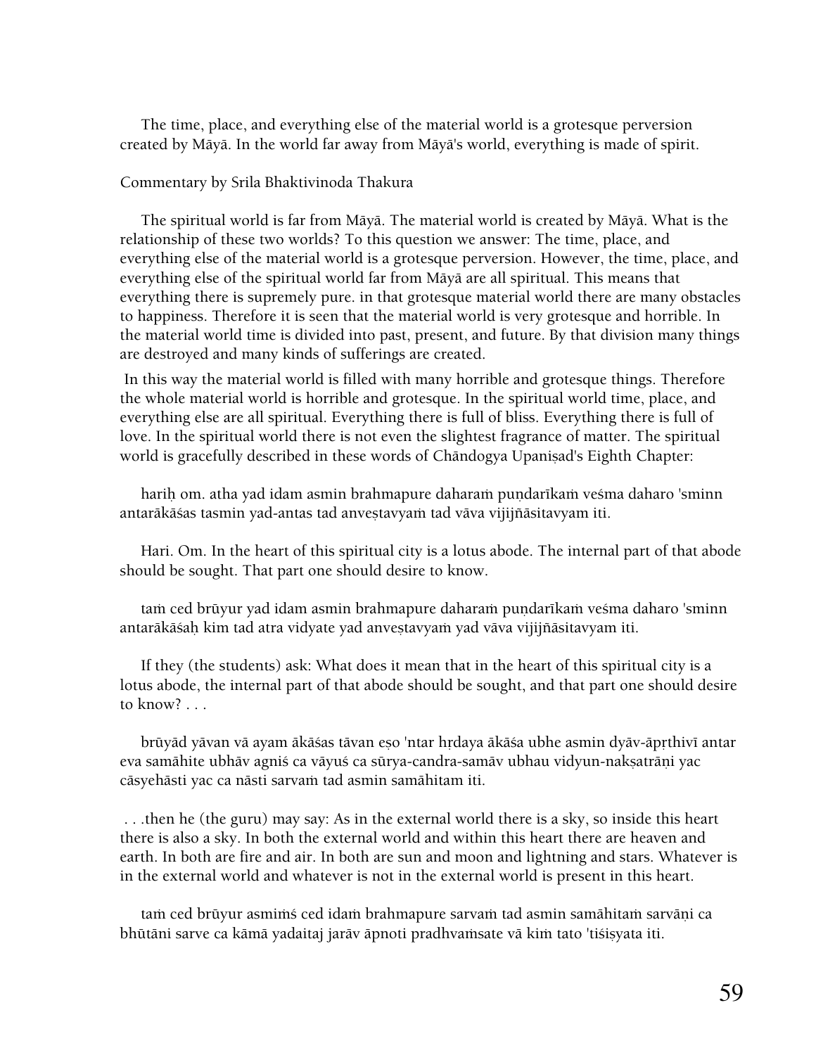The time, place, and everything else of the material world is a grotesque perversion created by Māyā. In the world far away from Māyā's world, everything is made of spirit.

Commentary by Srila Bhaktivinoda Thakura

The spiritual world is far from Māyā. The material world is created by Māyā. What is the relationship of these two worlds? To this question we answer: The time, place, and everything else of the material world is a grotesque perversion. However, the time, place, and everything else of the spiritual world far from Māyā are all spiritual. This means that everything there is supremely pure. in that grotesque material world there are many obstacles to happiness. Therefore it is seen that the material world is very grotesque and horrible. In the material world time is divided into past, present, and future. By that division many things are destroyed and many kinds of sufferings are created.

In this way the material world is filled with many horrible and grotesque things. Therefore the whole material world is horrible and grotesque. In the spiritual world time, place, and everything else are all spiritual. Everything there is full of bliss. Everything there is full of love. In the spiritual world there is not even the slightest fragrance of matter. The spiritual world is gracefully described in these words of Chāndogya Upaniṣad's Eighth Chapter:

hariḥ om. atha yad idam asmin brahmapure daharaṁ puṇḍarīkaṁ veśma daharo 'sminn antarākāśas tasmin yad-antas tad anveṣṭavyaṁ tad vāva vijijñāsitavyam iti.

Hari. Om. In the heart of this spiritual city is a lotus abode. The internal part of that abode should be sought. That part one should desire to know.

taṁ ced brūyur yad idam asmin brahmapure daharaṁ puṇḍarīkaṁ veśma daharo 'sminn antarākāśaḥ kim tad atra vidyate yad anveṣṭavyaṁ yad vāva vijijñāsitavyam iti.

If they (the students) ask: What does it mean that in the heart of this spiritual city is a lotus abode, the internal part of that abode should be sought, and that part one should desire to know? . . .

brūyād yāvan vā ayam ākāśas tāvan eṣo 'ntar hṛdaya ākāśa ubhe asmin dyāv-āpṛthivī antar eva samāhite ubhāv agniś ca vāyuś ca sūrya-candra-samāv ubhau vidyun-nakṣatrāṇi yac cāsyehāsti yac ca nāsti sarvaṁ tad asmin samāhitam iti.

. . .then he (the guru) may say: As in the external world there is a sky, so inside this heart there is also a sky. In both the external world and within this heart there are heaven and earth. In both are fire and air. In both are sun and moon and lightning and stars. Whatever is in the external world and whatever is not in the external world is present in this heart.

taṁ ced brūyur asmiṁś ced idaṁ brahmapure sarvaṁ tad asmin samāhitaṁ sarvāṇi ca bhūtāni sarve ca kāmā yadaitaj jarāv āpnoti pradhvaṁsate vā kiṁ tato 'tiśiṣyata iti.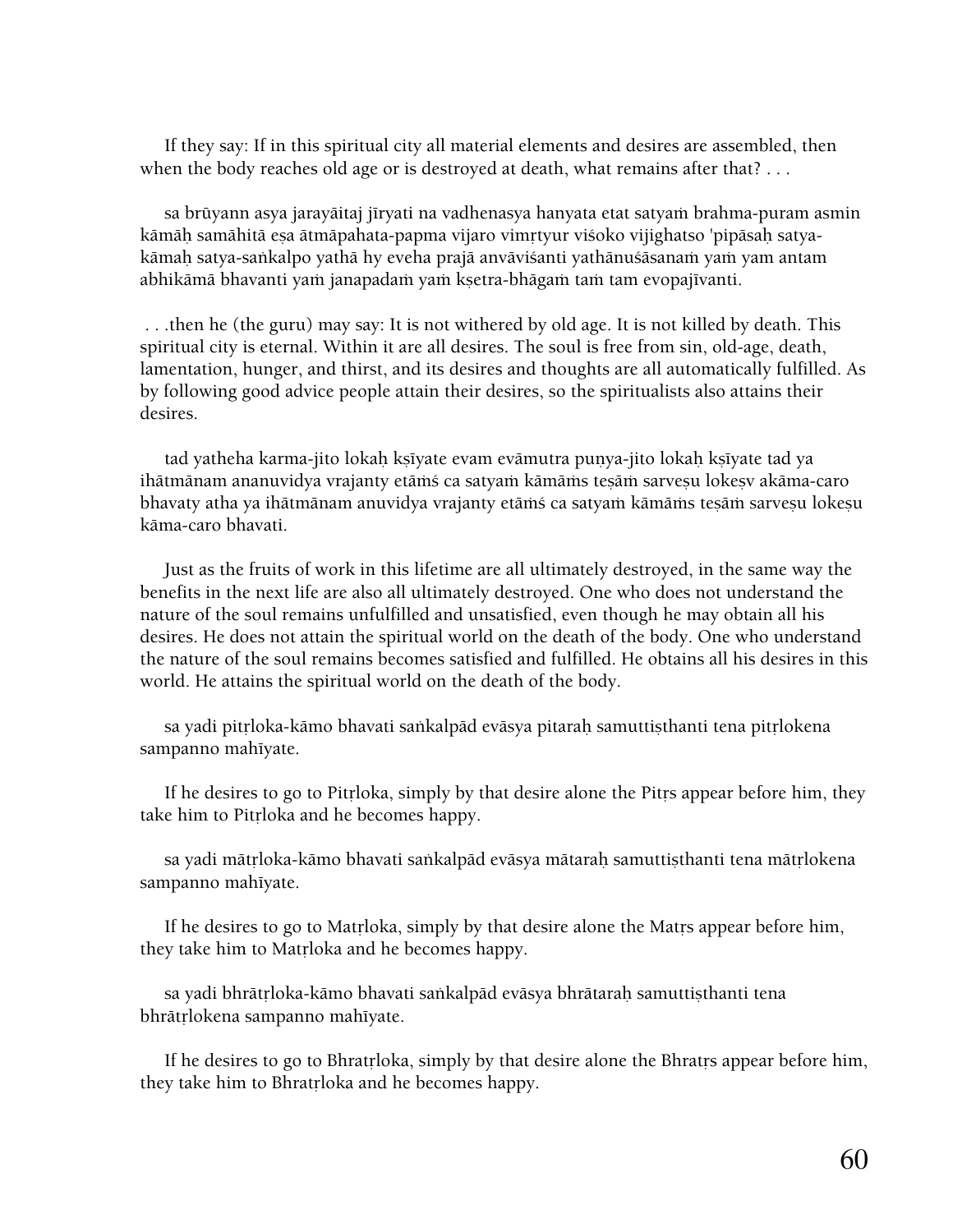If they say: If in this spiritual city all material elements and desires are assembled, then when the body reaches old age or is destroyed at death, what remains after that? . . .

sa brūyann asya jarayāitaj jīryati na vadhenasya hanyata etat satyaṁ brahma-puram asmin kāmāḥ samāhitā eṣa ātmāpahata-papma vijaro vimṛtyur viśoko vijighatso 'pipāsaḥ satya-kāmaḥ satya-saṅkalpo yathā hy eveha prajā anvāviśanti yathānuśāsanaṁ yaṁ yam antam abhikāmā bhavanti yaṁ janapadaṁ yaṁ kṣetra-bhāgaṁ taṁ tam evopajīvanti.

. . .then he (the guru) may say: It is not withered by old age. It is not killed by death. This spiritual city is eternal. Within it are all desires. The soul is free from sin, old-age, death, lamentation, hunger, and thirst, and its desires and thoughts are all automatically fulfilled. As by following good advice people attain their desires, so the spiritualists also attains their desires.

tad yatheha karma-jito lokaḥ kṣīyate evam evāmutra puṇya-jito lokaḥ kṣīyate tad ya ihātmānam ananuvidya vrajanty etāṁś ca satyaṁ kāmāṁs teṣāṁ sarveṣu lokeṣv akāma-caro bhavaty atha ya ihātmānam anuvidya vrajanty etāṁś ca satyaṁ kāmāṁs teṣāṁ sarveṣu lokeṣu kāma-caro bhavati.

Just as the fruits of work in this lifetime are all ultimately destroyed, in the same way the benefits in the next life are also all ultimately destroyed. One who does not understand the nature of the soul remains unfulfilled and unsatisfied, even though he may obtain all his desires. He does not attain the spiritual world on the death of the body. One who understand the nature of the soul remains becomes satisfied and fulfilled. He obtains all his desires in this world. He attains the spiritual world on the death of the body.

sa yadi pitṛloka-kāmo bhavati saṅkalpād evāsya pitaraḥ samuttiṣthanti tena pitṛlokena sampanno mahīyate.

If he desires to go to Pitṛloka, simply by that desire alone the Pitṛs appear before him, they take him to Pitṛloka and he becomes happy.

sa yadi mātṛloka-kāmo bhavati saṅkalpād evāsya mātaraḥ samuttiṣthanti tena mātṛlokena sampanno mahīyate.

If he desires to go to Matṛloka, simply by that desire alone the Matṛs appear before him, they take him to Matṛloka and he becomes happy.

sa yadi bhrātṛloka-kāmo bhavati saṅkalpād evāsya bhrātaraḥ samuttiṣthanti tena bhrātṛlokena sampanno mahīyate.

If he desires to go to Bhratṛloka, simply by that desire alone the Bhratṛs appear before him, they take him to Bhratṛloka and he becomes happy.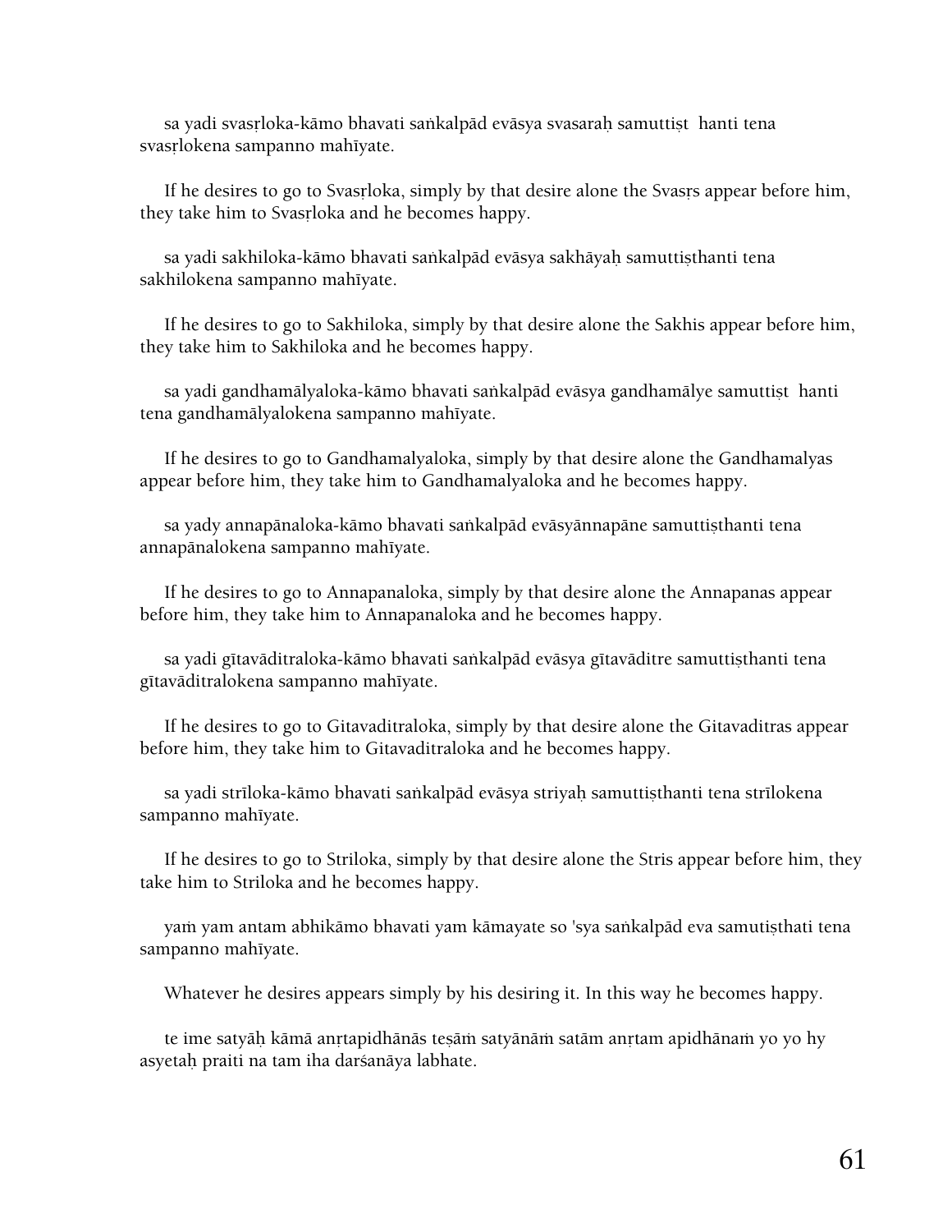sa yadi svasṛloka-kāmo bhavati saṅkalpād evāsya svasaraḥ samuttiṣṭ hanti tena svasṛlokena sampanno mahīyate.

If he desires to go to Svasṛloka, simply by that desire alone the Svasṛs appear before him, they take him to Svasṛloka and he becomes happy.

sa yadi sakhiloka-kāmo bhavati saṅkalpād evāsya sakhāyaḥ samuttiṣṭhanti tena sakhilokena sampanno mahīyate.

If he desires to go to Sakhiloka, simply by that desire alone the Sakhis appear before him, they take him to Sakhiloka and he becomes happy.

sa yadi gandhamālyaloka-kāmo bhavati saṅkalpād evāsya gandhamālye samuttiṣṭ hanti tena gandhamālyalokena sampanno mahīyate.

If he desires to go to Gandhamalyaloka, simply by that desire alone the Gandhamalyas appear before him, they take him to Gandhamalyaloka and he becomes happy.

sa yady annapānaloka-kāmo bhavati saṅkalpād evāsyānnapāne samuttiṣṭhanti tena annapānalokena sampanno mahīyate.

If he desires to go to Annapanaloka, simply by that desire alone the Annapanas appear before him, they take him to Annapanaloka and he becomes happy.

sa yadi gītavāditraloka-kāmo bhavati saṅkalpād evāsya gītavāditre samuttiṣṭhanti tena gītavāditralokena sampanno mahīyate.

If he desires to go to Gitavaditraloka, simply by that desire alone the Gitavaditras appear before him, they take him to Gitavaditraloka and he becomes happy.

sa yadi strīloka-kāmo bhavati saṅkalpād evāsya striyaḥ samuttiṣṭhanti tena strīlokena sampanno mahīyate.

If he desires to go to Striloka, simply by that desire alone the Stris appear before him, they take him to Striloka and he becomes happy.

yaṁ yam antam abhikāmo bhavati yam kāmayate so 'sya saṅkalpād eva samutiṣṭhati tena sampanno mahīyate.

Whatever he desires appears simply by his desiring it. In this way he becomes happy.

te ime satyāḥ kāmā anṛtapidhānās teṣāṁ satyānāṁ satām anṛtam apidhānaṁ yo yo hy asyetaḥ praiti na tam iha darśanāya labhate.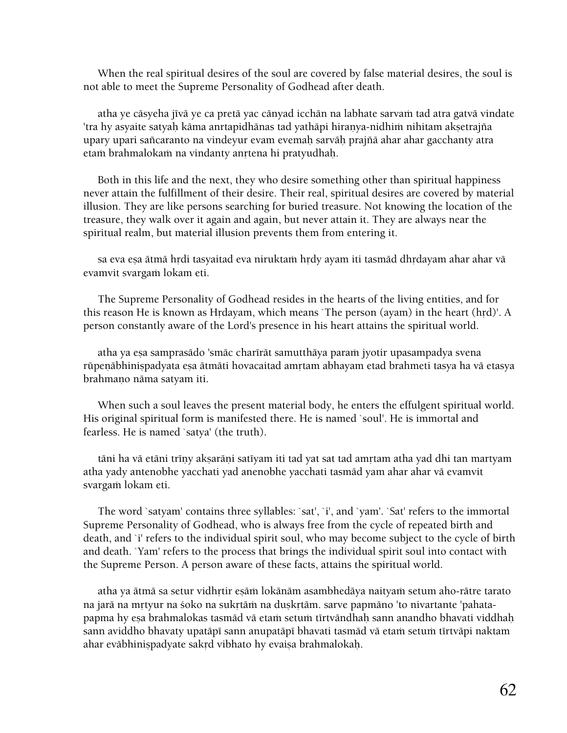When the real spiritual desires of the soul are covered by false material desires, the soul is not able to meet the Supreme Personality of Godhead after death.

atha ye cāsyeha jīvā ye ca pretā yac cānyad icchān na labhate sarvaṁ tad atra gatvā vindate 'tra hy asyaite satyaḥ kāma anṛtapidhānas tad yathāpi hiraṇya-nidhiṁ nihitam akṣetrajña upary upari sañcaranto na vindeyur evam evemaḥ sarvāḥ prajñā ahar ahar gacchanty atra etaṁ brahmalokaṁ na vindanty anṛtena hi pratyudhaḥ.

Both in this life and the next, they who desire something other than spiritual happiness never attain the fulfillment of their desire. Their real, spiritual desires are covered by material illusion. They are like persons searching for buried treasure. Not knowing the location of the treasure, they walk over it again and again, but never attain it. They are always near the spiritual realm, but material illusion prevents them from entering it.

sa eva eṣa ātmā hṛdi tasyaitad eva niruktaṁ hṛdy ayam iti tasmād dhṛdayam ahar ahar vā evamvit svargaṁ lokam eti.

The Supreme Personality of Godhead resides in the hearts of the living entities, and for this reason He is known as Hṛdayam, which means `The person (ayam) in the heart (hṛd)'. A person constantly aware of the Lord's presence in his heart attains the spiritual world.

atha ya eṣa samprasādo 'smāc charīrāt samutthāya paraṁ jyotir upasampadya svena rūpeṇābhiniṣpadyata eṣa ātmāti hovacaitad amṛtam abhayam etad brahmeti tasya ha vā etasya brahmaṇo nāma satyam iti.

When such a soul leaves the present material body, he enters the effulgent spiritual world. His original spiritual form is manifested there. He is named `soul'. He is immortal and fearless. He is named `satya' (the truth).

tāni ha vā etāni trīṇy akṣarāṇi satīyam iti tad yat sat tad amṛtam atha yad dhi tan martyam atha yady antenobhe yacchati yad anenobhe yacchati tasmād yam ahar ahar vā evamvit svargaṁ lokam eti.

The word `satyam' contains three syllables: `sat', `i', and `yam'. `Sat' refers to the immortal Supreme Personality of Godhead, who is always free from the cycle of repeated birth and death, and `i' refers to the individual spirit soul, who may become subject to the cycle of birth and death. `Yam' refers to the process that brings the individual spirit soul into contact with the Supreme Person. A person aware of these facts, attains the spiritual world.

atha ya ātmā sa setur vidhṛtir eṣāṁ lokānām asambhedāya naityaṁ setum aho-rātre tarato na jarā na mṛtyur na śoko na sukṛtāṁ na duṣkṛtām. sarve papmāno 'to nivartante 'pahata-papma hy eṣa brahmalokas tasmād vā etaṁ setuṁ tīrtvāndhaḥ sann anandho bhavati viddhaḥ sann aviddho bhavaty upatāpī sann anupatāpī bhavati tasmād vā etaṁ setuṁ tīrtvāpi naktam ahar evābhiniṣpadyate sakṛd vibhato hy evaiṣa brahmalokaḥ.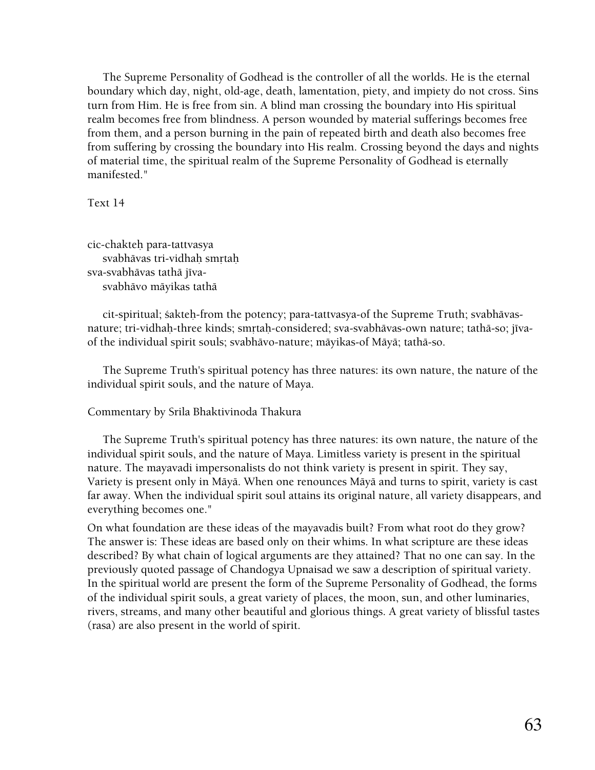The Supreme Personality of Godhead is the controller of all the worlds. He is the eternal boundary which day, night, old-age, death, lamentation, piety, and impiety do not cross. Sins turn from Him. He is free from sin. A blind man crossing the boundary into His spiritual realm becomes free from blindness. A person wounded by material sufferings becomes free from them, and a person burning in the pain of repeated birth and death also becomes free from suffering by crossing the boundary into His realm. Crossing beyond the days and nights of material time, the spiritual realm of the Supreme Personality of Godhead is eternally manifested."

Text 14

cic-chakteḥ para-tattvasya
svabhāvas tri-vidhaḥ smṛtaḥ
sva-svabhāvas tathā jīva-
svabhāvo māyikas tathā

cit-spiritual; śakteḥ-from the potency; para-tattvasya-of the Supreme Truth; svabhāvas-nature; tri-vidhaḥ-three kinds; smṛtaḥ-considered; sva-svabhāvas-own nature; tathā-so; jīva-of the individual spirit souls; svabhāvo-nature; māyikas-of Māyā; tathā-so.

The Supreme Truth's spiritual potency has three natures: its own nature, the nature of the individual spirit souls, and the nature of Maya.

Commentary by Srila Bhaktivinoda Thakura

The Supreme Truth's spiritual potency has three natures: its own nature, the nature of the individual spirit souls, and the nature of Maya. Limitless variety is present in the spiritual nature. The mayavadi impersonalists do not think variety is present in spirit. They say, Variety is present only in Māyā. When one renounces Māyā and turns to spirit, variety is cast far away. When the individual spirit soul attains its original nature, all variety disappears, and everything becomes one."

On what foundation are these ideas of the mayavadis built? From what root do they grow? The answer is: These ideas are based only on their whims. In what scripture are these ideas described? By what chain of logical arguments are they attained? That no one can say. In the previously quoted passage of Chandogya Upnaisad we saw a description of spiritual variety. In the spiritual world are present the form of the Supreme Personality of Godhead, the forms of the individual spirit souls, a great variety of places, the moon, sun, and other luminaries, rivers, streams, and many other beautiful and glorious things. A great variety of blissful tastes (rasa) are also present in the world of spirit.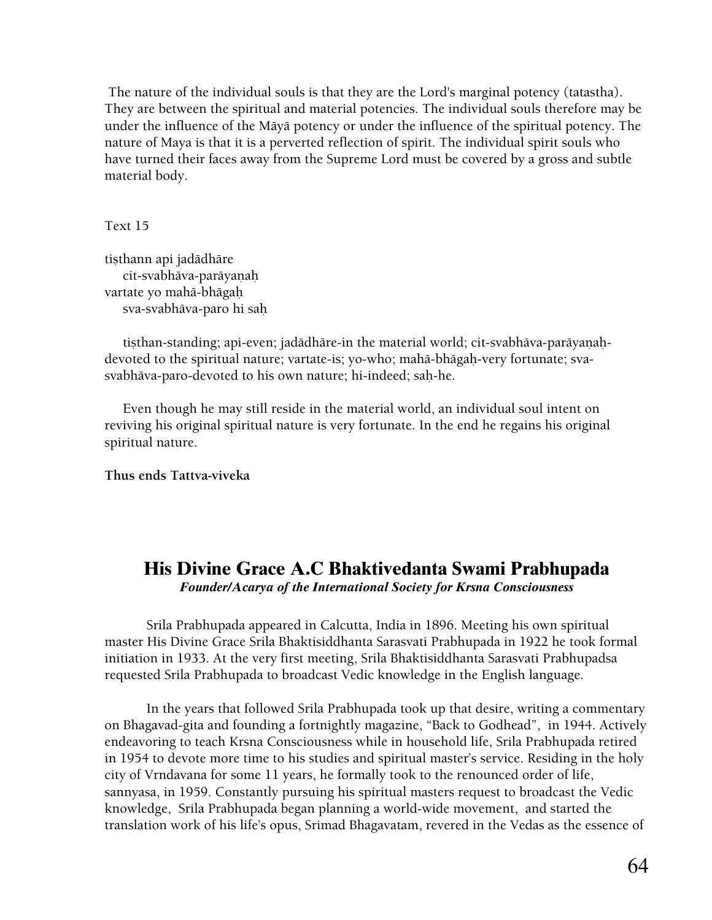The nature of the individual souls is that they are the Lord's marginal potency (tatastha). They are between the spiritual and material potencies. The individual souls therefore may be under the influence of the Māyā potency or under the influence of the spiritual potency. The nature of Maya is that it is a perverted reflection of spirit. The individual spirit souls who have turned their faces away from the Supreme Lord must be covered by a gross and subtle material body.

Text 15

tiṣṭhann api jaḍādhāre
  cit-svabhāva-parāyaṇaḥ
vartate yo mahā-bhāgaḥ
  sva-svabhāva-paro hi saḥ

tiṣṭhan-standing; api-even; jaḍādhāre-in the material world; cit-svabhāva-parāyaṇaḥ-devoted to the spiritual nature; vartate-is; yo-who; mahā-bhāgaḥ-very fortunate; sva-svabhāva-paro-devoted to his own nature; hi-indeed; saḥ-he.

Even though he may still reside in the material world, an individual soul intent on reviving his original spiritual nature is very fortunate. In the end he regains his original spiritual nature.

**Thus ends Tattva-viveka**

## His Divine Grace A.C Bhaktivedanta Swami Prabhupada

***Founder/Acarya of the International Society for Krsna Consciousness***

Srila Prabhupada appeared in Calcutta, India in 1896. Meeting his own spiritual master His Divine Grace Srila Bhaktisiddhanta Sarasvati Prabhupada in 1922 he took formal initiation in 1933. At the very first meeting, Srila Bhaktisiddhanta Sarasvati Prabhupadsa requested Srila Prabhupada to broadcast Vedic knowledge in the English language.

In the years that followed Srila Prabhupada took up that desire, writing a commentary on Bhagavad-gita and founding a fortnightly magazine, "Back to Godhead", in 1944. Actively endeavoring to teach Krsna Consciousness while in household life, Srila Prabhupada retired in 1954 to devote more time to his studies and spiritual master's service. Residing in the holy city of Vrndavana for some 11 years, he formally took to the renounced order of life, sannyasa, in 1959. Constantly pursuing his spiritual masters request to broadcast the Vedic knowledge, Srila Prabhupada began planning a world-wide movement, and started the translation work of his life's opus, Srimad Bhagavatam, revered in the Vedas as the essence of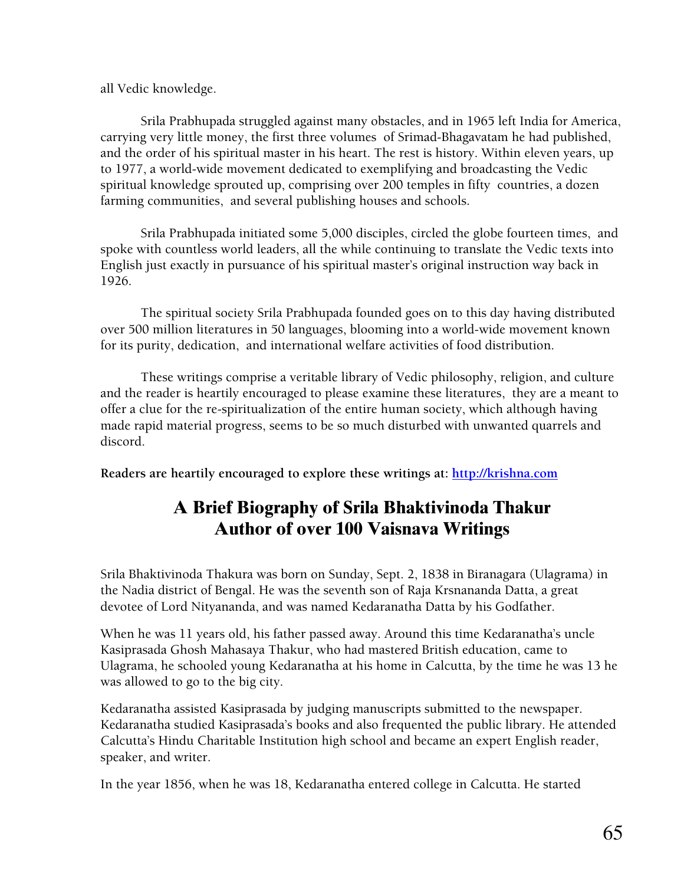all Vedic knowledge.

Srila Prabhupada struggled against many obstacles, and in 1965 left India for America, carrying very little money, the first three volumes of Srimad-Bhagavatam he had published, and the order of his spiritual master in his heart. The rest is history. Within eleven years, up to 1977, a world-wide movement dedicated to exemplifying and broadcasting the Vedic spiritual knowledge sprouted up, comprising over 200 temples in fifty countries, a dozen farming communities, and several publishing houses and schools.

Srila Prabhupada initiated some 5,000 disciples, circled the globe fourteen times, and spoke with countless world leaders, all the while continuing to translate the Vedic texts into English just exactly in pursuance of his spiritual master's original instruction way back in 1926.

The spiritual society Srila Prabhupada founded goes on to this day having distributed over 500 million literatures in 50 languages, blooming into a world-wide movement known for its purity, dedication, and international welfare activities of food distribution.

These writings comprise a veritable library of Vedic philosophy, religion, and culture and the reader is heartily encouraged to please examine these literatures, they are a meant to offer a clue for the re-spiritualization of the entire human society, which although having made rapid material progress, seems to be so much disturbed with unwanted quarrels and discord.

**Readers are heartily encouraged to explore these writings at: http://krishna.com**

## A Brief Biography of Srila Bhaktivinoda Thakur
## Author of over 100 Vaisnava Writings

Srila Bhaktivinoda Thakura was born on Sunday, Sept. 2, 1838 in Biranagara (Ulagrama) in the Nadia district of Bengal. He was the seventh son of Raja Krsnananda Datta, a great devotee of Lord Nityananda, and was named Kedaranatha Datta by his Godfather.

When he was 11 years old, his father passed away. Around this time Kedaranatha's uncle Kasiprasada Ghosh Mahasaya Thakur, who had mastered British education, came to Ulagrama, he schooled young Kedaranatha at his home in Calcutta, by the time he was 13 he was allowed to go to the big city.

Kedaranatha assisted Kasiprasada by judging manuscripts submitted to the newspaper. Kedaranatha studied Kasiprasada's books and also frequented the public library. He attended Calcutta's Hindu Charitable Institution high school and became an expert English reader, speaker, and writer.

In the year 1856, when he was 18, Kedaranatha entered college in Calcutta. He started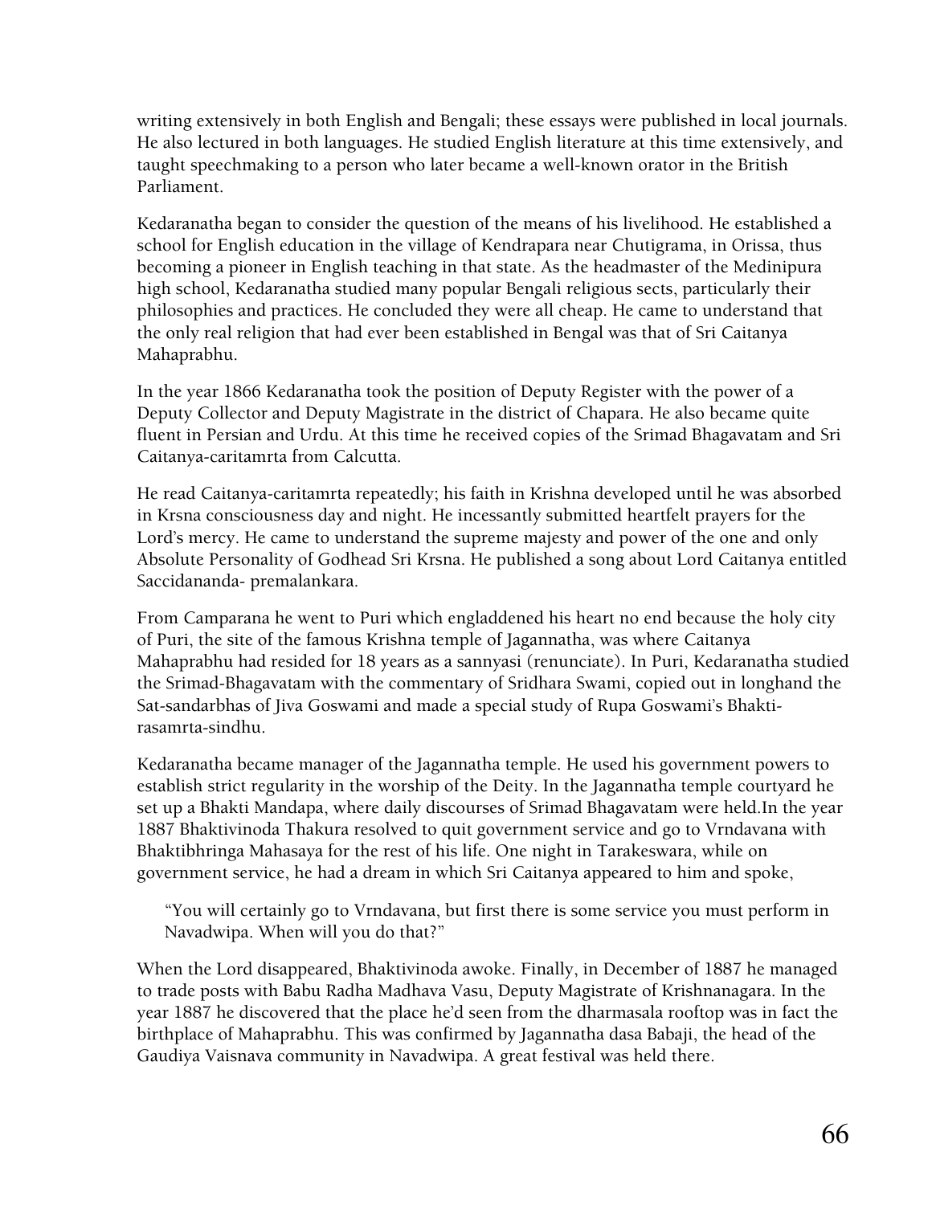writing extensively in both English and Bengali; these essays were published in local journals. He also lectured in both languages. He studied English literature at this time extensively, and taught speechmaking to a person who later became a well-known orator in the British Parliament.

Kedaranatha began to consider the question of the means of his livelihood. He established a school for English education in the village of Kendrapara near Chutigrama, in Orissa, thus becoming a pioneer in English teaching in that state. As the headmaster of the Medinipura high school, Kedaranatha studied many popular Bengali religious sects, particularly their philosophies and practices. He concluded they were all cheap. He came to understand that the only real religion that had ever been established in Bengal was that of Sri Caitanya Mahaprabhu.

In the year 1866 Kedaranatha took the position of Deputy Register with the power of a Deputy Collector and Deputy Magistrate in the district of Chapara. He also became quite fluent in Persian and Urdu. At this time he received copies of the Srimad Bhagavatam and Sri Caitanya-caritamrta from Calcutta.

He read Caitanya-caritamrta repeatedly; his faith in Krishna developed until he was absorbed in Krsna consciousness day and night. He incessantly submitted heartfelt prayers for the Lord's mercy. He came to understand the supreme majesty and power of the one and only Absolute Personality of Godhead Sri Krsna. He published a song about Lord Caitanya entitled Saccidananda- premalankara.

From Camparana he went to Puri which engladdened his heart no end because the holy city of Puri, the site of the famous Krishna temple of Jagannatha, was where Caitanya Mahaprabhu had resided for 18 years as a sannyasi (renunciate). In Puri, Kedaranatha studied the Srimad-Bhagavatam with the commentary of Sridhara Swami, copied out in longhand the Sat-sandarbhas of Jiva Goswami and made a special study of Rupa Goswami's Bhakti-rasamrta-sindhu.

Kedaranatha became manager of the Jagannatha temple. He used his government powers to establish strict regularity in the worship of the Deity. In the Jagannatha temple courtyard he set up a Bhakti Mandapa, where daily discourses of Srimad Bhagavatam were held.In the year 1887 Bhaktivinoda Thakura resolved to quit government service and go to Vrndavana with Bhaktibhringa Mahasaya for the rest of his life. One night in Tarakeswara, while on government service, he had a dream in which Sri Caitanya appeared to him and spoke,

> "You will certainly go to Vrndavana, but first there is some service you must perform in Navadwipa. When will you do that?"

When the Lord disappeared, Bhaktivinoda awoke. Finally, in December of 1887 he managed to trade posts with Babu Radha Madhava Vasu, Deputy Magistrate of Krishnanagara. In the year 1887 he discovered that the place he'd seen from the dharmasala rooftop was in fact the birthplace of Mahaprabhu. This was confirmed by Jagannatha dasa Babaji, the head of the Gaudiya Vaisnava community in Navadwipa. A great festival was held there.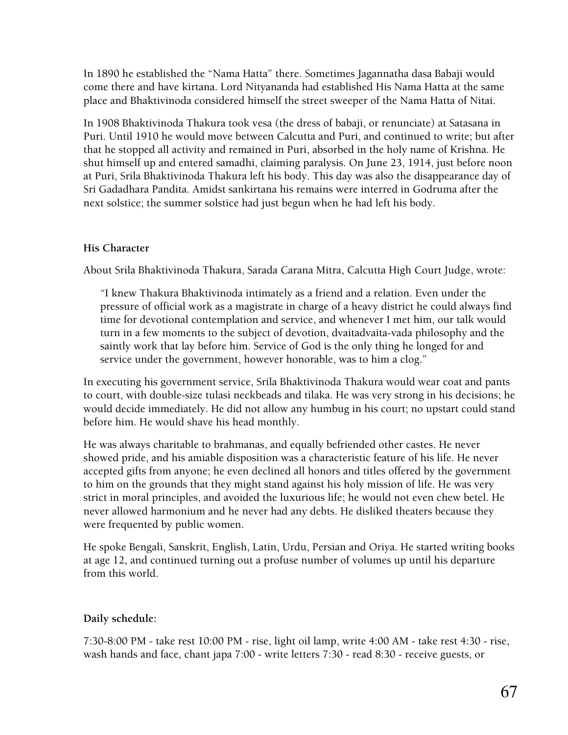In 1890 he established the "Nama Hatta" there. Sometimes Jagannatha dasa Babaji would come there and have kirtana. Lord Nityananda had established His Nama Hatta at the same place and Bhaktivinoda considered himself the street sweeper of the Nama Hatta of Nitai.

In 1908 Bhaktivinoda Thakura took vesa (the dress of babaji, or renunciate) at Satasana in Puri. Until 1910 he would move between Calcutta and Puri, and continued to write; but after that he stopped all activity and remained in Puri, absorbed in the holy name of Krishna. He shut himself up and entered samadhi, claiming paralysis. On June 23, 1914, just before noon at Puri, Srila Bhaktivinoda Thakura left his body. This day was also the disappearance day of Sri Gadadhara Pandita. Amidst sankirtana his remains were interred in Godruma after the next solstice; the summer solstice had just begun when he had left his body.

**His Character**

About Srila Bhaktivinoda Thakura, Sarada Carana Mitra, Calcutta High Court Judge, wrote:

> "I knew Thakura Bhaktivinoda intimately as a friend and a relation. Even under the pressure of official work as a magistrate in charge of a heavy district he could always find time for devotional contemplation and service, and whenever I met him, our talk would turn in a few moments to the subject of devotion, dvaitadvaita-vada philosophy and the saintly work that lay before him. Service of God is the only thing he longed for and service under the government, however honorable, was to him a clog."

In executing his government service, Srila Bhaktivinoda Thakura would wear coat and pants to court, with double-size tulasi neckbeads and tilaka. He was very strong in his decisions; he would decide immediately. He did not allow any humbug in his court; no upstart could stand before him. He would shave his head monthly.

He was always charitable to brahmanas, and equally befriended other castes. He never showed pride, and his amiable disposition was a characteristic feature of his life. He never accepted gifts from anyone; he even declined all honors and titles offered by the government to him on the grounds that they might stand against his holy mission of life. He was very strict in moral principles, and avoided the luxurious life; he would not even chew betel. He never allowed harmonium and he never had any debts. He disliked theaters because they were frequented by public women.

He spoke Bengali, Sanskrit, English, Latin, Urdu, Persian and Oriya. He started writing books at age 12, and continued turning out a profuse number of volumes up until his departure from this world.

**Daily schedule:**

7:30-8:00 PM - take rest 10:00 PM - rise, light oil lamp, write 4:00 AM - take rest 4:30 - rise, wash hands and face, chant japa 7:00 - write letters 7:30 - read 8:30 - receive guests, or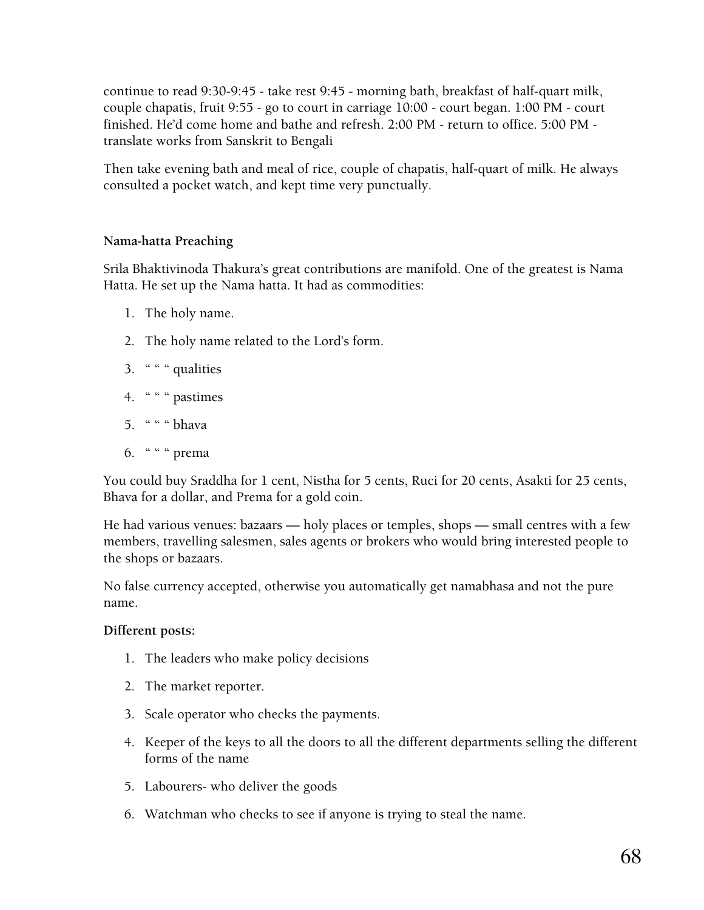continue to read 9:30-9:45 - take rest 9:45 - morning bath, breakfast of half-quart milk, couple chapatis, fruit 9:55 - go to court in carriage 10:00 - court began. 1:00 PM - court finished. He'd come home and bathe and refresh. 2:00 PM - return to office. 5:00 PM - translate works from Sanskrit to Bengali

Then take evening bath and meal of rice, couple of chapatis, half-quart of milk. He always consulted a pocket watch, and kept time very punctually.

**Nama-hatta Preaching**

Srila Bhaktivinoda Thakura's great contributions are manifold. One of the greatest is Nama Hatta. He set up the Nama hatta. It had as commodities:

1. The holy name.
2. The holy name related to the Lord's form.
3. " " " qualities
4. " " " pastimes
5. " " " bhava
6. " " " prema

You could buy Sraddha for 1 cent, Nistha for 5 cents, Ruci for 20 cents, Asakti for 25 cents, Bhava for a dollar, and Prema for a gold coin.

He had various venues: bazaars — holy places or temples, shops — small centres with a few members, travelling salesmen, sales agents or brokers who would bring interested people to the shops or bazaars.

No false currency accepted, otherwise you automatically get namabhasa and not the pure name.

**Different posts:**

1. The leaders who make policy decisions
2. The market reporter.
3. Scale operator who checks the payments.
4. Keeper of the keys to all the doors to all the different departments selling the different forms of the name
5. Labourers- who deliver the goods
6. Watchman who checks to see if anyone is trying to steal the name.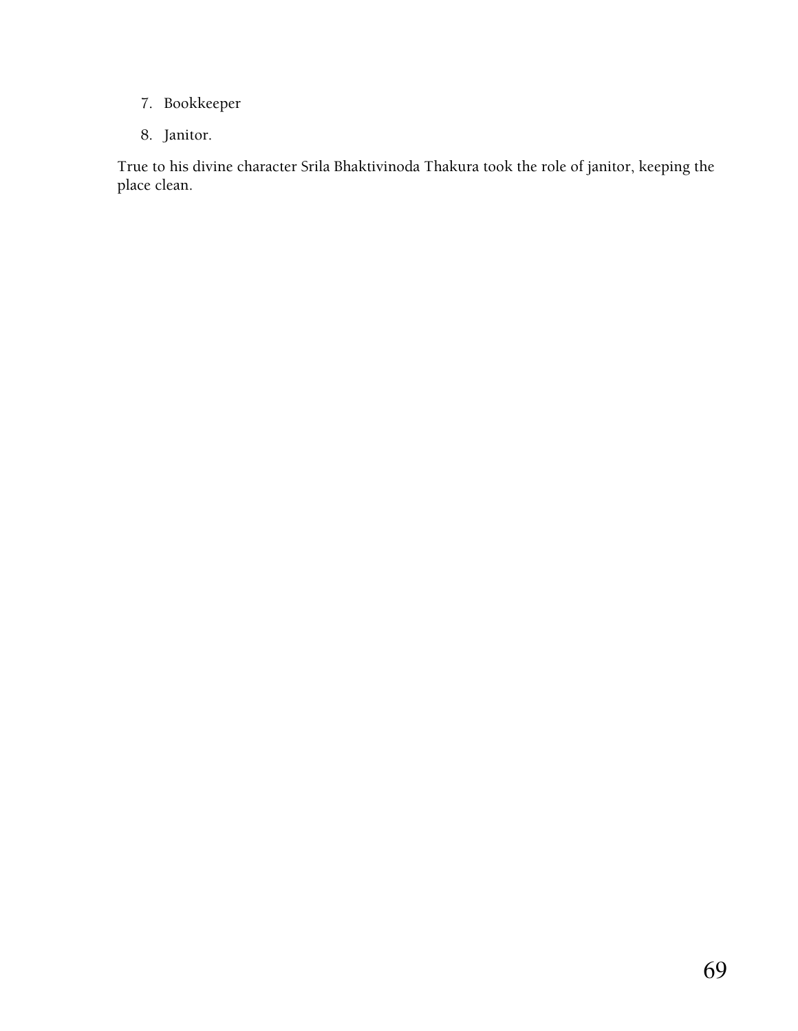7. Bookkeeper
8. Janitor.

True to his divine character Srila Bhaktivinoda Thakura took the role of janitor, keeping the place clean.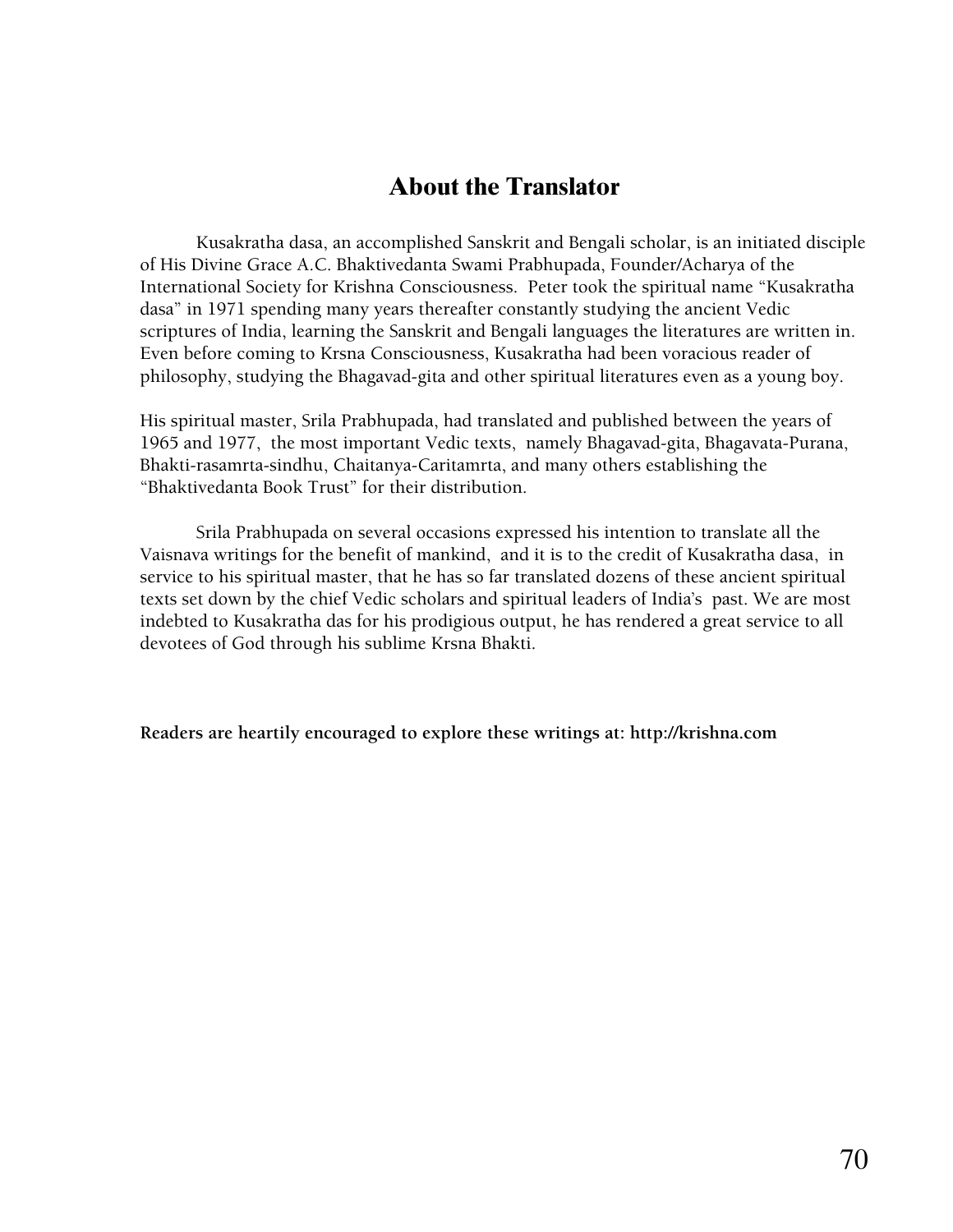## About the Translator

Kusakratha dasa, an accomplished Sanskrit and Bengali scholar, is an initiated disciple of His Divine Grace A.C. Bhaktivedanta Swami Prabhupada, Founder/Acharya of the International Society for Krishna Consciousness. Peter took the spiritual name "Kusakratha dasa" in 1971 spending many years thereafter constantly studying the ancient Vedic scriptures of India, learning the Sanskrit and Bengali languages the literatures are written in. Even before coming to Krsna Consciousness, Kusakratha had been voracious reader of philosophy, studying the Bhagavad-gita and other spiritual literatures even as a young boy.

His spiritual master, Srila Prabhupada, had translated and published between the years of 1965 and 1977, the most important Vedic texts, namely Bhagavad-gita, Bhagavata-Purana, Bhakti-rasamrta-sindhu, Chaitanya-Caritamrta, and many others establishing the "Bhaktivedanta Book Trust" for their distribution.

Srila Prabhupada on several occasions expressed his intention to translate all the Vaisnava writings for the benefit of mankind, and it is to the credit of Kusakratha dasa, in service to his spiritual master, that he has so far translated dozens of these ancient spiritual texts set down by the chief Vedic scholars and spiritual leaders of India's past. We are most indebted to Kusakratha das for his prodigious output, he has rendered a great service to all devotees of God through his sublime Krsna Bhakti.

**Readers are heartily encouraged to explore these writings at: http://krishna.com**